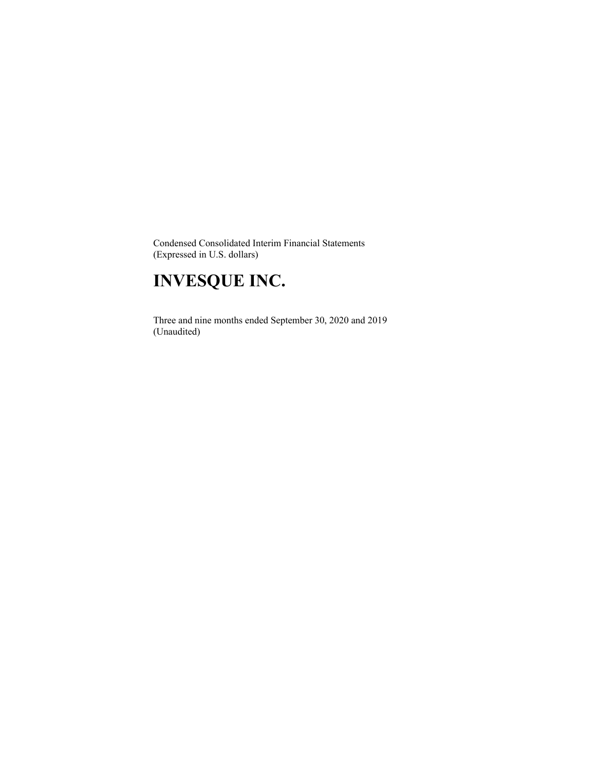Condensed Consolidated Interim Financial Statements
(Expressed in U.S. dollars)

# INVESQUE INC.

Three and nine months ended September 30, 2020 and 2019
(Unaudited)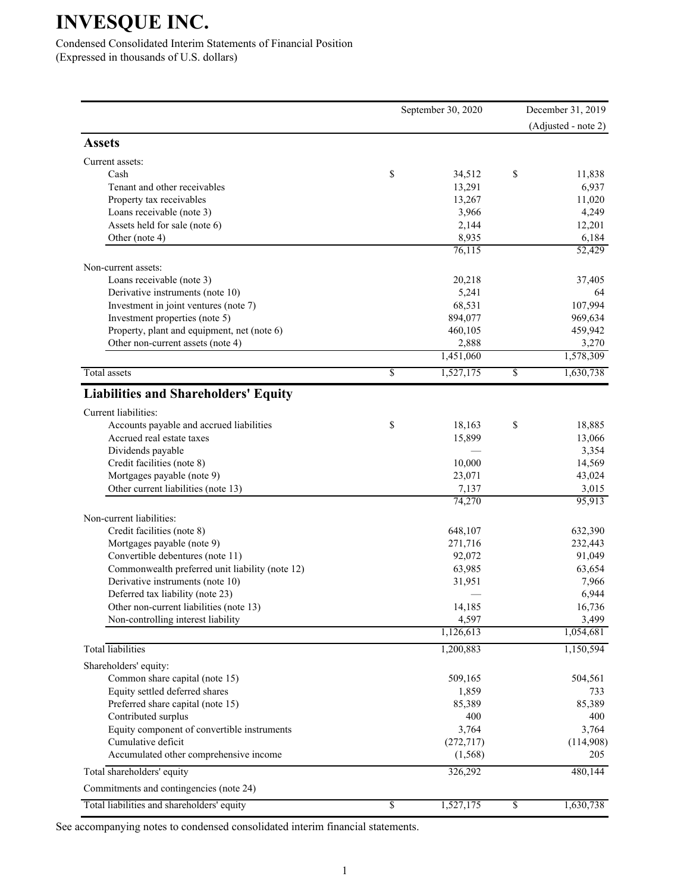# INVESQUE INC.

Condensed Consolidated Interim Statements of Financial Position
(Expressed in thousands of U.S. dollars)

| | September 30, 2020 | December 31, 2019 (Adjusted - note 2) |
|---|---|---|
| **Assets** | | |
| Current assets: | | |
| Cash | $ 34,512 | $ 11,838 |
| Tenant and other receivables | 13,291 | 6,937 |
| Property tax receivables | 13,267 | 11,020 |
| Loans receivable (note 3) | 3,966 | 4,249 |
| Assets held for sale (note 6) | 2,144 | 12,201 |
| Other (note 4) | 8,935 | 6,184 |
| | 76,115 | 52,429 |
| Non-current assets: | | |
| Loans receivable (note 3) | 20,218 | 37,405 |
| Derivative instruments (note 10) | 5,241 | 64 |
| Investment in joint ventures (note 7) | 68,531 | 107,994 |
| Investment properties (note 5) | 894,077 | 969,634 |
| Property, plant and equipment, net (note 6) | 460,105 | 459,942 |
| Other non-current assets (note 4) | 2,888 | 3,270 |
| | 1,451,060 | 1,578,309 |
| Total assets | $ 1,527,175 | $ 1,630,738 |
| **Liabilities and Shareholders' Equity** | | |
| Current liabilities: | | |
| Accounts payable and accrued liabilities | $ 18,163 | $ 18,885 |
| Accrued real estate taxes | 15,899 | 13,066 |
| Dividends payable | — | 3,354 |
| Credit facilities (note 8) | 10,000 | 14,569 |
| Mortgages payable (note 9) | 23,071 | 43,024 |
| Other current liabilities (note 13) | 7,137 | 3,015 |
| | 74,270 | 95,913 |
| Non-current liabilities: | | |
| Credit facilities (note 8) | 648,107 | 632,390 |
| Mortgages payable (note 9) | 271,716 | 232,443 |
| Convertible debentures (note 11) | 92,072 | 91,049 |
| Commonwealth preferred unit liability (note 12) | 63,985 | 63,654 |
| Derivative instruments (note 10) | 31,951 | 7,966 |
| Deferred tax liability (note 23) | — | 6,944 |
| Other non-current liabilities (note 13) | 14,185 | 16,736 |
| Non-controlling interest liability | 4,597 | 3,499 |
| | 1,126,613 | 1,054,681 |
| Total liabilities | 1,200,883 | 1,150,594 |
| Shareholders' equity: | | |
| Common share capital (note 15) | 509,165 | 504,561 |
| Equity settled deferred shares | 1,859 | 733 |
| Preferred share capital (note 15) | 85,389 | 85,389 |
| Contributed surplus | 400 | 400 |
| Equity component of convertible instruments | 3,764 | 3,764 |
| Cumulative deficit | (272,717) | (114,908) |
| Accumulated other comprehensive income | (1,568) | 205 |
| Total shareholders' equity | 326,292 | 480,144 |
| Commitments and contingencies (note 24) | | |
| Total liabilities and shareholders' equity | $ 1,527,175 | $ 1,630,738 |

See accompanying notes to condensed consolidated interim financial statements.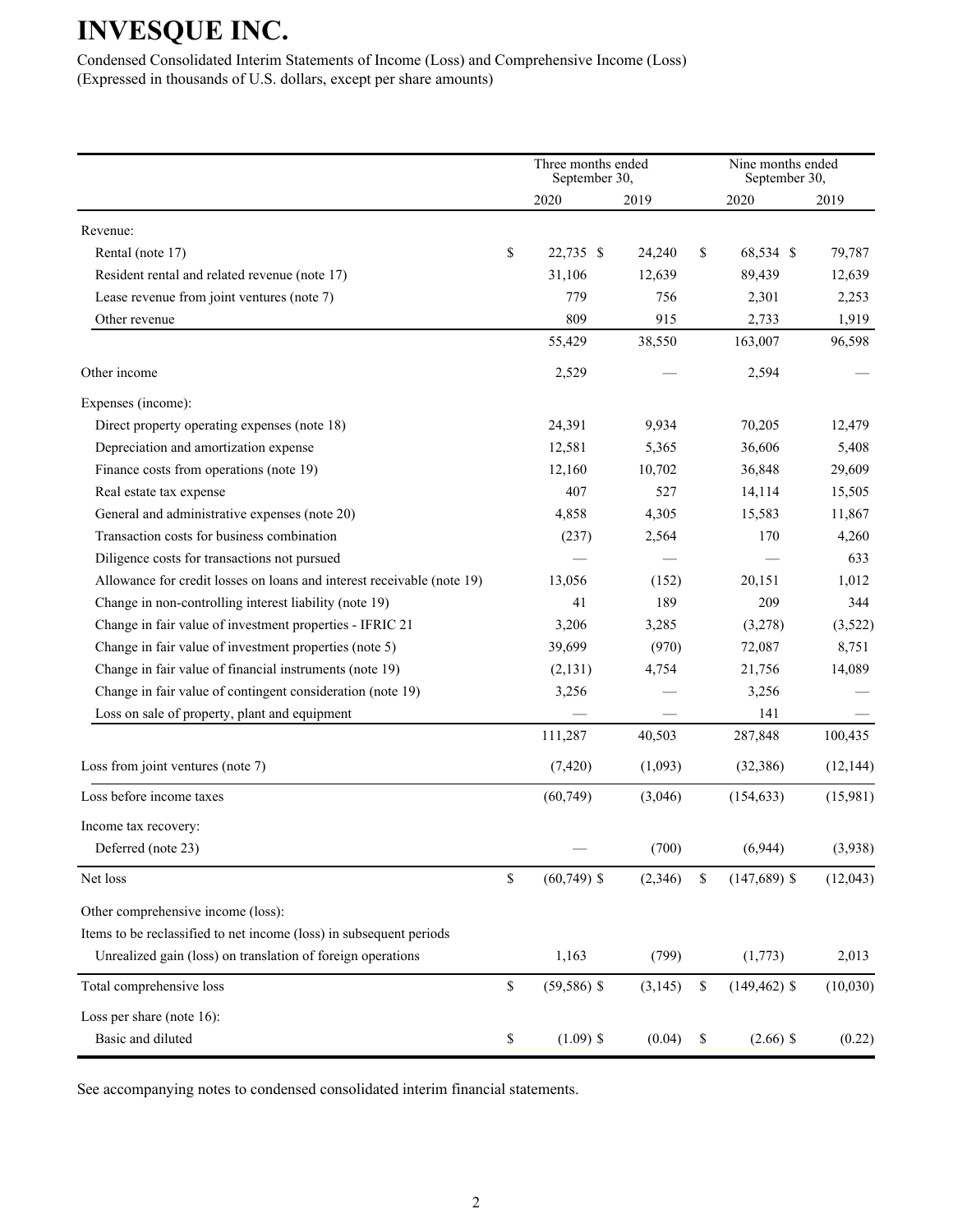# INVESQUE INC.

Condensed Consolidated Interim Statements of Income (Loss) and Comprehensive Income (Loss)
(Expressed in thousands of U.S. dollars, except per share amounts)

| | Three months ended September 30, | | Nine months ended September 30, | |
|---|---|---|---|---|
| | 2020 | 2019 | 2020 | 2019 |
| Revenue: | | | | |
| Rental (note 17) | $ 22,735 | $ 24,240 | $ 68,534 | $ 79,787 |
| Resident rental and related revenue (note 17) | 31,106 | 12,639 | 89,439 | 12,639 |
| Lease revenue from joint ventures (note 7) | 779 | 756 | 2,301 | 2,253 |
| Other revenue | 809 | 915 | 2,733 | 1,919 |
| | 55,429 | 38,550 | 163,007 | 96,598 |
| Other income | 2,529 | — | 2,594 | — |
| Expenses (income): | | | | |
| Direct property operating expenses (note 18) | 24,391 | 9,934 | 70,205 | 12,479 |
| Depreciation and amortization expense | 12,581 | 5,365 | 36,606 | 5,408 |
| Finance costs from operations (note 19) | 12,160 | 10,702 | 36,848 | 29,609 |
| Real estate tax expense | 407 | 527 | 14,114 | 15,505 |
| General and administrative expenses (note 20) | 4,858 | 4,305 | 15,583 | 11,867 |
| Transaction costs for business combination | (237) | 2,564 | 170 | 4,260 |
| Diligence costs for transactions not pursued | — | — | — | 633 |
| Allowance for credit losses on loans and interest receivable (note 19) | 13,056 | (152) | 20,151 | 1,012 |
| Change in non-controlling interest liability (note 19) | 41 | 189 | 209 | 344 |
| Change in fair value of investment properties - IFRIC 21 | 3,206 | 3,285 | (3,278) | (3,522) |
| Change in fair value of investment properties (note 5) | 39,699 | (970) | 72,087 | 8,751 |
| Change in fair value of financial instruments (note 19) | (2,131) | 4,754 | 21,756 | 14,089 |
| Change in fair value of contingent consideration (note 19) | 3,256 | — | 3,256 | — |
| Loss on sale of property, plant and equipment | — | — | 141 | — |
| | 111,287 | 40,503 | 287,848 | 100,435 |
| Loss from joint ventures (note 7) | (7,420) | (1,093) | (32,386) | (12,144) |
| Loss before income taxes | (60,749) | (3,046) | (154,633) | (15,981) |
| Income tax recovery: | | | | |
| Deferred (note 23) | — | (700) | (6,944) | (3,938) |
| Net loss | $ (60,749) | $ (2,346) | $ (147,689) | $ (12,043) |
| Other comprehensive income (loss): | | | | |
| Items to be reclassified to net income (loss) in subsequent periods | | | | |
| Unrealized gain (loss) on translation of foreign operations | 1,163 | (799) | (1,773) | 2,013 |
| Total comprehensive loss | $ (59,586) | $ (3,145) | $ (149,462) | $ (10,030) |
| Loss per share (note 16): | | | | |
| Basic and diluted | $ (1.09) | $ (0.04) | $ (2.66) | $ (0.22) |

See accompanying notes to condensed consolidated interim financial statements.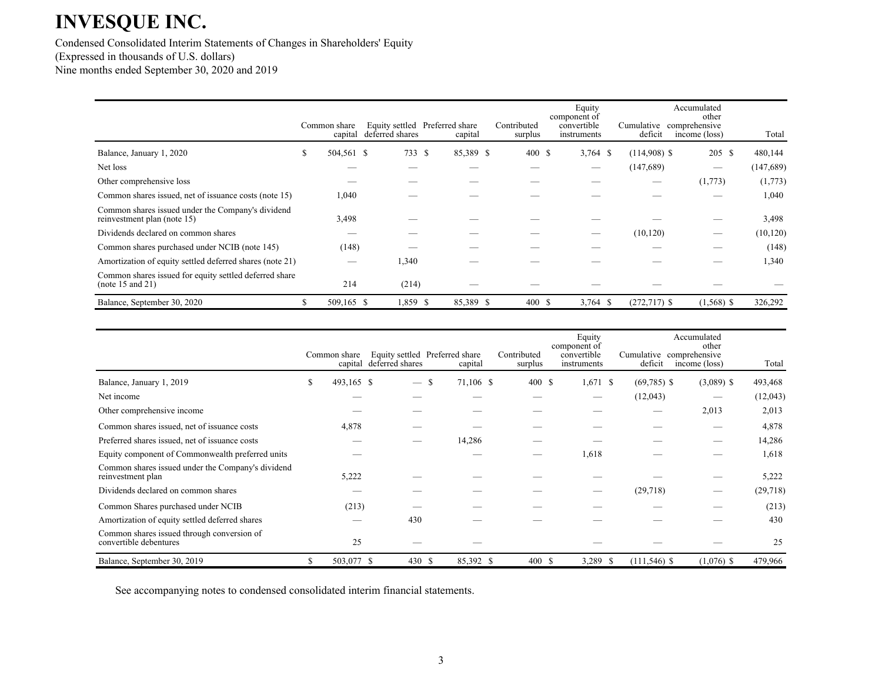# INVESQUE INC.

Condensed Consolidated Interim Statements of Changes in Shareholders' Equity
(Expressed in thousands of U.S. dollars)
Nine months ended September 30, 2020 and 2019

| | Common share capital | Equity settled deferred shares | Preferred share capital | Contributed surplus | Equity component of convertible instruments | Cumulative deficit | Accumulated other comprehensive income (loss) | Total |
|---|---|---|---|---|---|---|---|---|
| Balance, January 1, 2020 | $ 504,561 | $ 733 | $ 85,389 | $ 400 | $ 3,764 | $ (114,908) | $ 205 | $ 480,144 |
| Net loss | — | — | — | — | — | (147,689) | — | (147,689) |
| Other comprehensive loss | — | — | — | — | — | — | (1,773) | (1,773) |
| Common shares issued, net of issuance costs (note 15) | 1,040 | — | — | — | — | — | — | 1,040 |
| Common shares issued under the Company's dividend reinvestment plan (note 15) | 3,498 | — | — | — | — | — | — | 3,498 |
| Dividends declared on common shares | — | — | — | — | — | (10,120) | — | (10,120) |
| Common shares purchased under NCIB (note 145) | (148) | — | — | — | — | — | — | (148) |
| Amortization of equity settled deferred shares (note 21) | — | 1,340 | — | — | — | — | — | 1,340 |
| Common shares issued for equity settled deferred share (note 15 and 21) | 214 | (214) | — | — | — | — | — | — |
| Balance, September 30, 2020 | $ 509,165 | $ 1,859 | $ 85,389 | $ 400 | $ 3,764 | $ (272,717) | $ (1,568) | $ 326,292 |

| | Common share capital | Equity settled deferred shares | Preferred share capital | Contributed surplus | Equity component of convertible instruments | Cumulative deficit | Accumulated other comprehensive income (loss) | Total |
|---|---|---|---|---|---|---|---|---|
| Balance, January 1, 2019 | $ 493,165 | $ — | $ 71,106 | $ 400 | $ 1,671 | $ (69,785) | $ (3,089) | $ 493,468 |
| Net income | — | — | — | — | — | (12,043) | — | (12,043) |
| Other comprehensive income | — | — | — | — | — | — | 2,013 | 2,013 |
| Common shares issued, net of issuance costs | 4,878 | — | — | — | — | — | — | 4,878 |
| Preferred shares issued, net of issuance costs | — | — | 14,286 | — | — | — | — | 14,286 |
| Equity component of Commonwealth preferred units | — | | — | — | 1,618 | — | — | 1,618 |
| Common shares issued under the Company's dividend reinvestment plan | 5,222 | — | — | — | — | — | — | 5,222 |
| Dividends declared on common shares | — | — | — | — | — | (29,718) | — | (29,718) |
| Common Shares purchased under NCIB | (213) | — | — | — | — | — | — | (213) |
| Amortization of equity settled deferred shares | — | 430 | — | — | — | — | — | 430 |
| Common shares issued through conversion of convertible debentures | 25 | — | — | | — | — | — | 25 |
| Balance, September 30, 2019 | $ 503,077 | $ 430 | $ 85,392 | $ 400 | $ 3,289 | $ (111,546) | $ (1,076) | $ 479,966 |

See accompanying notes to condensed consolidated interim financial statements.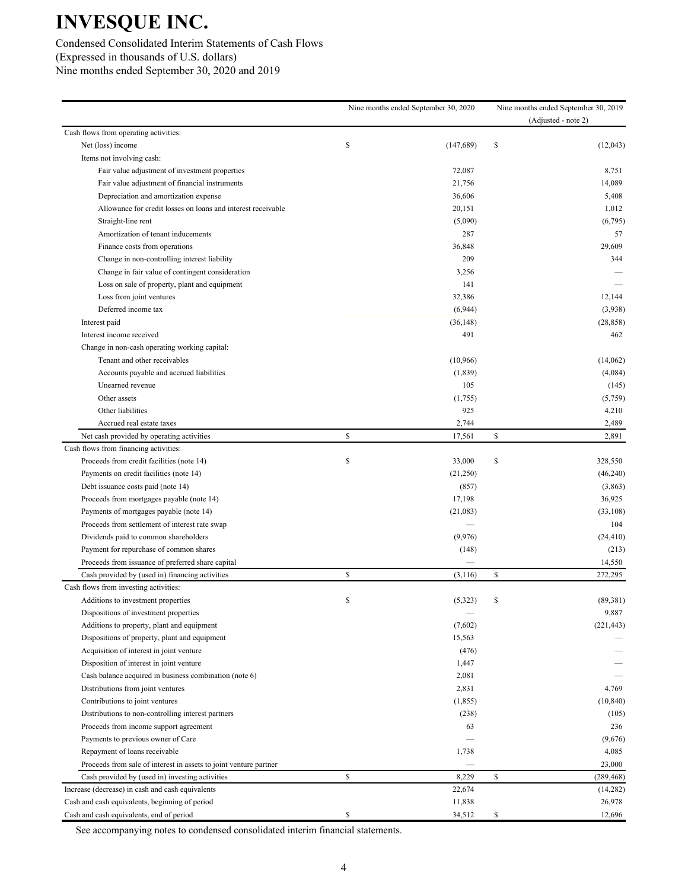# INVESQUE INC.

Condensed Consolidated Interim Statements of Cash Flows
(Expressed in thousands of U.S. dollars)
Nine months ended September 30, 2020 and 2019

| | Nine months ended September 30, 2020 | Nine months ended September 30, 2019 (Adjusted - note 2) |
|---|---|---|
| Cash flows from operating activities: | | |
| Net (loss) income | $ (147,689) | $ (12,043) |
| Items not involving cash: | | |
| Fair value adjustment of investment properties | 72,087 | 8,751 |
| Fair value adjustment of financial instruments | 21,756 | 14,089 |
| Depreciation and amortization expense | 36,606 | 5,408 |
| Allowance for credit losses on loans and interest receivable | 20,151 | 1,012 |
| Straight-line rent | (5,090) | (6,795) |
| Amortization of tenant inducements | 287 | 57 |
| Finance costs from operations | 36,848 | 29,609 |
| Change in non-controlling interest liability | 209 | 344 |
| Change in fair value of contingent consideration | 3,256 | — |
| Loss on sale of property, plant and equipment | 141 | — |
| Loss from joint ventures | 32,386 | 12,144 |
| Deferred income tax | (6,944) | (3,938) |
| Interest paid | (36,148) | (28,858) |
| Interest income received | 491 | 462 |
| Change in non-cash operating working capital: | | |
| Tenant and other receivables | (10,966) | (14,062) |
| Accounts payable and accrued liabilities | (1,839) | (4,084) |
| Unearned revenue | 105 | (145) |
| Other assets | (1,755) | (5,759) |
| Other liabilities | 925 | 4,210 |
| Accrued real estate taxes | 2,744 | 2,489 |
| Net cash provided by operating activities | $ 17,561 | $ 2,891 |
| Cash flows from financing activities: | | |
| Proceeds from credit facilities (note 14) | $ 33,000 | $ 328,550 |
| Payments on credit facilities (note 14) | (21,250) | (46,240) |
| Debt issuance costs paid (note 14) | (857) | (3,863) |
| Proceeds from mortgages payable (note 14) | 17,198 | 36,925 |
| Payments of mortgages payable (note 14) | (21,083) | (33,108) |
| Proceeds from settlement of interest rate swap | — | 104 |
| Dividends paid to common shareholders | (9,976) | (24,410) |
| Payment for repurchase of common shares | (148) | (213) |
| Proceeds from issuance of preferred share capital | — | 14,550 |
| Cash provided by (used in) financing activities | $ (3,116) | $ 272,295 |
| Cash flows from investing activities: | | |
| Additions to investment properties | $ (5,323) | $ (89,381) |
| Dispositions of investment properties | — | 9,887 |
| Additions to property, plant and equipment | (7,602) | (221,443) |
| Dispositions of property, plant and equipment | 15,563 | — |
| Acquisition of interest in joint venture | (476) | — |
| Disposition of interest in joint venture | 1,447 | — |
| Cash balance acquired in business combination (note 6) | 2,081 | — |
| Distributions from joint ventures | 2,831 | 4,769 |
| Contributions to joint ventures | (1,855) | (10,840) |
| Distributions to non-controlling interest partners | (238) | (105) |
| Proceeds from income support agreement | 63 | 236 |
| Payments to previous owner of Care | — | (9,676) |
| Repayment of loans receivable | 1,738 | 4,085 |
| Proceeds from sale of interest in assets to joint venture partner | — | 23,000 |
| Cash provided by (used in) investing activities | $ 8,229 | $ (289,468) |
| Increase (decrease) in cash and cash equivalents | 22,674 | (14,282) |
| Cash and cash equivalents, beginning of period | 11,838 | 26,978 |
| Cash and cash equivalents, end of period | $ 34,512 | $ 12,696 |

See accompanying notes to condensed consolidated interim financial statements.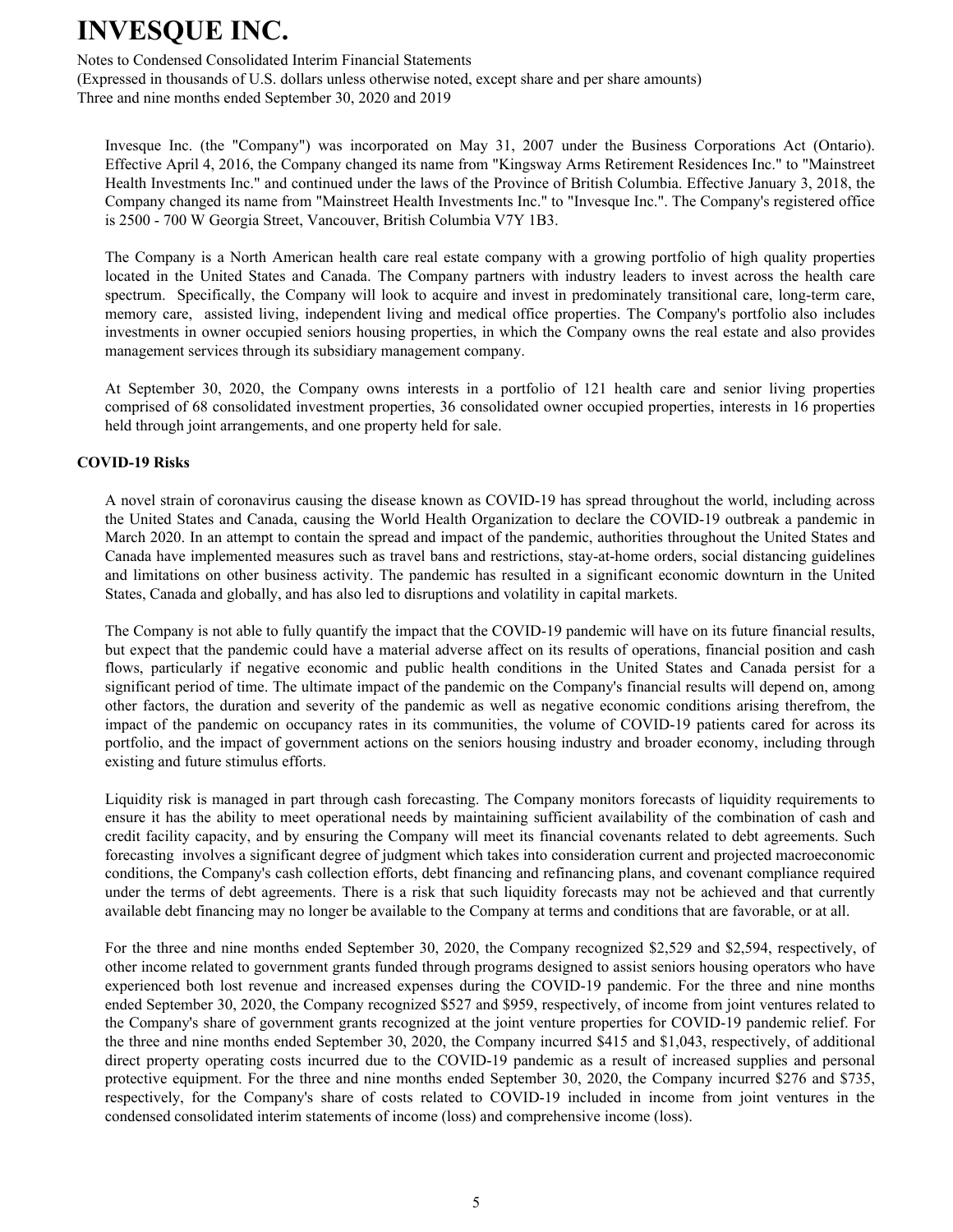Invesque Inc. (the "Company") was incorporated on May 31, 2007 under the Business Corporations Act (Ontario). Effective April 4, 2016, the Company changed its name from "Kingsway Arms Retirement Residences Inc." to "Mainstreet Health Investments Inc." and continued under the laws of the Province of British Columbia. Effective January 3, 2018, the Company changed its name from "Mainstreet Health Investments Inc." to "Invesque Inc.". The Company's registered office is 2500 - 700 W Georgia Street, Vancouver, British Columbia V7Y 1B3.

The Company is a North American health care real estate company with a growing portfolio of high quality properties located in the United States and Canada. The Company partners with industry leaders to invest across the health care spectrum. Specifically, the Company will look to acquire and invest in predominately transitional care, long-term care, memory care, assisted living, independent living and medical office properties. The Company's portfolio also includes investments in owner occupied seniors housing properties, in which the Company owns the real estate and also provides management services through its subsidiary management company.

At September 30, 2020, the Company owns interests in a portfolio of 121 health care and senior living properties comprised of 68 consolidated investment properties, 36 consolidated owner occupied properties, interests in 16 properties held through joint arrangements, and one property held for sale.

**COVID-19 Risks**

A novel strain of coronavirus causing the disease known as COVID-19 has spread throughout the world, including across the United States and Canada, causing the World Health Organization to declare the COVID-19 outbreak a pandemic in March 2020. In an attempt to contain the spread and impact of the pandemic, authorities throughout the United States and Canada have implemented measures such as travel bans and restrictions, stay-at-home orders, social distancing guidelines and limitations on other business activity. The pandemic has resulted in a significant economic downturn in the United States, Canada and globally, and has also led to disruptions and volatility in capital markets.

The Company is not able to fully quantify the impact that the COVID-19 pandemic will have on its future financial results, but expect that the pandemic could have a material adverse affect on its results of operations, financial position and cash flows, particularly if negative economic and public health conditions in the United States and Canada persist for a significant period of time. The ultimate impact of the pandemic on the Company's financial results will depend on, among other factors, the duration and severity of the pandemic as well as negative economic conditions arising therefrom, the impact of the pandemic on occupancy rates in its communities, the volume of COVID-19 patients cared for across its portfolio, and the impact of government actions on the seniors housing industry and broader economy, including through existing and future stimulus efforts.

Liquidity risk is managed in part through cash forecasting. The Company monitors forecasts of liquidity requirements to ensure it has the ability to meet operational needs by maintaining sufficient availability of the combination of cash and credit facility capacity, and by ensuring the Company will meet its financial covenants related to debt agreements. Such forecasting involves a significant degree of judgment which takes into consideration current and projected macroeconomic conditions, the Company's cash collection efforts, debt financing and refinancing plans, and covenant compliance required under the terms of debt agreements. There is a risk that such liquidity forecasts may not be achieved and that currently available debt financing may no longer be available to the Company at terms and conditions that are favorable, or at all.

For the three and nine months ended September 30, 2020, the Company recognized $2,529 and $2,594, respectively, of other income related to government grants funded through programs designed to assist seniors housing operators who have experienced both lost revenue and increased expenses during the COVID-19 pandemic. For the three and nine months ended September 30, 2020, the Company recognized $527 and $959, respectively, of income from joint ventures related to the Company's share of government grants recognized at the joint venture properties for COVID-19 pandemic relief. For the three and nine months ended September 30, 2020, the Company incurred $415 and $1,043, respectively, of additional direct property operating costs incurred due to the COVID-19 pandemic as a result of increased supplies and personal protective equipment. For the three and nine months ended September 30, 2020, the Company incurred $276 and $735, respectively, for the Company's share of costs related to COVID-19 included in income from joint ventures in the condensed consolidated interim statements of income (loss) and comprehensive income (loss).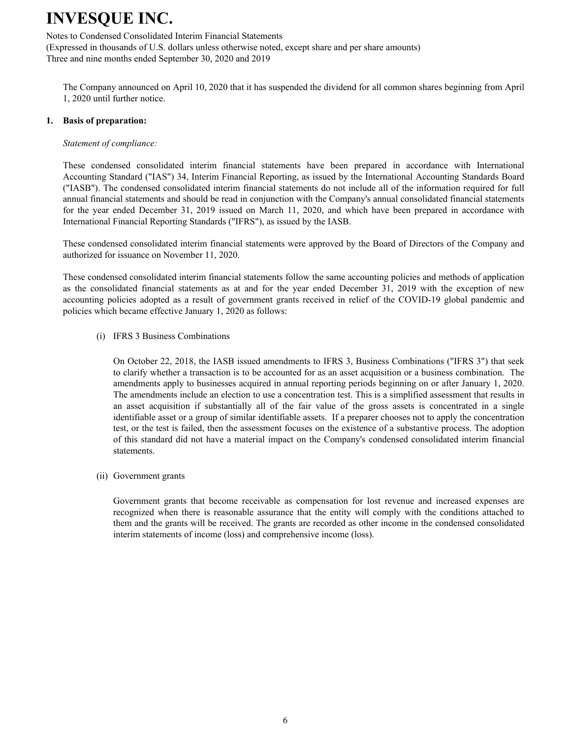The Company announced on April 10, 2020 that it has suspended the dividend for all common shares beginning from April 1, 2020 until further notice.

## 1. Basis of preparation:

*Statement of compliance:*

These condensed consolidated interim financial statements have been prepared in accordance with International Accounting Standard ("IAS") 34, Interim Financial Reporting, as issued by the International Accounting Standards Board ("IASB"). The condensed consolidated interim financial statements do not include all of the information required for full annual financial statements and should be read in conjunction with the Company's annual consolidated financial statements for the year ended December 31, 2019 issued on March 11, 2020, and which have been prepared in accordance with International Financial Reporting Standards ("IFRS"), as issued by the IASB.

These condensed consolidated interim financial statements were approved by the Board of Directors of the Company and authorized for issuance on November 11, 2020.

These condensed consolidated interim financial statements follow the same accounting policies and methods of application as the consolidated financial statements as at and for the year ended December 31, 2019 with the exception of new accounting policies adopted as a result of government grants received in relief of the COVID-19 global pandemic and policies which became effective January 1, 2020 as follows:

(i) IFRS 3 Business Combinations

On October 22, 2018, the IASB issued amendments to IFRS 3, Business Combinations ("IFRS 3") that seek to clarify whether a transaction is to be accounted for as an asset acquisition or a business combination. The amendments apply to businesses acquired in annual reporting periods beginning on or after January 1, 2020. The amendments include an election to use a concentration test. This is a simplified assessment that results in an asset acquisition if substantially all of the fair value of the gross assets is concentrated in a single identifiable asset or a group of similar identifiable assets. If a preparer chooses not to apply the concentration test, or the test is failed, then the assessment focuses on the existence of a substantive process. The adoption of this standard did not have a material impact on the Company's condensed consolidated interim financial statements.

(ii) Government grants

Government grants that become receivable as compensation for lost revenue and increased expenses are recognized when there is reasonable assurance that the entity will comply with the conditions attached to them and the grants will be received. The grants are recorded as other income in the condensed consolidated interim statements of income (loss) and comprehensive income (loss).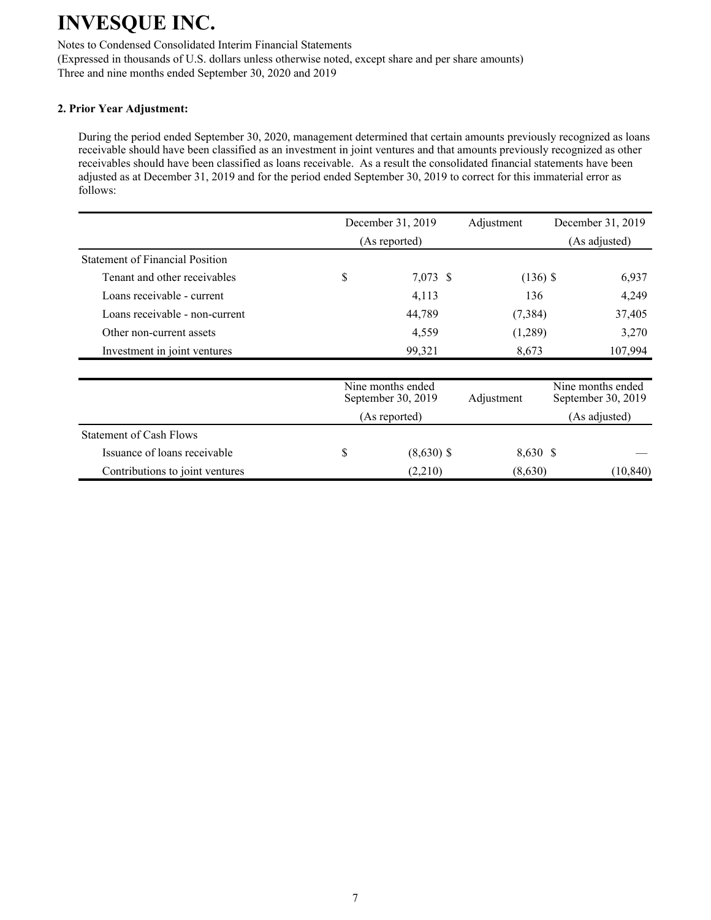# INVESQUE INC.

Notes to Condensed Consolidated Interim Financial Statements
(Expressed in thousands of U.S. dollars unless otherwise noted, except share and per share amounts)
Three and nine months ended September 30, 2020 and 2019

**2. Prior Year Adjustment:**

During the period ended September 30, 2020, management determined that certain amounts previously recognized as loans receivable should have been classified as an investment in joint ventures and that amounts previously recognized as other receivables should have been classified as loans receivable. As a result the consolidated financial statements have been adjusted as at December 31, 2019 and for the period ended September 30, 2019 to correct for this immaterial error as follows:

| | December 31, 2019 (As reported) | Adjustment | December 31, 2019 (As adjusted) |
|---|---|---|---|
| Statement of Financial Position | | | |
| Tenant and other receivables | $ 7,073 | $ (136) | $ 6,937 |
| Loans receivable - current | 4,113 | 136 | 4,249 |
| Loans receivable - non-current | 44,789 | (7,384) | 37,405 |
| Other non-current assets | 4,559 | (1,289) | 3,270 |
| Investment in joint ventures | 99,321 | 8,673 | 107,994 |

| | Nine months ended September 30, 2019 (As reported) | Adjustment | Nine months ended September 30, 2019 (As adjusted) |
|---|---|---|---|
| Statement of Cash Flows | | | |
| Issuance of loans receivable | $ (8,630) | $ 8,630 | $ — |
| Contributions to joint ventures | (2,210) | (8,630) | (10,840) |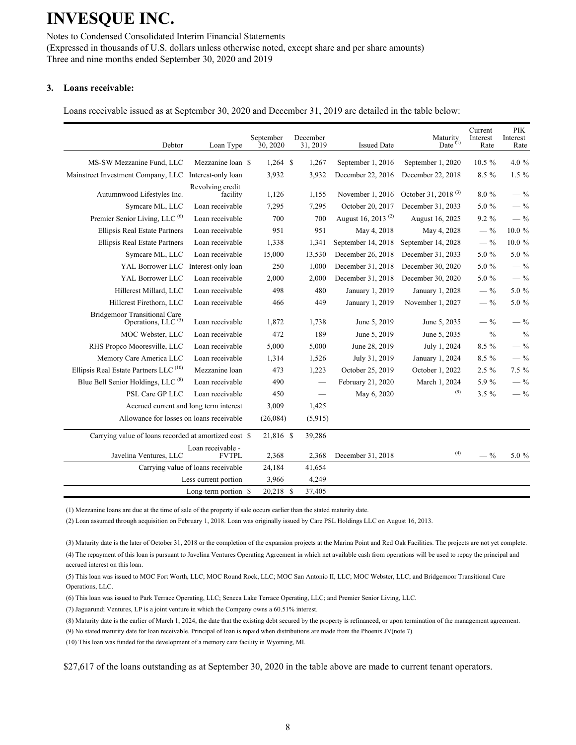# INVESQUE INC.

Notes to Condensed Consolidated Interim Financial Statements
(Expressed in thousands of U.S. dollars unless otherwise noted, except share and per share amounts)
Three and nine months ended September 30, 2020 and 2019

### 3. Loans receivable:

Loans receivable issued as at September 30, 2020 and December 31, 2019 are detailed in the table below:

| Debtor | Loan Type | September 30, 2020 | December 31, 2019 | Issued Date | Maturity Date [1] | Current Interest Rate | PIK Interest Rate |
|---|---|---|---|---|---|---|---|
| MS-SW Mezzanine Fund, LLC | Mezzanine loan | $ 1,264 | $ 1,267 | September 1, 2016 | September 1, 2020 | 10.5 % | 4.0 % |
| Mainstreet Investment Company, LLC | Interest-only loan | 3,932 | 3,932 | December 22, 2016 | December 22, 2018 | 8.5 % | 1.5 % |
| Autumnwood Lifestyles Inc. | Revolving credit facility | 1,126 | 1,155 | November 1, 2016 | October 31, 2018 [3] | 8.0 % | — % |
| Symcare ML, LLC | Loan receivable | 7,295 | 7,295 | October 20, 2017 | December 31, 2033 | 5.0 % | — % |
| Premier Senior Living, LLC [6] | Loan receivable | 700 | 700 | August 16, 2013 [2] | August 16, 2025 | 9.2 % | — % |
| Ellipsis Real Estate Partners | Loan receivable | 951 | 951 | May 4, 2018 | May 4, 2028 | — % | 10.0 % |
| Ellipsis Real Estate Partners | Loan receivable | 1,338 | 1,341 | September 14, 2018 | September 14, 2028 | — % | 10.0 % |
| Symcare ML, LLC | Loan receivable | 15,000 | 13,530 | December 26, 2018 | December 31, 2033 | 5.0 % | 5.0 % |
| YAL Borrower LLC | Interest-only loan | 250 | 1,000 | December 31, 2018 | December 30, 2020 | 5.0 % | — % |
| YAL Borrower LLC | Loan receivable | 2,000 | 2,000 | December 31, 2018 | December 30, 2020 | 5.0 % | — % |
| Hillcrest Millard, LLC | Loan receivable | 498 | 480 | January 1, 2019 | January 1, 2028 | — % | 5.0 % |
| Hillcrest Firethorn, LLC | Loan receivable | 466 | 449 | January 1, 2019 | November 1, 2027 | — % | 5.0 % |
| Bridgemoor Transitional Care Operations, LLC [5] | Loan receivable | 1,872 | 1,738 | June 5, 2019 | June 5, 2035 | — % | — % |
| MOC Webster, LLC | Loan receivable | 472 | 189 | June 5, 2019 | June 5, 2035 | — % | — % |
| RHS Propco Mooresville, LLC | Loan receivable | 5,000 | 5,000 | June 28, 2019 | July 1, 2024 | 8.5 % | — % |
| Memory Care America LLC | Loan receivable | 1,314 | 1,526 | July 31, 2019 | January 1, 2024 | 8.5 % | — % |
| Ellipsis Real Estate Partners LLC [10] | Mezzanine loan | 473 | 1,223 | October 25, 2019 | October 1, 2022 | 2.5 % | 7.5 % |
| Blue Bell Senior Holdings, LLC [8] | Loan receivable | 490 | — | February 21, 2020 | March 1, 2024 | 5.9 % | — % |
| PSL Care GP LLC | Loan receivable | 450 | — | May 6, 2020 | [9] | 3.5 % | — % |
| | Accrued current and long term interest | 3,009 | 1,425 | | | | |
| | Allowance for losses on loans receivable | (26,084) | (5,915) | | | | |
| | Carrying value of loans recorded at amortized cost | $ 21,816 | $ 39,286 | | | | |
| Javelina Ventures, LLC | Loan receivable - FVTPL | 2,368 | 2,368 | December 31, 2018 | [4] | — % | 5.0 % |
| | Carrying value of loans receivable | 24,184 | 41,654 | | | | |
| | Less current portion | 3,966 | 4,249 | | | | |
| | Long-term portion | $ 20,218 | $ 37,405 | | | | |

(1) Mezzanine loans are due at the time of sale of the property if sale occurs earlier than the stated maturity date.

(2) Loan assumed through acquisition on February 1, 2018. Loan was originally issued by Care PSL Holdings LLC on August 16, 2013.

(3) Maturity date is the later of October 31, 2018 or the completion of the expansion projects at the Marina Point and Red Oak Facilities. The projects are not yet complete.

(4) The repayment of this loan is pursuant to Javelina Ventures Operating Agreement in which net available cash from operations will be used to repay the principal and accrued interest on this loan.

(5) This loan was issued to MOC Fort Worth, LLC; MOC Round Rock, LLC; MOC San Antonio II, LLC; MOC Webster, LLC; and Bridgemoor Transitional Care Operations, LLC.

(6) This loan was issued to Park Terrace Operating, LLC; Seneca Lake Terrace Operating, LLC; and Premier Senior Living, LLC.

(7) Jaguarundi Ventures, LP is a joint venture in which the Company owns a 60.51% interest.

(8) Maturity date is the earlier of March 1, 2024, the date that the existing debt secured by the property is refinanced, or upon termination of the management agreement.

(9) No stated maturity date for loan receivable. Principal of loan is repaid when distributions are made from the Phoenix JV(note 7).

(10) This loan was funded for the development of a memory care facility in Wyoming, MI.

$27,617 of the loans outstanding as at September 30, 2020 in the table above are made to current tenant operators.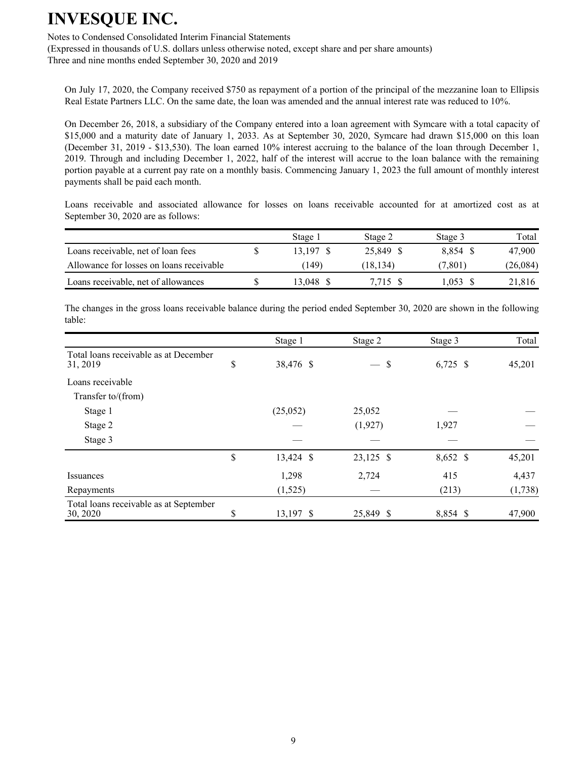On July 17, 2020, the Company received $750 as repayment of a portion of the principal of the mezzanine loan to Ellipsis Real Estate Partners LLC. On the same date, the loan was amended and the annual interest rate was reduced to 10%.

On December 26, 2018, a subsidiary of the Company entered into a loan agreement with Symcare with a total capacity of $15,000 and a maturity date of January 1, 2033. As at September 30, 2020, Symcare had drawn $15,000 on this loan (December 31, 2019 - $13,530). The loan earned 10% interest accruing to the balance of the loan through December 1, 2019. Through and including December 1, 2022, half of the interest will accrue to the loan balance with the remaining portion payable at a current pay rate on a monthly basis. Commencing January 1, 2023 the full amount of monthly interest payments shall be paid each month.

Loans receivable and associated allowance for losses on loans receivable accounted for at amortized cost as at September 30, 2020 are as follows:

| | Stage 1 | Stage 2 | Stage 3 | Total |
|---|---|---|---|---|
| Loans receivable, net of loan fees | $ 13,197 | $ 25,849 | $ 8,854 | $ 47,900 |
| Allowance for losses on loans receivable | (149) | (18,134) | (7,801) | (26,084) |
| Loans receivable, net of allowances | $ 13,048 | $ 7,715 | $ 1,053 | $ 21,816 |

The changes in the gross loans receivable balance during the period ended September 30, 2020 are shown in the following table:

| | Stage 1 | Stage 2 | Stage 3 | Total |
|---|---|---|---|---|
| Total loans receivable as at December 31, 2019 | $ 38,476 | $ — | $ 6,725 | $ 45,201 |
| Loans receivable | | | | |
| Transfer to/(from) | | | | |
| Stage 1 | (25,052) | 25,052 | — | — |
| Stage 2 | — | (1,927) | 1,927 | — |
| Stage 3 | — | — | — | — |
| | $ 13,424 | $ 23,125 | $ 8,652 | $ 45,201 |
| Issuances | 1,298 | 2,724 | 415 | 4,437 |
| Repayments | (1,525) | — | (213) | (1,738) |
| Total loans receivable as at September 30, 2020 | $ 13,197 | $ 25,849 | $ 8,854 | $ 47,900 |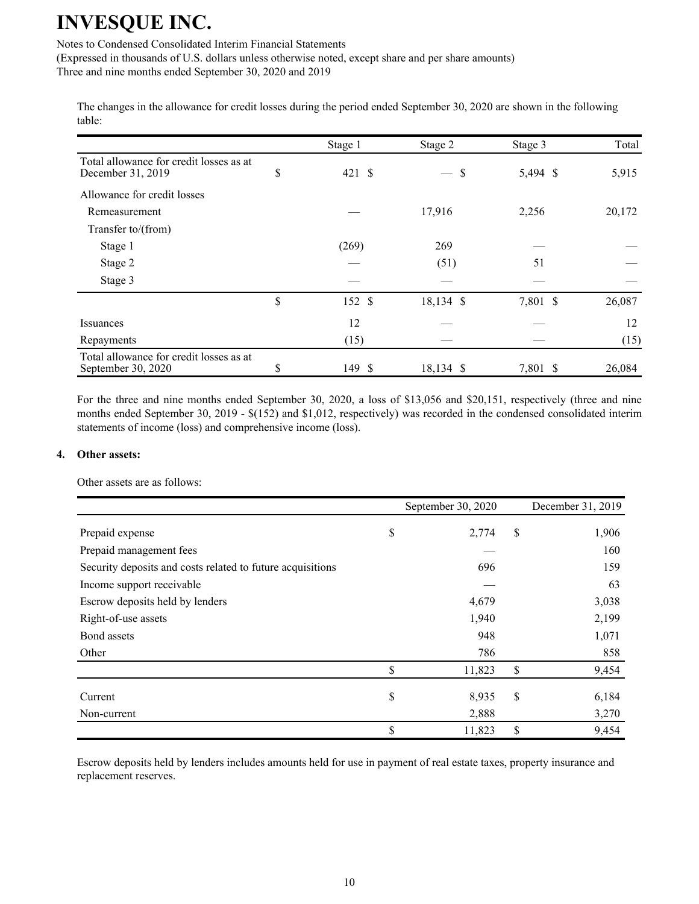The changes in the allowance for credit losses during the period ended September 30, 2020 are shown in the following table:

| | Stage 1 | Stage 2 | Stage 3 | Total |
|---|---|---|---|---|
| Total allowance for credit losses as at December 31, 2019 | $ 421 | $ — | $ 5,494 | $ 5,915 |
| Allowance for credit losses | | | | |
| Remeasurement | — | 17,916 | 2,256 | 20,172 |
| Transfer to/(from) | | | | |
| Stage 1 | (269) | 269 | — | — |
| Stage 2 | — | (51) | 51 | — |
| Stage 3 | — | — | — | — |
| | $ 152 | $ 18,134 | $ 7,801 | $ 26,087 |
| Issuances | 12 | — | — | 12 |
| Repayments | (15) | — | — | (15) |
| Total allowance for credit losses as at September 30, 2020 | $ 149 | $ 18,134 | $ 7,801 | $ 26,084 |

For the three and nine months ended September 30, 2020, a loss of $13,056 and $20,151, respectively (three and nine months ended September 30, 2019 - $(152) and $1,012, respectively) was recorded in the condensed consolidated interim statements of income (loss) and comprehensive income (loss).

## 4. Other assets:

Other assets are as follows:

| | September 30, 2020 | December 31, 2019 |
|---|---|---|
| Prepaid expense | $ 2,774 | $ 1,906 |
| Prepaid management fees | — | 160 |
| Security deposits and costs related to future acquisitions | 696 | 159 |
| Income support receivable | — | 63 |
| Escrow deposits held by lenders | 4,679 | 3,038 |
| Right-of-use assets | 1,940 | 2,199 |
| Bond assets | 948 | 1,071 |
| Other | 786 | 858 |
| | $ 11,823 | $ 9,454 |
| Current | $ 8,935 | $ 6,184 |
| Non-current | 2,888 | 3,270 |
| | $ 11,823 | $ 9,454 |

Escrow deposits held by lenders includes amounts held for use in payment of real estate taxes, property insurance and replacement reserves.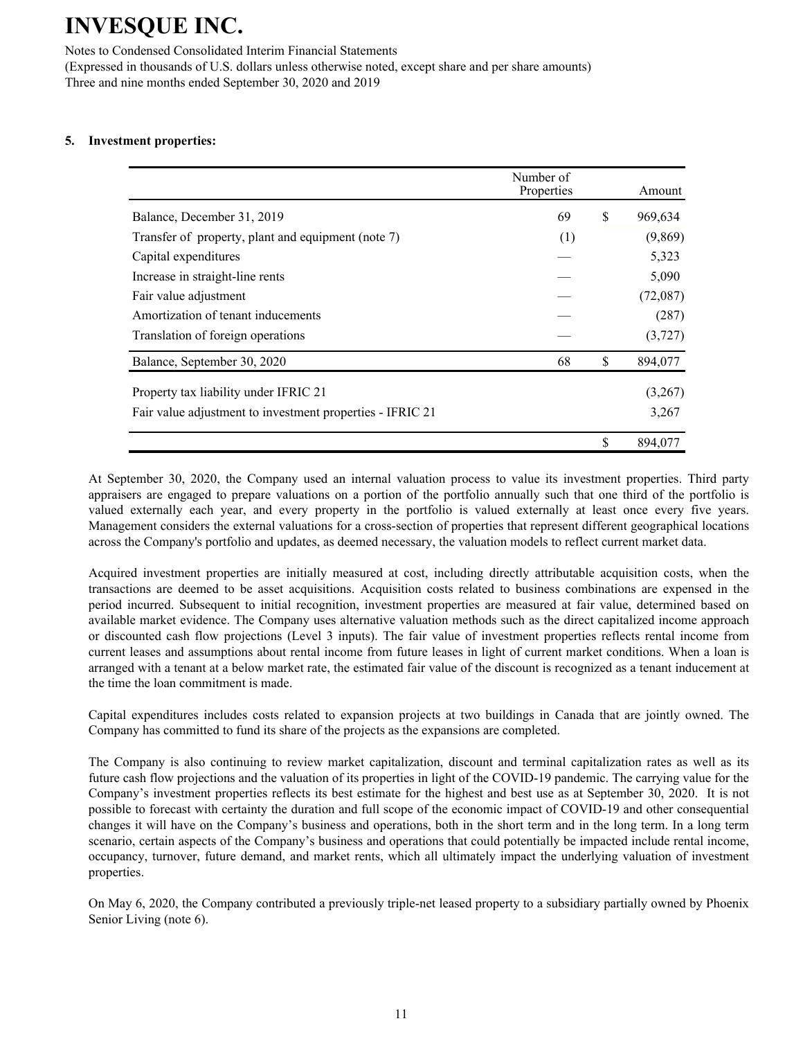# INVESQUE INC.

Notes to Condensed Consolidated Interim Financial Statements
(Expressed in thousands of U.S. dollars unless otherwise noted, except share and per share amounts)
Three and nine months ended September 30, 2020 and 2019

**5. Investment properties:**

| | Number of Properties | Amount |
|---|---|---|
| Balance, December 31, 2019 | 69 | $ 969,634 |
| Transfer of property, plant and equipment (note 7) | (1) | (9,869) |
| Capital expenditures | — | 5,323 |
| Increase in straight-line rents | — | 5,090 |
| Fair value adjustment | — | (72,087) |
| Amortization of tenant inducements | — | (287) |
| Translation of foreign operations | — | (3,727) |
| Balance, September 30, 2020 | 68 | $ 894,077 |
| Property tax liability under IFRIC 21 | | (3,267) |
| Fair value adjustment to investment properties - IFRIC 21 | | 3,267 |
| | | $ 894,077 |

At September 30, 2020, the Company used an internal valuation process to value its investment properties. Third party appraisers are engaged to prepare valuations on a portion of the portfolio annually such that one third of the portfolio is valued externally each year, and every property in the portfolio is valued externally at least once every five years. Management considers the external valuations for a cross-section of properties that represent different geographical locations across the Company's portfolio and updates, as deemed necessary, the valuation models to reflect current market data.

Acquired investment properties are initially measured at cost, including directly attributable acquisition costs, when the transactions are deemed to be asset acquisitions. Acquisition costs related to business combinations are expensed in the period incurred. Subsequent to initial recognition, investment properties are measured at fair value, determined based on available market evidence. The Company uses alternative valuation methods such as the direct capitalized income approach or discounted cash flow projections (Level 3 inputs). The fair value of investment properties reflects rental income from current leases and assumptions about rental income from future leases in light of current market conditions. When a loan is arranged with a tenant at a below market rate, the estimated fair value of the discount is recognized as a tenant inducement at the time the loan commitment is made.

Capital expenditures includes costs related to expansion projects at two buildings in Canada that are jointly owned. The Company has committed to fund its share of the projects as the expansions are completed.

The Company is also continuing to review market capitalization, discount and terminal capitalization rates as well as its future cash flow projections and the valuation of its properties in light of the COVID-19 pandemic. The carrying value for the Company's investment properties reflects its best estimate for the highest and best use as at September 30, 2020. It is not possible to forecast with certainty the duration and full scope of the economic impact of COVID-19 and other consequential changes it will have on the Company's business and operations, both in the short term and in the long term. In a long term scenario, certain aspects of the Company's business and operations that could potentially be impacted include rental income, occupancy, turnover, future demand, and market rents, which all ultimately impact the underlying valuation of investment properties.

On May 6, 2020, the Company contributed a previously triple-net leased property to a subsidiary partially owned by Phoenix Senior Living (note 6).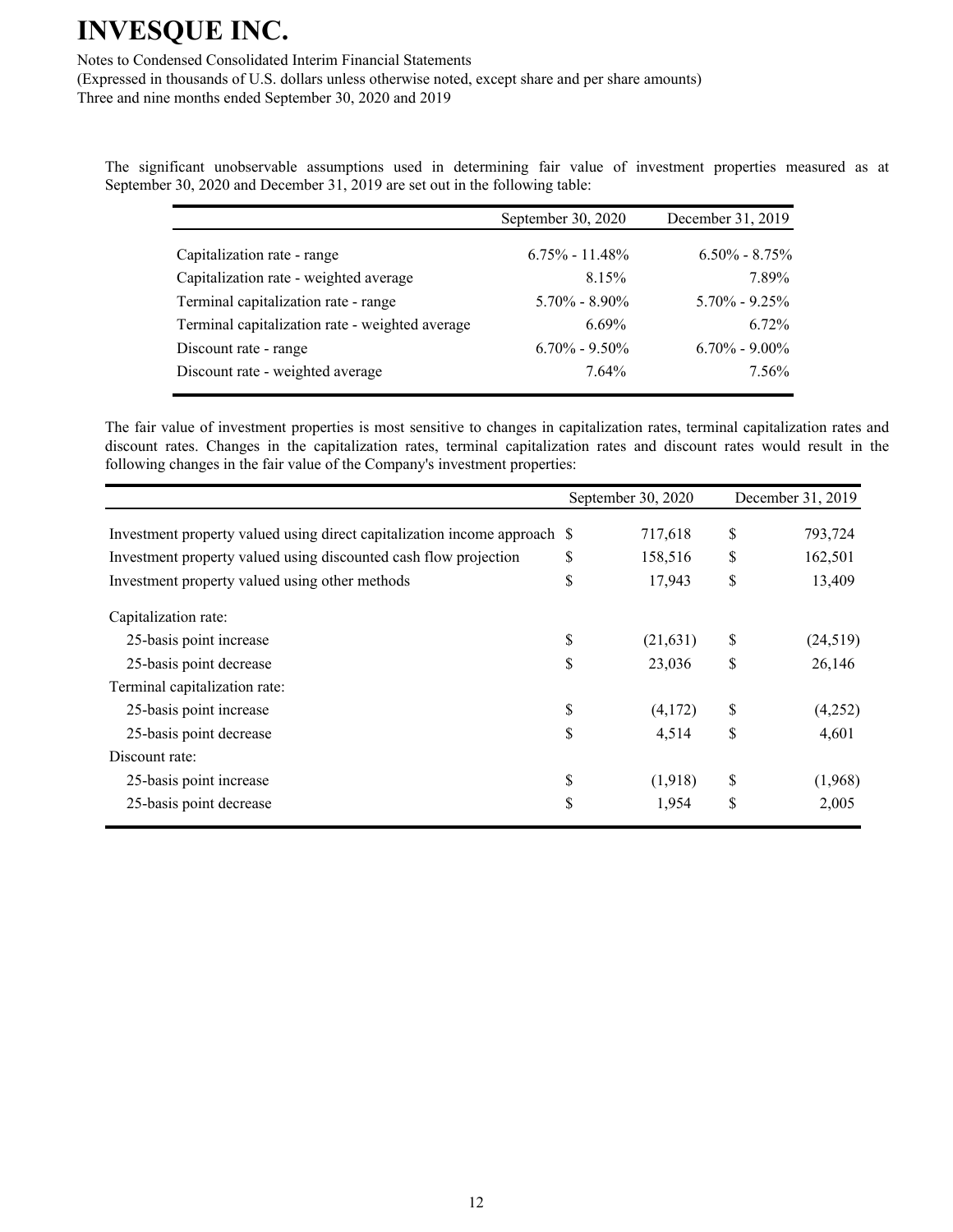The significant unobservable assumptions used in determining fair value of investment properties measured as at September 30, 2020 and December 31, 2019 are set out in the following table:

| | September 30, 2020 | December 31, 2019 |
|---|---|---|
| Capitalization rate - range | 6.75% - 11.48% | 6.50% - 8.75% |
| Capitalization rate - weighted average | 8.15% | 7.89% |
| Terminal capitalization rate - range | 5.70% - 8.90% | 5.70% - 9.25% |
| Terminal capitalization rate - weighted average | 6.69% | 6.72% |
| Discount rate - range | 6.70% - 9.50% | 6.70% - 9.00% |
| Discount rate - weighted average | 7.64% | 7.56% |

The fair value of investment properties is most sensitive to changes in capitalization rates, terminal capitalization rates and discount rates. Changes in the capitalization rates, terminal capitalization rates and discount rates would result in the following changes in the fair value of the Company's investment properties:

| | September 30, 2020 | December 31, 2019 |
|---|---|---|
| Investment property valued using direct capitalization income approach | $ 717,618 | $ 793,724 |
| Investment property valued using discounted cash flow projection | $ 158,516 | $ 162,501 |
| Investment property valued using other methods | $ 17,943 | $ 13,409 |
| Capitalization rate: | | |
| 25-basis point increase | $ (21,631) | $ (24,519) |
| 25-basis point decrease | $ 23,036 | $ 26,146 |
| Terminal capitalization rate: | | |
| 25-basis point increase | $ (4,172) | $ (4,252) |
| 25-basis point decrease | $ 4,514 | $ 4,601 |
| Discount rate: | | |
| 25-basis point increase | $ (1,918) | $ (1,968) |
| 25-basis point decrease | $ 1,954 | $ 2,005 |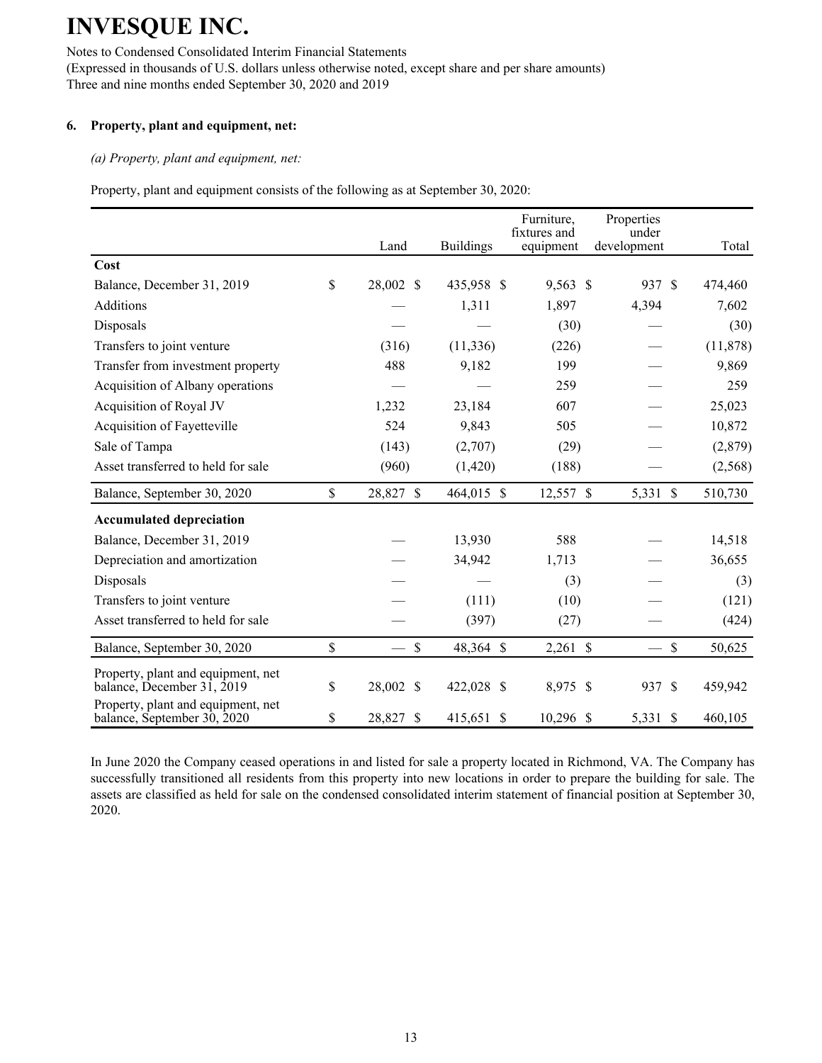# INVESQUE INC.

Notes to Condensed Consolidated Interim Financial Statements
(Expressed in thousands of U.S. dollars unless otherwise noted, except share and per share amounts)
Three and nine months ended September 30, 2020 and 2019

## 6. Property, plant and equipment, net:

*(a) Property, plant and equipment, net:*

Property, plant and equipment consists of the following as at September 30, 2020:

| | Land | Buildings | Furniture, fixtures and equipment | Properties under development | Total |
|---|---|---|---|---|---|
| **Cost** | | | | | |
| Balance, December 31, 2019 | $ 28,002 | $ 435,958 | $ 9,563 | $ 937 | $ 474,460 |
| Additions | — | 1,311 | 1,897 | 4,394 | 7,602 |
| Disposals | — | — | (30) | — | (30) |
| Transfers to joint venture | (316) | (11,336) | (226) | — | (11,878) |
| Transfer from investment property | 488 | 9,182 | 199 | — | 9,869 |
| Acquisition of Albany operations | — | — | 259 | — | 259 |
| Acquisition of Royal JV | 1,232 | 23,184 | 607 | — | 25,023 |
| Acquisition of Fayetteville | 524 | 9,843 | 505 | — | 10,872 |
| Sale of Tampa | (143) | (2,707) | (29) | — | (2,879) |
| Asset transferred to held for sale | (960) | (1,420) | (188) | — | (2,568) |
| Balance, September 30, 2020 | $ 28,827 | $ 464,015 | $ 12,557 | $ 5,331 | $ 510,730 |
| **Accumulated depreciation** | | | | | |
| Balance, December 31, 2019 | — | 13,930 | 588 | — | 14,518 |
| Depreciation and amortization | — | 34,942 | 1,713 | — | 36,655 |
| Disposals | — | — | (3) | — | (3) |
| Transfers to joint venture | — | (111) | (10) | — | (121) |
| Asset transferred to held for sale | — | (397) | (27) | — | (424) |
| Balance, September 30, 2020 | $ — | $ 48,364 | $ 2,261 | $ — | $ 50,625 |
| Property, plant and equipment, net balance, December 31, 2019 | $ 28,002 | $ 422,028 | $ 8,975 | $ 937 | $ 459,942 |
| Property, plant and equipment, net balance, September 30, 2020 | $ 28,827 | $ 415,651 | $ 10,296 | $ 5,331 | $ 460,105 |

In June 2020 the Company ceased operations in and listed for sale a property located in Richmond, VA. The Company has successfully transitioned all residents from this property into new locations in order to prepare the building for sale. The assets are classified as held for sale on the condensed consolidated interim statement of financial position at September 30, 2020.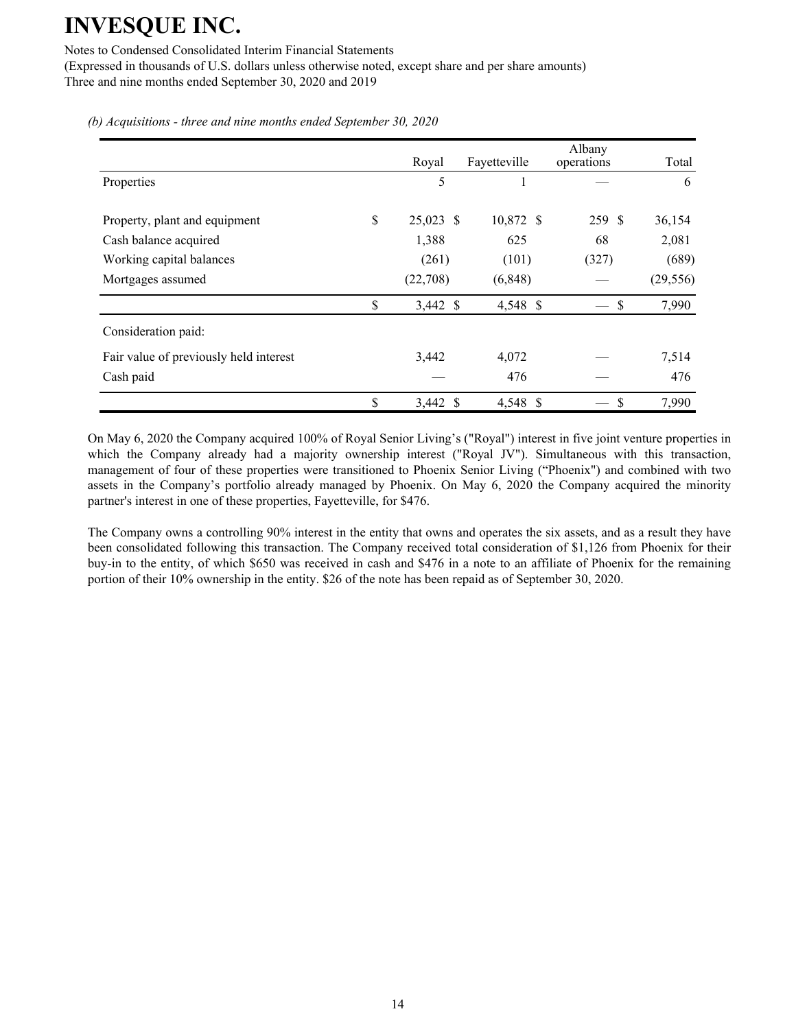*(b) Acquisitions - three and nine months ended September 30, 2020*

| | Royal | Fayetteville | Albany operations | Total |
|---|---|---|---|---|
| Properties | 5 | 1 | — | 6 |
| | | | | |
| Property, plant and equipment | $ 25,023 | $ 10,872 | $ 259 | $ 36,154 |
| Cash balance acquired | 1,388 | 625 | 68 | 2,081 |
| Working capital balances | (261) | (101) | (327) | (689) |
| Mortgages assumed | (22,708) | (6,848) | — | (29,556) |
| | $ 3,442 | $ 4,548 | $ — | $ 7,990 |
| Consideration paid: | | | | |
| Fair value of previously held interest | 3,442 | 4,072 | — | 7,514 |
| Cash paid | — | 476 | — | 476 |
| | $ 3,442 | $ 4,548 | $ — | $ 7,990 |

On May 6, 2020 the Company acquired 100% of Royal Senior Living's ("Royal") interest in five joint venture properties in which the Company already had a majority ownership interest ("Royal JV"). Simultaneous with this transaction, management of four of these properties were transitioned to Phoenix Senior Living ("Phoenix") and combined with two assets in the Company's portfolio already managed by Phoenix. On May 6, 2020 the Company acquired the minority partner's interest in one of these properties, Fayetteville, for $476.

The Company owns a controlling 90% interest in the entity that owns and operates the six assets, and as a result they have been consolidated following this transaction. The Company received total consideration of $1,126 from Phoenix for their buy-in to the entity, of which $650 was received in cash and $476 in a note to an affiliate of Phoenix for the remaining portion of their 10% ownership in the entity. $26 of the note has been repaid as of September 30, 2020.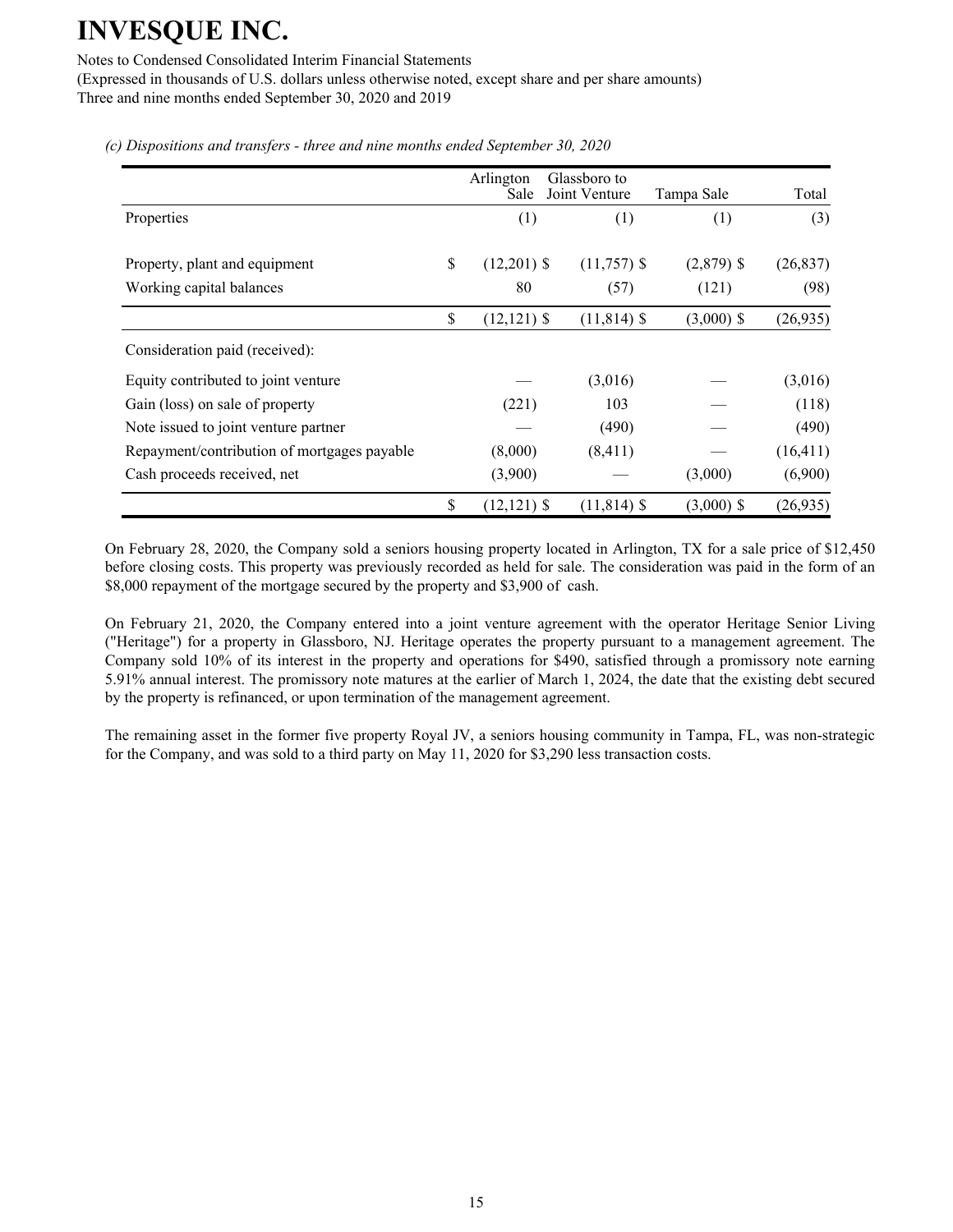*(c) Dispositions and transfers - three and nine months ended September 30, 2020*

| | Arlington Sale | Glassboro to Joint Venture | Tampa Sale | Total |
|---|---|---|---|---|
| Properties | (1) | (1) | (1) | (3) |
| | | | | |
| Property, plant and equipment | $ (12,201) | $ (11,757) | $ (2,879) | $ (26,837) |
| Working capital balances | 80 | (57) | (121) | (98) |
| | $ (12,121) | $ (11,814) | $ (3,000) | $ (26,935) |
| Consideration paid (received): | | | | |
| Equity contributed to joint venture | — | (3,016) | — | (3,016) |
| Gain (loss) on sale of property | (221) | 103 | — | (118) |
| Note issued to joint venture partner | — | (490) | — | (490) |
| Repayment/contribution of mortgages payable | (8,000) | (8,411) | — | (16,411) |
| Cash proceeds received, net | (3,900) | — | (3,000) | (6,900) |
| | $ (12,121) | $ (11,814) | $ (3,000) | $ (26,935) |

On February 28, 2020, the Company sold a seniors housing property located in Arlington, TX for a sale price of $12,450 before closing costs. This property was previously recorded as held for sale. The consideration was paid in the form of an $8,000 repayment of the mortgage secured by the property and $3,900 of cash.

On February 21, 2020, the Company entered into a joint venture agreement with the operator Heritage Senior Living ("Heritage") for a property in Glassboro, NJ. Heritage operates the property pursuant to a management agreement. The Company sold 10% of its interest in the property and operations for $490, satisfied through a promissory note earning 5.91% annual interest. The promissory note matures at the earlier of March 1, 2024, the date that the existing debt secured by the property is refinanced, or upon termination of the management agreement.

The remaining asset in the former five property Royal JV, a seniors housing community in Tampa, FL, was non-strategic for the Company, and was sold to a third party on May 11, 2020 for $3,290 less transaction costs.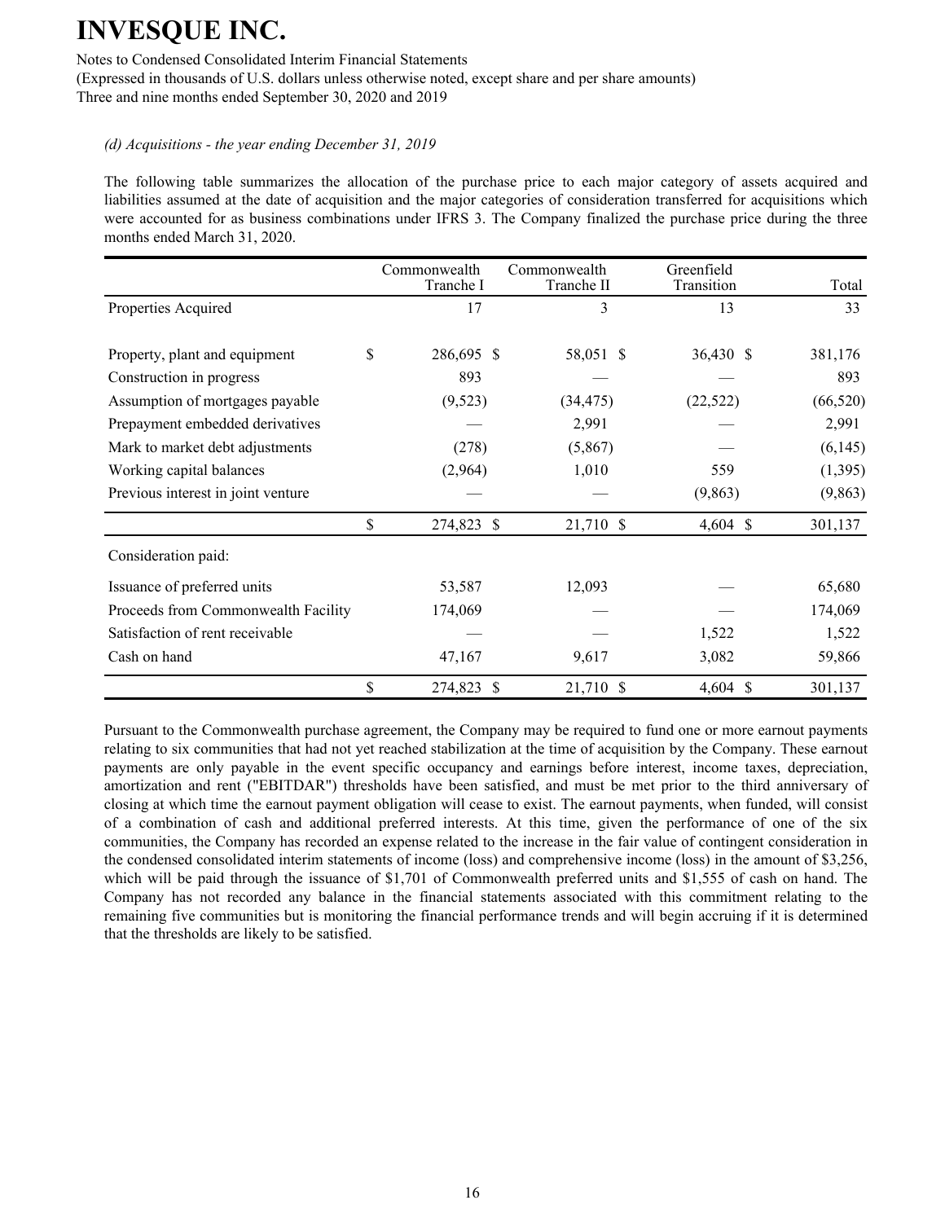*(d) Acquisitions - the year ending December 31, 2019*

The following table summarizes the allocation of the purchase price to each major category of assets acquired and liabilities assumed at the date of acquisition and the major categories of consideration transferred for acquisitions which were accounted for as business combinations under IFRS 3. The Company finalized the purchase price during the three months ended March 31, 2020.

| | Commonwealth Tranche I | Commonwealth Tranche II | Greenfield Transition | Total |
|---|---|---|---|---|
| Properties Acquired | 17 | 3 | 13 | 33 |
| | | | | |
| Property, plant and equipment | $ 286,695 | $ 58,051 | $ 36,430 | $ 381,176 |
| Construction in progress | 893 | — | — | 893 |
| Assumption of mortgages payable | (9,523) | (34,475) | (22,522) | (66,520) |
| Prepayment embedded derivatives | — | 2,991 | — | 2,991 |
| Mark to market debt adjustments | (278) | (5,867) | — | (6,145) |
| Working capital balances | (2,964) | 1,010 | 559 | (1,395) |
| Previous interest in joint venture | — | — | (9,863) | (9,863) |
| | $ 274,823 | $ 21,710 | $ 4,604 | $ 301,137 |
| Consideration paid: | | | | |
| Issuance of preferred units | 53,587 | 12,093 | — | 65,680 |
| Proceeds from Commonwealth Facility | 174,069 | — | — | 174,069 |
| Satisfaction of rent receivable | — | — | 1,522 | 1,522 |
| Cash on hand | 47,167 | 9,617 | 3,082 | 59,866 |
| | $ 274,823 | $ 21,710 | $ 4,604 | $ 301,137 |

Pursuant to the Commonwealth purchase agreement, the Company may be required to fund one or more earnout payments relating to six communities that had not yet reached stabilization at the time of acquisition by the Company. These earnout payments are only payable in the event specific occupancy and earnings before interest, income taxes, depreciation, amortization and rent ("EBITDAR") thresholds have been satisfied, and must be met prior to the third anniversary of closing at which time the earnout payment obligation will cease to exist. The earnout payments, when funded, will consist of a combination of cash and additional preferred interests. At this time, given the performance of one of the six communities, the Company has recorded an expense related to the increase in the fair value of contingent consideration in the condensed consolidated interim statements of income (loss) and comprehensive income (loss) in the amount of $3,256, which will be paid through the issuance of $1,701 of Commonwealth preferred units and $1,555 of cash on hand. The Company has not recorded any balance in the financial statements associated with this commitment relating to the remaining five communities but is monitoring the financial performance trends and will begin accruing if it is determined that the thresholds are likely to be satisfied.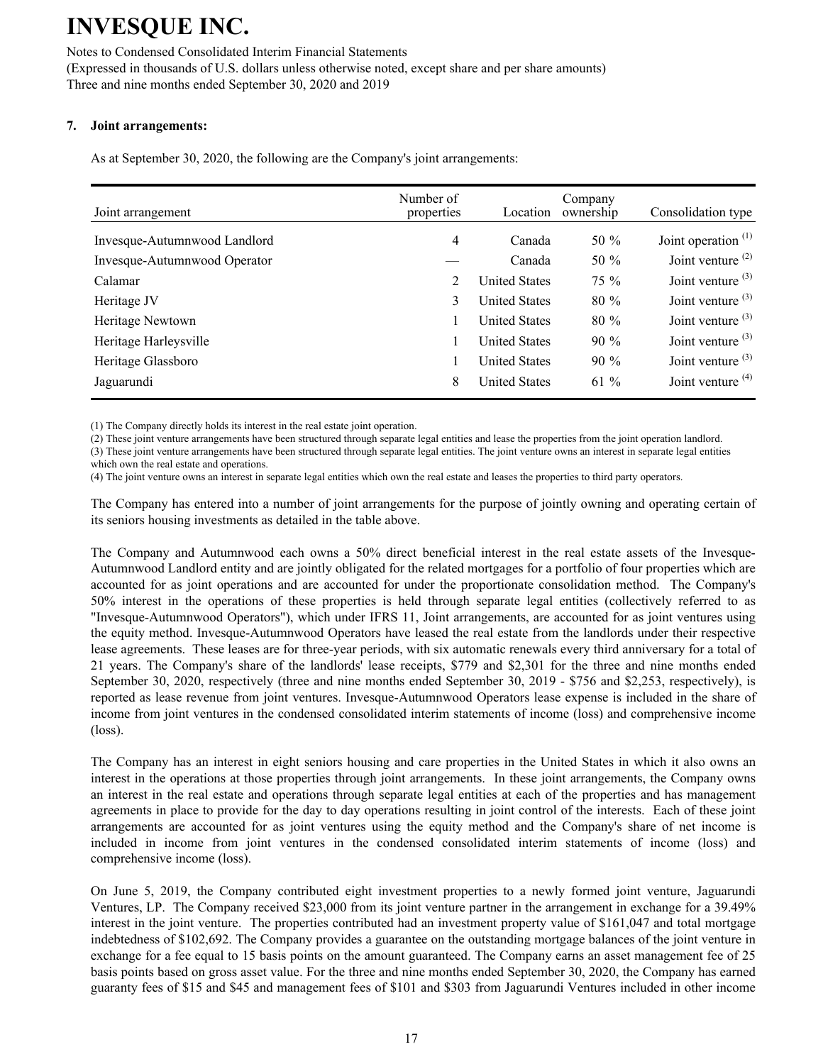### 7. Joint arrangements:

As at September 30, 2020, the following are the Company's joint arrangements:

| Joint arrangement | Number of properties | Location | Company ownership | Consolidation type |
|---|---|---|---|---|
| Invesque-Autumnwood Landlord | 4 | Canada | 50 % | Joint operation [1] |
| Invesque-Autumnwood Operator | — | Canada | 50 % | Joint venture [2] |
| Calamar | 2 | United States | 75 % | Joint venture [3] |
| Heritage JV | 3 | United States | 80 % | Joint venture [3] |
| Heritage Newtown | 1 | United States | 80 % | Joint venture [3] |
| Heritage Harleysville | 1 | United States | 90 % | Joint venture [3] |
| Heritage Glassboro | 1 | United States | 90 % | Joint venture [3] |
| Jaguarundi | 8 | United States | 61 % | Joint venture [4] |

(1) The Company directly holds its interest in the real estate joint operation.
(2) These joint venture arrangements have been structured through separate legal entities and lease the properties from the joint operation landlord.
(3) These joint venture arrangements have been structured through separate legal entities. The joint venture owns an interest in separate legal entities which own the real estate and operations.
(4) The joint venture owns an interest in separate legal entities which own the real estate and leases the properties to third party operators.

The Company has entered into a number of joint arrangements for the purpose of jointly owning and operating certain of its seniors housing investments as detailed in the table above.

The Company and Autumnwood each owns a 50% direct beneficial interest in the real estate assets of the Invesque-Autumnwood Landlord entity and are jointly obligated for the related mortgages for a portfolio of four properties which are accounted for as joint operations and are accounted for under the proportionate consolidation method. The Company's 50% interest in the operations of these properties is held through separate legal entities (collectively referred to as "Invesque-Autumnwood Operators"), which under IFRS 11, Joint arrangements, are accounted for as joint ventures using the equity method. Invesque-Autumnwood Operators have leased the real estate from the landlords under their respective lease agreements. These leases are for three-year periods, with six automatic renewals every third anniversary for a total of 21 years. The Company's share of the landlords' lease receipts, $779 and $2,301 for the three and nine months ended September 30, 2020, respectively (three and nine months ended September 30, 2019 - $756 and $2,253, respectively), is reported as lease revenue from joint ventures. Invesque-Autumnwood Operators lease expense is included in the share of income from joint ventures in the condensed consolidated interim statements of income (loss) and comprehensive income (loss).

The Company has an interest in eight seniors housing and care properties in the United States in which it also owns an interest in the operations at those properties through joint arrangements. In these joint arrangements, the Company owns an interest in the real estate and operations through separate legal entities at each of the properties and has management agreements in place to provide for the day to day operations resulting in joint control of the interests. Each of these joint arrangements are accounted for as joint ventures using the equity method and the Company's share of net income is included in income from joint ventures in the condensed consolidated interim statements of income (loss) and comprehensive income (loss).

On June 5, 2019, the Company contributed eight investment properties to a newly formed joint venture, Jaguarundi Ventures, LP. The Company received $23,000 from its joint venture partner in the arrangement in exchange for a 39.49% interest in the joint venture. The properties contributed had an investment property value of $161,047 and total mortgage indebtedness of $102,692. The Company provides a guarantee on the outstanding mortgage balances of the joint venture in exchange for a fee equal to 15 basis points on the amount guaranteed. The Company earns an asset management fee of 25 basis points based on gross asset value. For the three and nine months ended September 30, 2020, the Company has earned guaranty fees of $15 and $45 and management fees of $101 and $303 from Jaguarundi Ventures included in other income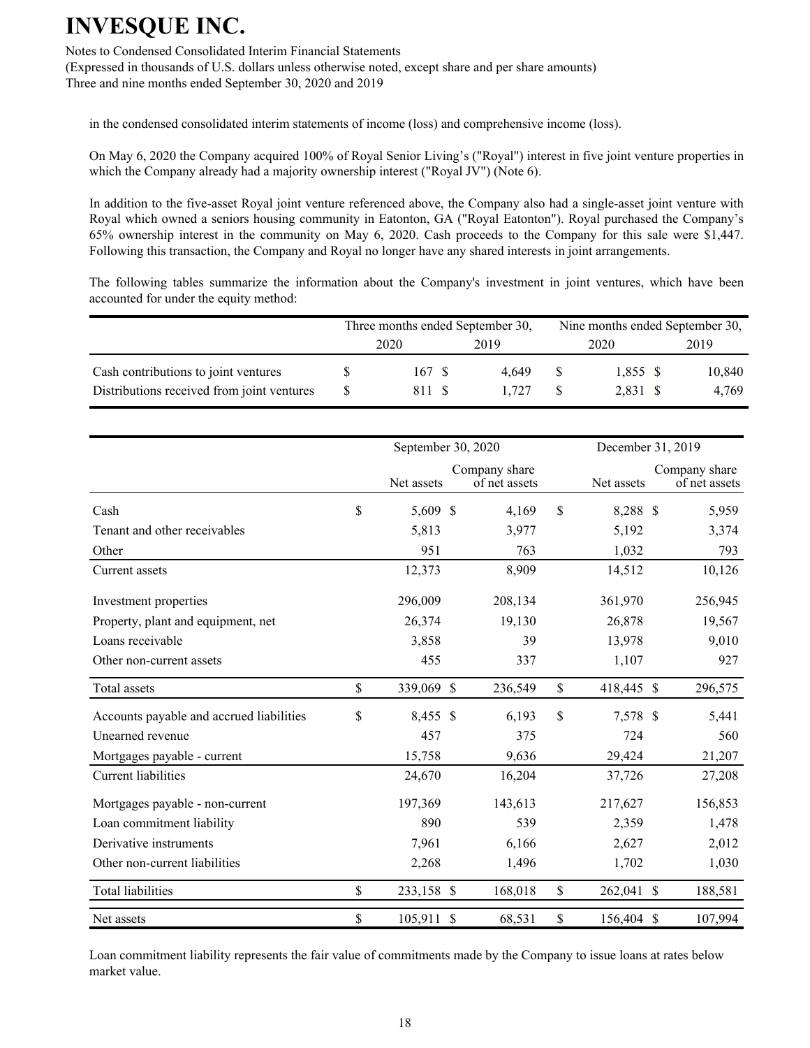in the condensed consolidated interim statements of income (loss) and comprehensive income (loss).

On May 6, 2020 the Company acquired 100% of Royal Senior Living's ("Royal") interest in five joint venture properties in which the Company already had a majority ownership interest ("Royal JV") (Note 6).

In addition to the five-asset Royal joint venture referenced above, the Company also had a single-asset joint venture with Royal which owned a seniors housing community in Eatonton, GA ("Royal Eatonton"). Royal purchased the Company's 65% ownership interest in the community on May 6, 2020. Cash proceeds to the Company for this sale were $1,447. Following this transaction, the Company and Royal no longer have any shared interests in joint arrangements.

The following tables summarize the information about the Company's investment in joint ventures, which have been accounted for under the equity method:

| | Three months ended September 30, | | Nine months ended September 30, | |
|---|---|---|---|---|
| | 2020 | 2019 | 2020 | 2019 |
| Cash contributions to joint ventures | $ 167 | $ 4,649 | $ 1,855 | $ 10,840 |
| Distributions received from joint ventures | $ 811 | $ 1,727 | $ 2,831 | $ 4,769 |

| | September 30, 2020 | | December 31, 2019 | |
|---|---|---|---|---|
| | Net assets | Company share of net assets | Net assets | Company share of net assets |
| Cash | $ 5,609 | $ 4,169 | $ 8,288 | $ 5,959 |
| Tenant and other receivables | 5,813 | 3,977 | 5,192 | 3,374 |
| Other | 951 | 763 | 1,032 | 793 |
| Current assets | 12,373 | 8,909 | 14,512 | 10,126 |
| Investment properties | 296,009 | 208,134 | 361,970 | 256,945 |
| Property, plant and equipment, net | 26,374 | 19,130 | 26,878 | 19,567 |
| Loans receivable | 3,858 | 39 | 13,978 | 9,010 |
| Other non-current assets | 455 | 337 | 1,107 | 927 |
| Total assets | $ 339,069 | $ 236,549 | $ 418,445 | $ 296,575 |
| Accounts payable and accrued liabilities | $ 8,455 | $ 6,193 | $ 7,578 | $ 5,441 |
| Unearned revenue | 457 | 375 | 724 | 560 |
| Mortgages payable - current | 15,758 | 9,636 | 29,424 | 21,207 |
| Current liabilities | 24,670 | 16,204 | 37,726 | 27,208 |
| Mortgages payable - non-current | 197,369 | 143,613 | 217,627 | 156,853 |
| Loan commitment liability | 890 | 539 | 2,359 | 1,478 |
| Derivative instruments | 7,961 | 6,166 | 2,627 | 2,012 |
| Other non-current liabilities | 2,268 | 1,496 | 1,702 | 1,030 |
| Total liabilities | $ 233,158 | $ 168,018 | $ 262,041 | $ 188,581 |
| Net assets | $ 105,911 | $ 68,531 | $ 156,404 | $ 107,994 |

Loan commitment liability represents the fair value of commitments made by the Company to issue loans at rates below market value.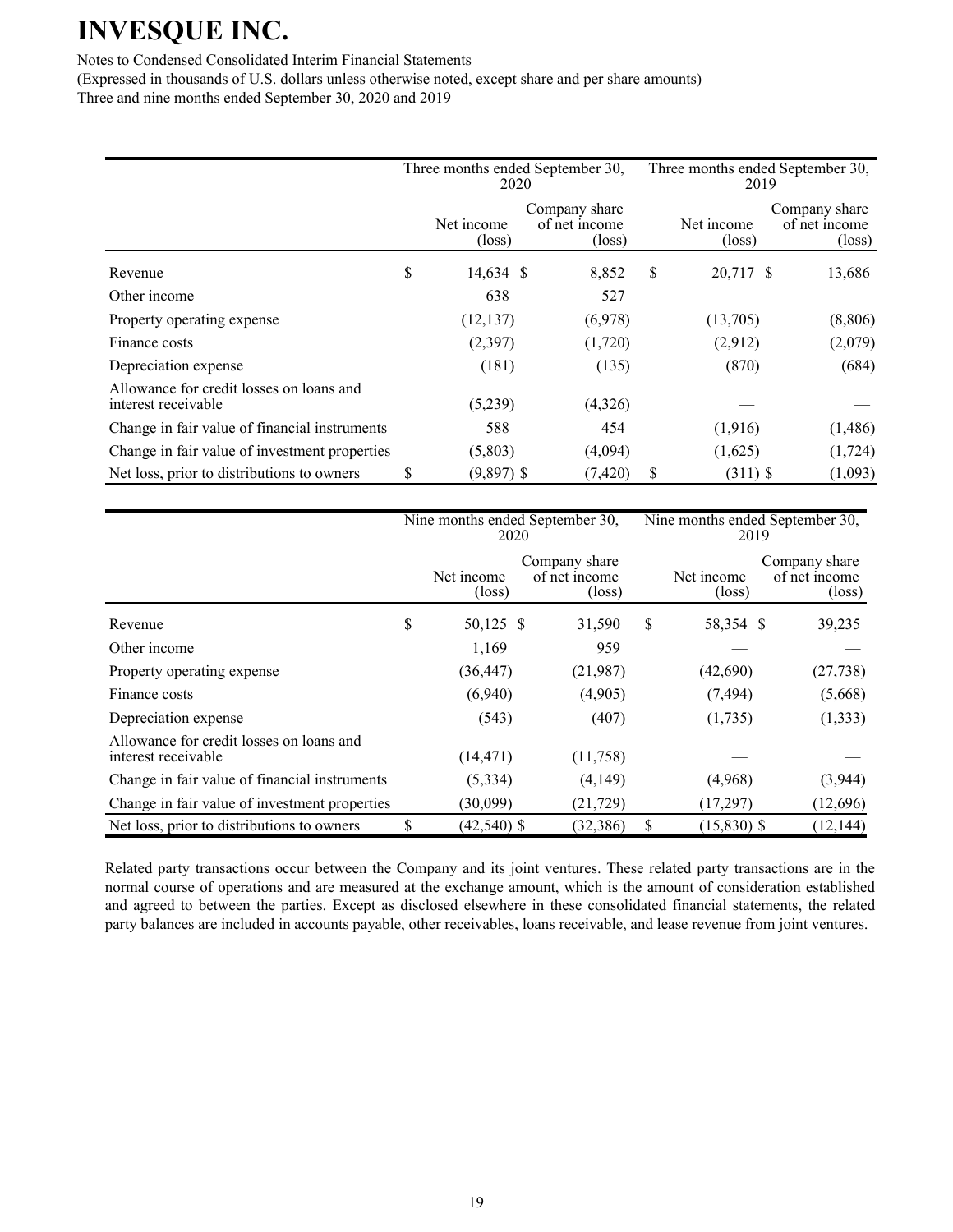| | Three months ended September 30, 2020 | | Three months ended September 30, 2019 | |
|---|---|---|---|---|
| | Net income (loss) | Company share of net income (loss) | Net income (loss) | Company share of net income (loss) |
| Revenue | $ 14,634 | $ 8,852 | $ 20,717 | $ 13,686 |
| Other income | 638 | 527 | — | — |
| Property operating expense | (12,137) | (6,978) | (13,705) | (8,806) |
| Finance costs | (2,397) | (1,720) | (2,912) | (2,079) |
| Depreciation expense | (181) | (135) | (870) | (684) |
| Allowance for credit losses on loans and interest receivable | (5,239) | (4,326) | — | — |
| Change in fair value of financial instruments | 588 | 454 | (1,916) | (1,486) |
| Change in fair value of investment properties | (5,803) | (4,094) | (1,625) | (1,724) |
| Net loss, prior to distributions to owners | $ (9,897) | $ (7,420) | $ (311) | $ (1,093) |

| | Nine months ended September 30, 2020 | | Nine months ended September 30, 2019 | |
|---|---|---|---|---|
| | Net income (loss) | Company share of net income (loss) | Net income (loss) | Company share of net income (loss) |
| Revenue | $ 50,125 | $ 31,590 | $ 58,354 | $ 39,235 |
| Other income | 1,169 | 959 | — | — |
| Property operating expense | (36,447) | (21,987) | (42,690) | (27,738) |
| Finance costs | (6,940) | (4,905) | (7,494) | (5,668) |
| Depreciation expense | (543) | (407) | (1,735) | (1,333) |
| Allowance for credit losses on loans and interest receivable | (14,471) | (11,758) | — | — |
| Change in fair value of financial instruments | (5,334) | (4,149) | (4,968) | (3,944) |
| Change in fair value of investment properties | (30,099) | (21,729) | (17,297) | (12,696) |
| Net loss, prior to distributions to owners | $ (42,540) | $ (32,386) | $ (15,830) | $ (12,144) |

Related party transactions occur between the Company and its joint ventures. These related party transactions are in the normal course of operations and are measured at the exchange amount, which is the amount of consideration established and agreed to between the parties. Except as disclosed elsewhere in these consolidated financial statements, the related party balances are included in accounts payable, other receivables, loans receivable, and lease revenue from joint ventures.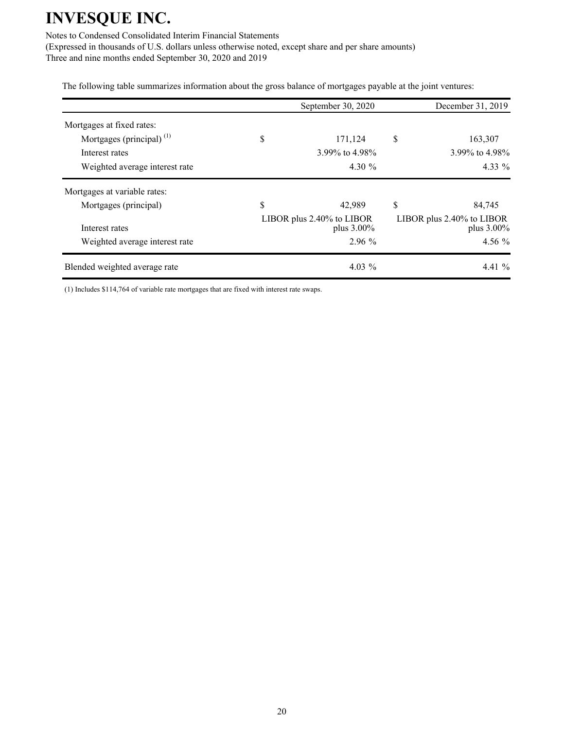The following table summarizes information about the gross balance of mortgages payable at the joint ventures:

| | September 30, 2020 | December 31, 2019 |
|---|---|---|
| Mortgages at fixed rates: | | |
| Mortgages (principal) [(1)] | $ 171,124 | $ 163,307 |
| Interest rates | 3.99% to 4.98% | 3.99% to 4.98% |
| Weighted average interest rate | 4.30 % | 4.33 % |
| Mortgages at variable rates: | | |
| Mortgages (principal) | $ 42,989 | $ 84,745 |
| Interest rates | LIBOR plus 2.40% to LIBOR plus 3.00% | LIBOR plus 2.40% to LIBOR plus 3.00% |
| Weighted average interest rate | 2.96 % | 4.56 % |
| Blended weighted average rate | 4.03 % | 4.41 % |

(1) Includes $114,764 of variable rate mortgages that are fixed with interest rate swaps.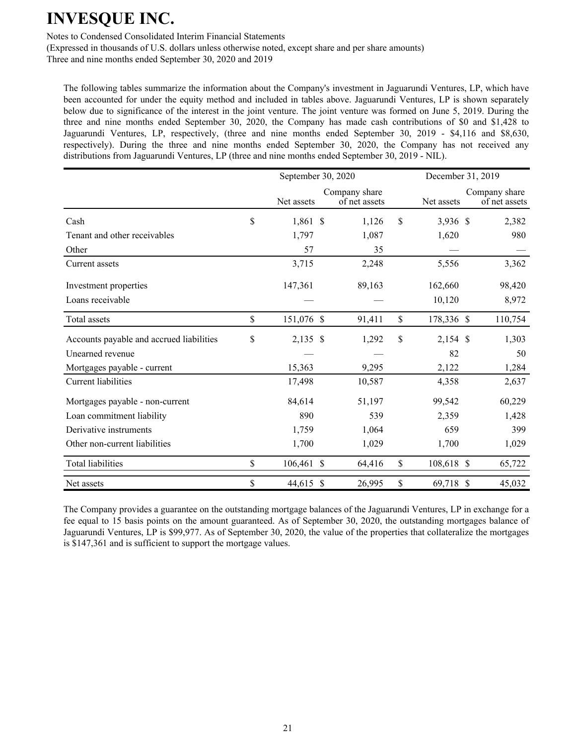The following tables summarize the information about the Company's investment in Jaguarundi Ventures, LP, which have been accounted for under the equity method and included in tables above. Jaguarundi Ventures, LP is shown separately below due to significance of the interest in the joint venture. The joint venture was formed on June 5, 2019. During the three and nine months ended September 30, 2020, the Company has made cash contributions of $0 and $1,428 to Jaguarundi Ventures, LP, respectively, (three and nine months ended September 30, 2019 - $4,116 and $8,630, respectively). During the three and nine months ended September 30, 2020, the Company has not received any distributions from Jaguarundi Ventures, LP (three and nine months ended September 30, 2019 - NIL).

| | September 30, 2020 | | December 31, 2019 | |
|---|---|---|---|---|
| | Net assets | Company share of net assets | Net assets | Company share of net assets |
| Cash | $ 1,861 | $ 1,126 | $ 3,936 | $ 2,382 |
| Tenant and other receivables | 1,797 | 1,087 | 1,620 | 980 |
| Other | 57 | 35 | — | — |
| Current assets | 3,715 | 2,248 | 5,556 | 3,362 |
| Investment properties | 147,361 | 89,163 | 162,660 | 98,420 |
| Loans receivable | — | — | 10,120 | 8,972 |
| Total assets | $ 151,076 | $ 91,411 | $ 178,336 | $ 110,754 |
| Accounts payable and accrued liabilities | $ 2,135 | $ 1,292 | $ 2,154 | $ 1,303 |
| Unearned revenue | — | — | 82 | 50 |
| Mortgages payable - current | 15,363 | 9,295 | 2,122 | 1,284 |
| Current liabilities | 17,498 | 10,587 | 4,358 | 2,637 |
| Mortgages payable - non-current | 84,614 | 51,197 | 99,542 | 60,229 |
| Loan commitment liability | 890 | 539 | 2,359 | 1,428 |
| Derivative instruments | 1,759 | 1,064 | 659 | 399 |
| Other non-current liabilities | 1,700 | 1,029 | 1,700 | 1,029 |
| Total liabilities | $ 106,461 | $ 64,416 | $ 108,618 | $ 65,722 |
| Net assets | $ 44,615 | $ 26,995 | $ 69,718 | $ 45,032 |

The Company provides a guarantee on the outstanding mortgage balances of the Jaguarundi Ventures, LP in exchange for a fee equal to 15 basis points on the amount guaranteed. As of September 30, 2020, the outstanding mortgages balance of Jaguarundi Ventures, LP is $99,977. As of September 30, 2020, the value of the properties that collateralize the mortgages is $147,361 and is sufficient to support the mortgage values.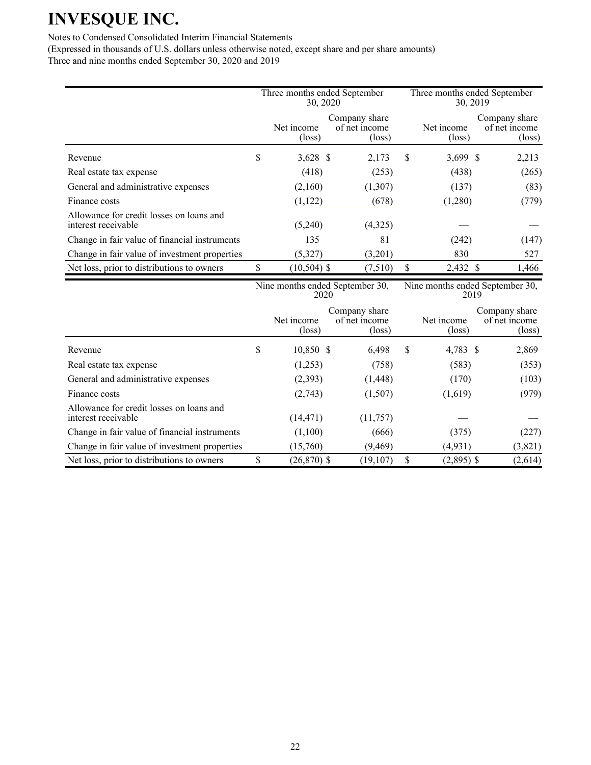| | Three months ended September 30, 2020 | | Three months ended September 30, 2019 | |
|---|---|---|---|---|
| | Net income (loss) | Company share of net income (loss) | Net income (loss) | Company share of net income (loss) |
| Revenue | $ 3,628 | $ 2,173 | $ 3,699 | $ 2,213 |
| Real estate tax expense | (418) | (253) | (438) | (265) |
| General and administrative expenses | (2,160) | (1,307) | (137) | (83) |
| Finance costs | (1,122) | (678) | (1,280) | (779) |
| Allowance for credit losses on loans and interest receivable | (5,240) | (4,325) | — | — |
| Change in fair value of financial instruments | 135 | 81 | (242) | (147) |
| Change in fair value of investment properties | (5,327) | (3,201) | 830 | 527 |
| Net loss, prior to distributions to owners | $ (10,504) | $ (7,510) | $ 2,432 | $ 1,466 |

| | Nine months ended September 30, 2020 | | Nine months ended September 30, 2019 | |
|---|---|---|---|---|
| | Net income (loss) | Company share of net income (loss) | Net income (loss) | Company share of net income (loss) |
| Revenue | $ 10,850 | $ 6,498 | $ 4,783 | $ 2,869 |
| Real estate tax expense | (1,253) | (758) | (583) | (353) |
| General and administrative expenses | (2,393) | (1,448) | (170) | (103) |
| Finance costs | (2,743) | (1,507) | (1,619) | (979) |
| Allowance for credit losses on loans and interest receivable | (14,471) | (11,757) | — | — |
| Change in fair value of financial instruments | (1,100) | (666) | (375) | (227) |
| Change in fair value of investment properties | (15,760) | (9,469) | (4,931) | (3,821) |
| Net loss, prior to distributions to owners | $ (26,870) | $ (19,107) | $ (2,895) | $ (2,614) |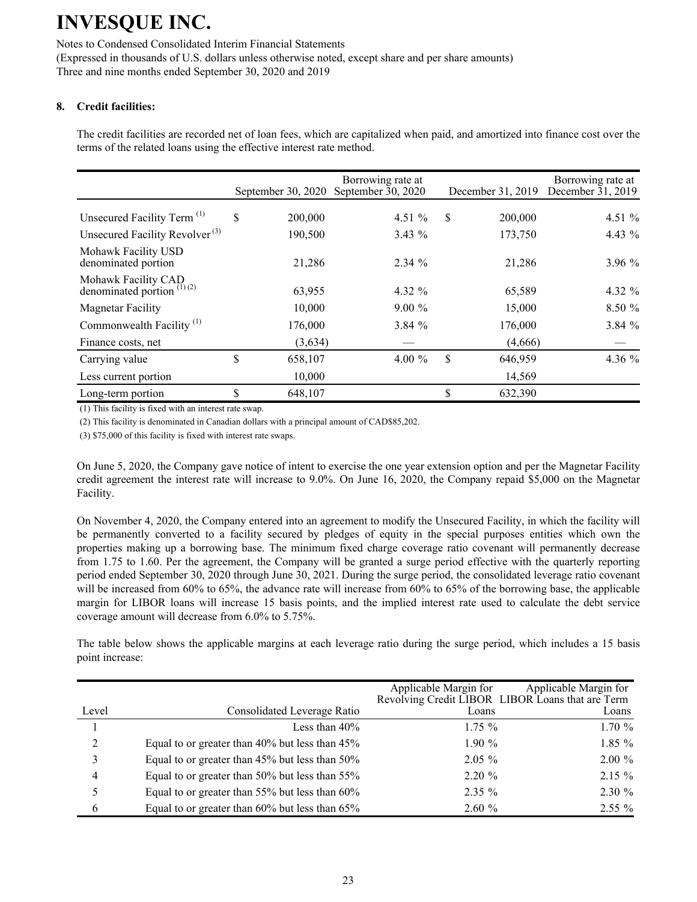# INVESQUE INC.

Notes to Condensed Consolidated Interim Financial Statements
(Expressed in thousands of U.S. dollars unless otherwise noted, except share and per share amounts)
Three and nine months ended September 30, 2020 and 2019

## 8. Credit facilities:

The credit facilities are recorded net of loan fees, which are capitalized when paid, and amortized into finance cost over the terms of the related loans using the effective interest rate method.

| | September 30, 2020 | Borrowing rate at September 30, 2020 | December 31, 2019 | Borrowing rate at December 31, 2019 |
|---|---|---|---|---|
| Unsecured Facility Term [(1)] | $ 200,000 | 4.51 % | $ 200,000 | 4.51 % |
| Unsecured Facility Revolver [(3)] | 190,500 | 3.43 % | 173,750 | 4.43 % |
| Mohawk Facility USD denominated portion | 21,286 | 2.34 % | 21,286 | 3.96 % |
| Mohawk Facility CAD denominated portion [(1) (2)] | 63,955 | 4.32 % | 65,589 | 4.32 % |
| Magnetar Facility | 10,000 | 9.00 % | 15,000 | 8.50 % |
| Commonwealth Facility [(1)] | 176,000 | 3.84 % | 176,000 | 3.84 % |
| Finance costs, net | (3,634) | — | (4,666) | — |
| Carrying value | $ 658,107 | 4.00 % | $ 646,959 | 4.36 % |
| Less current portion | 10,000 | | 14,569 | |
| Long-term portion | $ 648,107 | | $ 632,390 | |

(1) This facility is fixed with an interest rate swap.

(2) This facility is denominated in Canadian dollars with a principal amount of CAD$85,202.

(3) $75,000 of this facility is fixed with interest rate swaps.

On June 5, 2020, the Company gave notice of intent to exercise the one year extension option and per the Magnetar Facility credit agreement the interest rate will increase to 9.0%. On June 16, 2020, the Company repaid $5,000 on the Magnetar Facility.

On November 4, 2020, the Company entered into an agreement to modify the Unsecured Facility, in which the facility will be permanently converted to a facility secured by pledges of equity in the special purposes entities which own the properties making up a borrowing base. The minimum fixed charge coverage ratio covenant will permanently decrease from 1.75 to 1.60. Per the agreement, the Company will be granted a surge period effective with the quarterly reporting period ended September 30, 2020 through June 30, 2021. During the surge period, the consolidated leverage ratio covenant will be increased from 60% to 65%, the advance rate will increase from 60% to 65% of the borrowing base, the applicable margin for LIBOR loans will increase 15 basis points, and the implied interest rate used to calculate the debt service coverage amount will decrease from 6.0% to 5.75%.

The table below shows the applicable margins at each leverage ratio during the surge period, which includes a 15 basis point increase:

| Level | Consolidated Leverage Ratio | Applicable Margin for Revolving Credit LIBOR Loans | Applicable Margin for LIBOR Loans that are Term Loans |
|---|---|---|---|
| 1 | Less than 40% | 1.75 % | 1.70 % |
| 2 | Equal to or greater than 40% but less than 45% | 1.90 % | 1.85 % |
| 3 | Equal to or greater than 45% but less than 50% | 2.05 % | 2.00 % |
| 4 | Equal to or greater than 50% but less than 55% | 2.20 % | 2.15 % |
| 5 | Equal to or greater than 55% but less than 60% | 2.35 % | 2.30 % |
| 6 | Equal to or greater than 60% but less than 65% | 2.60 % | 2.55 % |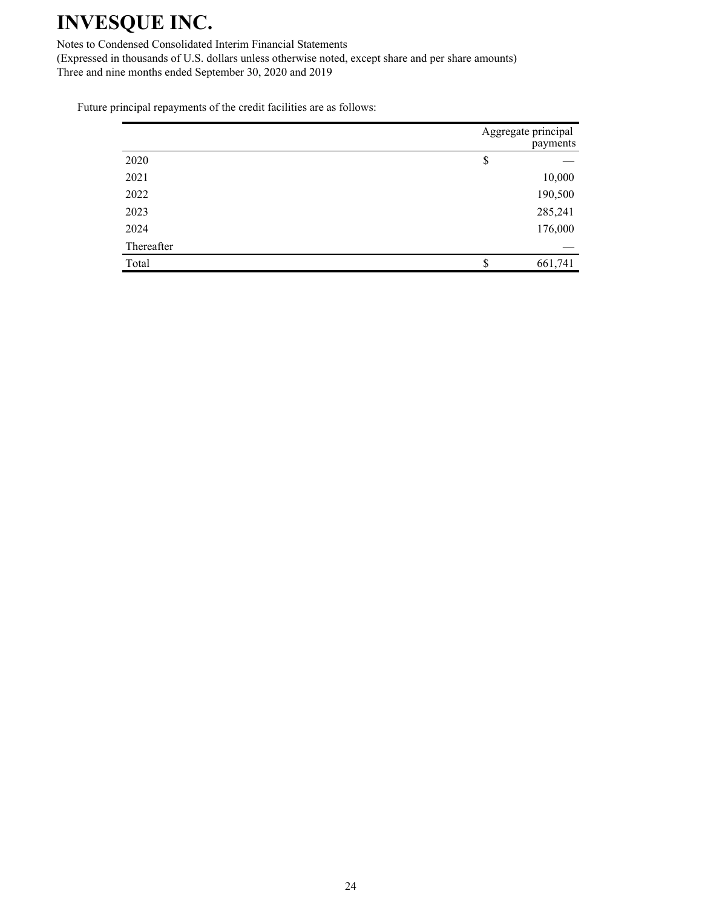Future principal repayments of the credit facilities are as follows:

| | Aggregate principal payments |
|---|---|
| 2020 | $ — |
| 2021 | 10,000 |
| 2022 | 190,500 |
| 2023 | 285,241 |
| 2024 | 176,000 |
| Thereafter | — |
| Total | $ 661,741 |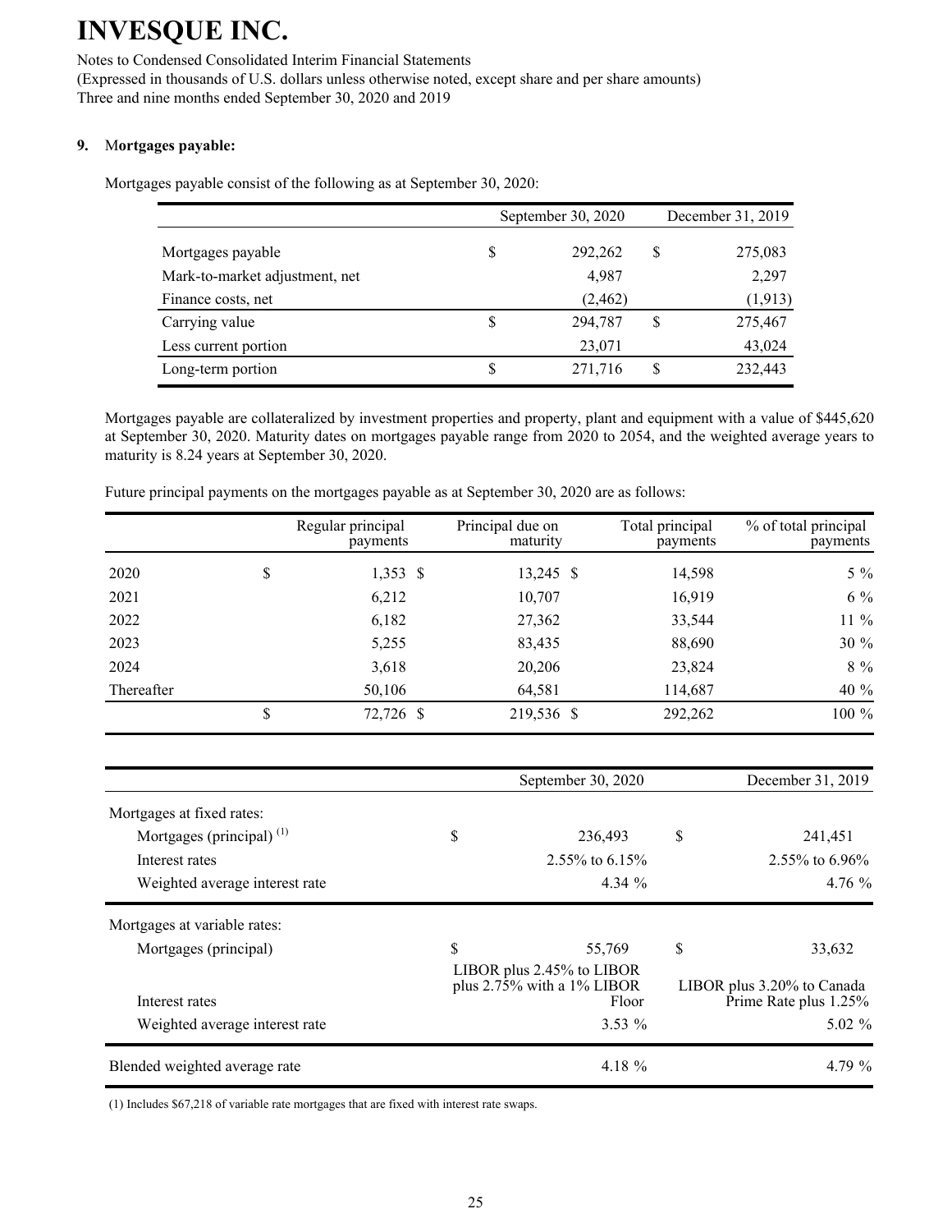# INVESQUE INC.

Notes to Condensed Consolidated Interim Financial Statements
(Expressed in thousands of U.S. dollars unless otherwise noted, except share and per share amounts)
Three and nine months ended September 30, 2020 and 2019

**9. Mortgages payable:**

Mortgages payable consist of the following as at September 30, 2020:

| | September 30, 2020 | December 31, 2019 |
|---|---|---|
| Mortgages payable | $ 292,262 | $ 275,083 |
| Mark-to-market adjustment, net | 4,987 | 2,297 |
| Finance costs, net | (2,462) | (1,913) |
| Carrying value | $ 294,787 | $ 275,467 |
| Less current portion | 23,071 | 43,024 |
| Long-term portion | $ 271,716 | $ 232,443 |

Mortgages payable are collateralized by investment properties and property, plant and equipment with a value of $445,620 at September 30, 2020. Maturity dates on mortgages payable range from 2020 to 2054, and the weighted average years to maturity is 8.24 years at September 30, 2020.

Future principal payments on the mortgages payable as at September 30, 2020 are as follows:

| | Regular principal payments | Principal due on maturity | Total principal payments | % of total principal payments |
|---|---|---|---|---|
| 2020 | $ 1,353 | $ 13,245 | $ 14,598 | 5 % |
| 2021 | 6,212 | 10,707 | 16,919 | 6 % |
| 2022 | 6,182 | 27,362 | 33,544 | 11 % |
| 2023 | 5,255 | 83,435 | 88,690 | 30 % |
| 2024 | 3,618 | 20,206 | 23,824 | 8 % |
| Thereafter | 50,106 | 64,581 | 114,687 | 40 % |
| | $ 72,726 | $ 219,536 | $ 292,262 | 100 % |

| | September 30, 2020 | December 31, 2019 |
|---|---|---|
| Mortgages at fixed rates: | | |
| Mortgages (principal) [(1)] | $ 236,493 | $ 241,451 |
| Interest rates | 2.55% to 6.15% | 2.55% to 6.96% |
| Weighted average interest rate | 4.34 % | 4.76 % |
| Mortgages at variable rates: | | |
| Mortgages (principal) | $ 55,769 | $ 33,632 |
| Interest rates | LIBOR plus 2.45% to LIBOR plus 2.75% with a 1% LIBOR Floor | LIBOR plus 3.20% to Canada Prime Rate plus 1.25% |
| Weighted average interest rate | 3.53 % | 5.02 % |
| Blended weighted average rate | 4.18 % | 4.79 % |

(1) Includes $67,218 of variable rate mortgages that are fixed with interest rate swaps.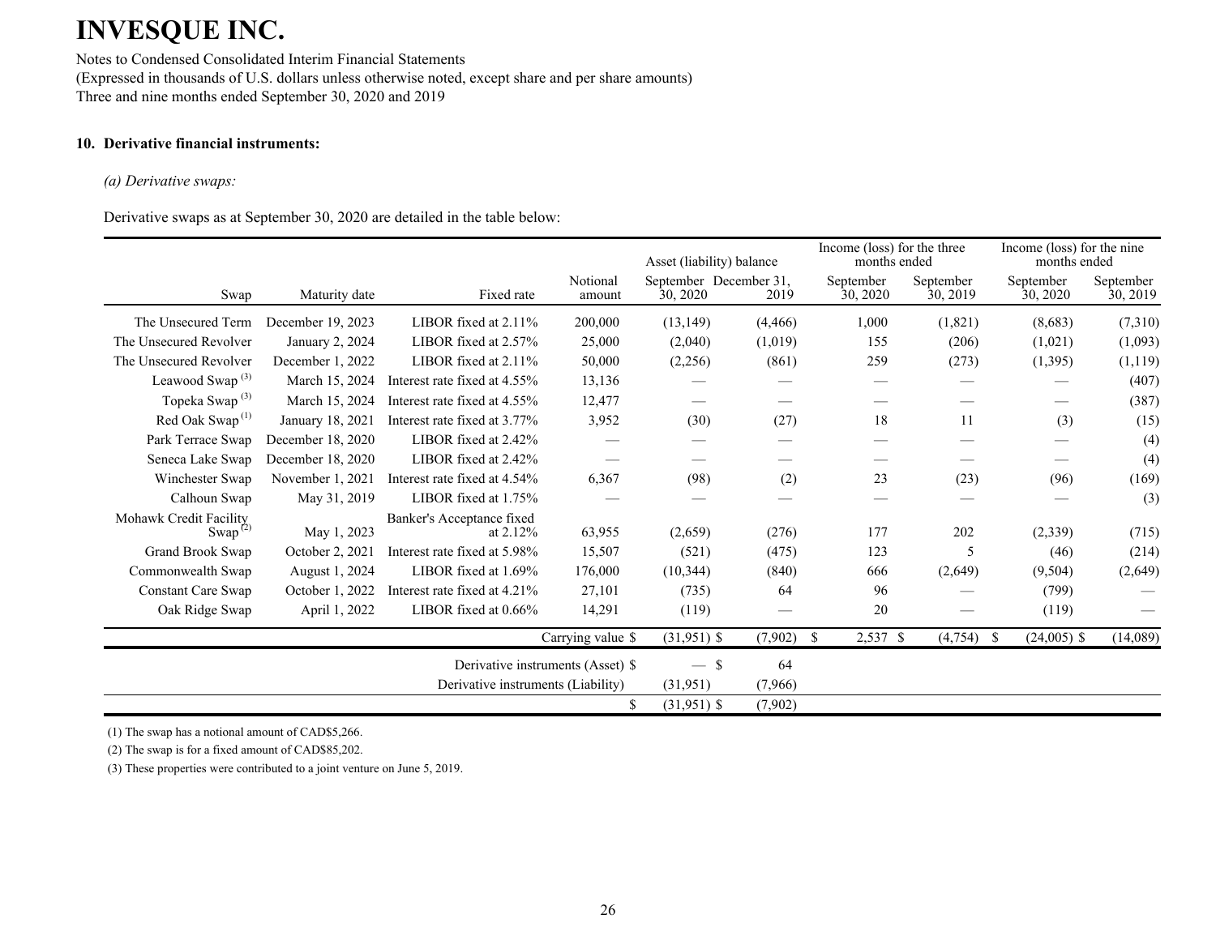# INVESQUE INC.

Notes to Condensed Consolidated Interim Financial Statements
(Expressed in thousands of U.S. dollars unless otherwise noted, except share and per share amounts)
Three and nine months ended September 30, 2020 and 2019

**10. Derivative financial instruments:**

*(a) Derivative swaps:*

Derivative swaps as at September 30, 2020 are detailed in the table below:

| | | | | Asset (liability) balance | | Income (loss) for the three months ended | | Income (loss) for the nine months ended | |
|---|---|---|---|---|---|---|---|---|---|
| Swap | Maturity date | Fixed rate | Notional amount | September 30, 2020 | December 31, 2019 | September 30, 2020 | September 30, 2019 | September 30, 2020 | September 30, 2019 |
| The Unsecured Term | December 19, 2023 | LIBOR fixed at 2.11% | 200,000 | (13,149) | (4,466) | 1,000 | (1,821) | (8,683) | (7,310) |
| The Unsecured Revolver | January 2, 2024 | LIBOR fixed at 2.57% | 25,000 | (2,040) | (1,019) | 155 | (206) | (1,021) | (1,093) |
| The Unsecured Revolver | December 1, 2022 | LIBOR fixed at 2.11% | 50,000 | (2,256) | (861) | 259 | (273) | (1,395) | (1,119) |
| Leawood Swap [3] | March 15, 2024 | Interest rate fixed at 4.55% | 13,136 | — | — | — | — | — | (407) |
| Topeka Swap [3] | March 15, 2024 | Interest rate fixed at 4.55% | 12,477 | — | — | — | — | — | (387) |
| Red Oak Swap [1] | January 18, 2021 | Interest rate fixed at 3.77% | 3,952 | (30) | (27) | 18 | 11 | (3) | (15) |
| Park Terrace Swap | December 18, 2020 | LIBOR fixed at 2.42% | — | — | — | — | — | — | (4) |
| Seneca Lake Swap | December 18, 2020 | LIBOR fixed at 2.42% | — | — | — | — | — | — | (4) |
| Winchester Swap | November 1, 2021 | Interest rate fixed at 4.54% | 6,367 | (98) | (2) | 23 | (23) | (96) | (169) |
| Calhoun Swap | May 31, 2019 | LIBOR fixed at 1.75% | — | — | — | — | — | — | (3) |
| Mohawk Credit Facility Swap [2] | May 1, 2023 | Banker's Acceptance fixed at 2.12% | 63,955 | (2,659) | (276) | 177 | 202 | (2,339) | (715) |
| Grand Brook Swap | October 2, 2021 | Interest rate fixed at 5.98% | 15,507 | (521) | (475) | 123 | 5 | (46) | (214) |
| Commonwealth Swap | August 1, 2024 | LIBOR fixed at 1.69% | 176,000 | (10,344) | (840) | 666 | (2,649) | (9,504) | (2,649) |
| Constant Care Swap | October 1, 2022 | Interest rate fixed at 4.21% | 27,101 | (735) | 64 | 96 | — | (799) | — |
| Oak Ridge Swap | April 1, 2022 | LIBOR fixed at 0.66% | 14,291 | (119) | — | 20 | — | (119) | — |
| | | | Carrying value $ | (31,951) $ | (7,902) | $ 2,537 $ | (4,754) | $ (24,005) $ | (14,089) |
| | | | Derivative instruments (Asset) $ | — $ | 64 | | | | |
| | | | Derivative instruments (Liability) | (31,951) | (7,966) | | | | |
| | | | $ | (31,951) $ | (7,902) | | | | |

(1) The swap has a notional amount of CAD$5,266.

(2) The swap is for a fixed amount of CAD$85,202.

(3) These properties were contributed to a joint venture on June 5, 2019.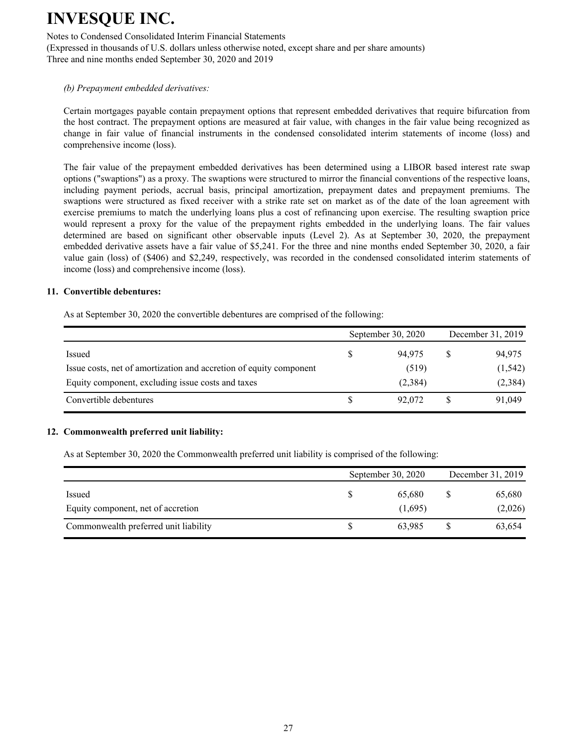*(b) Prepayment embedded derivatives:*

Certain mortgages payable contain prepayment options that represent embedded derivatives that require bifurcation from the host contract. The prepayment options are measured at fair value, with changes in the fair value being recognized as change in fair value of financial instruments in the condensed consolidated interim statements of income (loss) and comprehensive income (loss).

The fair value of the prepayment embedded derivatives has been determined using a LIBOR based interest rate swap options ("swaptions") as a proxy. The swaptions were structured to mirror the financial conventions of the respective loans, including payment periods, accrual basis, principal amortization, prepayment dates and prepayment premiums. The swaptions were structured as fixed receiver with a strike rate set on market as of the date of the loan agreement with exercise premiums to match the underlying loans plus a cost of refinancing upon exercise. The resulting swaption price would represent a proxy for the value of the prepayment rights embedded in the underlying loans. The fair values determined are based on significant other observable inputs (Level 2). As at September 30, 2020, the prepayment embedded derivative assets have a fair value of $5,241. For the three and nine months ended September 30, 2020, a fair value gain (loss) of ($406) and $2,249, respectively, was recorded in the condensed consolidated interim statements of income (loss) and comprehensive income (loss).

## 11. Convertible debentures:

As at September 30, 2020 the convertible debentures are comprised of the following:

| | September 30, 2020 | December 31, 2019 |
|---|---|---|
| Issued | $ 94,975 | $ 94,975 |
| Issue costs, net of amortization and accretion of equity component | (519) | (1,542) |
| Equity component, excluding issue costs and taxes | (2,384) | (2,384) |
| Convertible debentures | $ 92,072 | $ 91,049 |

## 12. Commonwealth preferred unit liability:

As at September 30, 2020 the Commonwealth preferred unit liability is comprised of the following:

| | September 30, 2020 | December 31, 2019 |
|---|---|---|
| Issued | $ 65,680 | $ 65,680 |
| Equity component, net of accretion | (1,695) | (2,026) |
| Commonwealth preferred unit liability | $ 63,985 | $ 63,654 |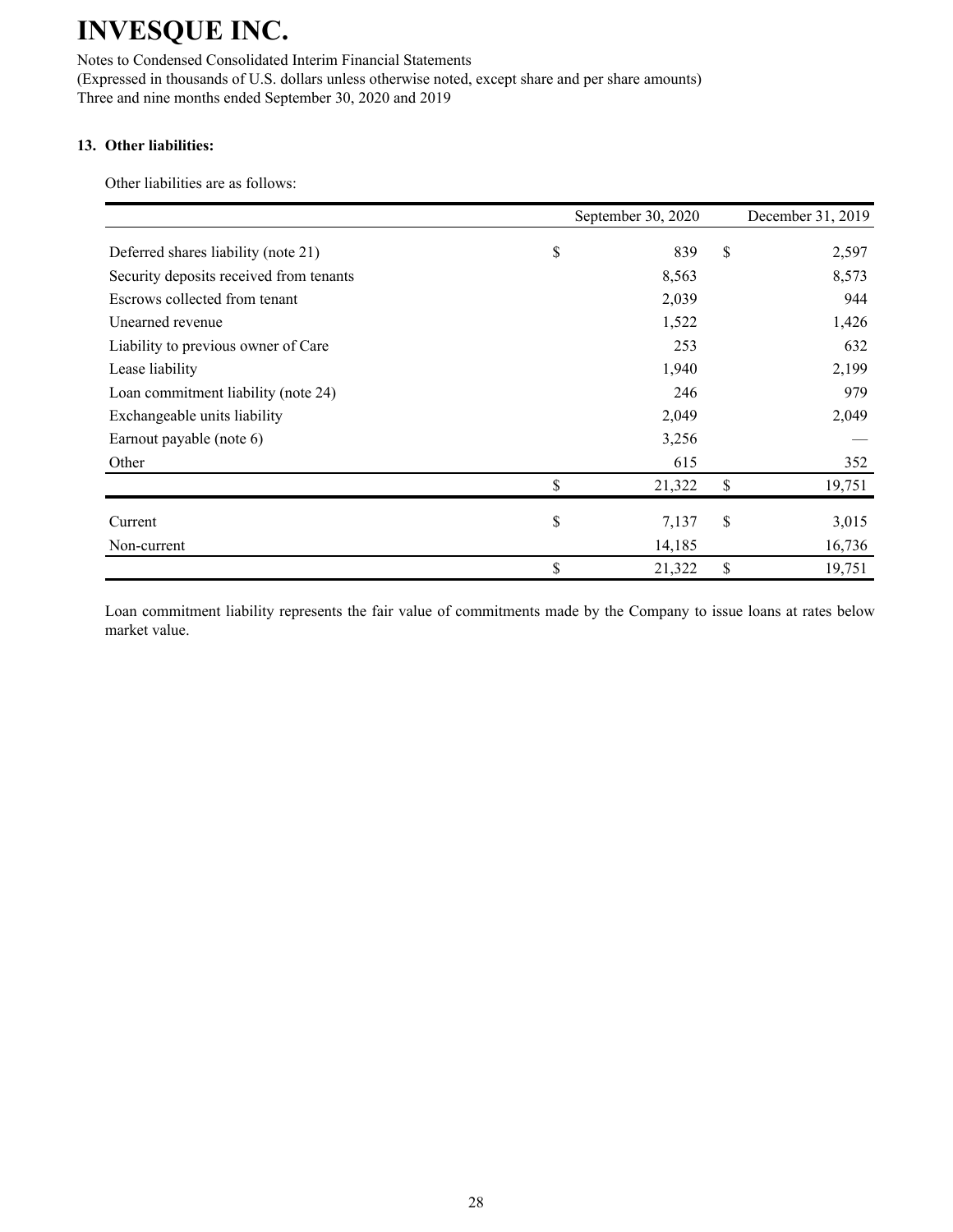# INVESQUE INC.

Notes to Condensed Consolidated Interim Financial Statements
(Expressed in thousands of U.S. dollars unless otherwise noted, except share and per share amounts)
Three and nine months ended September 30, 2020 and 2019

### 13. Other liabilities:

Other liabilities are as follows:

| | September 30, 2020 | December 31, 2019 |
|---|---|---|
| Deferred shares liability (note 21) | $ 839 | $ 2,597 |
| Security deposits received from tenants | 8,563 | 8,573 |
| Escrows collected from tenant | 2,039 | 944 |
| Unearned revenue | 1,522 | 1,426 |
| Liability to previous owner of Care | 253 | 632 |
| Lease liability | 1,940 | 2,199 |
| Loan commitment liability (note 24) | 246 | 979 |
| Exchangeable units liability | 2,049 | 2,049 |
| Earnout payable (note 6) | 3,256 | — |
| Other | 615 | 352 |
| | $ 21,322 | $ 19,751 |
| Current | $ 7,137 | $ 3,015 |
| Non-current | 14,185 | 16,736 |
| | $ 21,322 | $ 19,751 |

Loan commitment liability represents the fair value of commitments made by the Company to issue loans at rates below market value.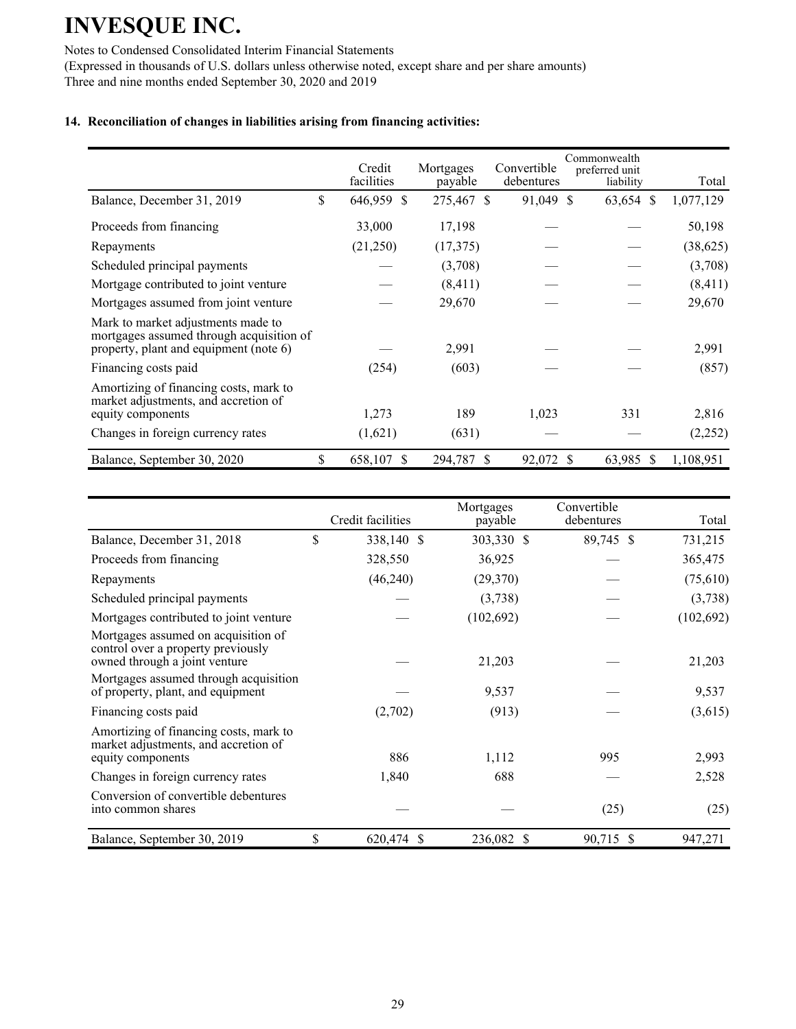# INVESQUE INC.

Notes to Condensed Consolidated Interim Financial Statements
(Expressed in thousands of U.S. dollars unless otherwise noted, except share and per share amounts)
Three and nine months ended September 30, 2020 and 2019

**14. Reconciliation of changes in liabilities arising from financing activities:**

| | Credit facilities | Mortgages payable | Convertible debentures | Commonwealth preferred unit liability | Total |
|---|---|---|---|---|---|
| Balance, December 31, 2019 | $ 646,959 | $ 275,467 | $ 91,049 | $ 63,654 | $ 1,077,129 |
| Proceeds from financing | 33,000 | 17,198 | — | — | 50,198 |
| Repayments | (21,250) | (17,375) | — | — | (38,625) |
| Scheduled principal payments | — | (3,708) | — | — | (3,708) |
| Mortgage contributed to joint venture | — | (8,411) | — | — | (8,411) |
| Mortgages assumed from joint venture | — | 29,670 | — | — | 29,670 |
| Mark to market adjustments made to mortgages assumed through acquisition of property, plant and equipment (note 6) | — | 2,991 | — | — | 2,991 |
| Financing costs paid | (254) | (603) | — | — | (857) |
| Amortizing of financing costs, mark to market adjustments, and accretion of equity components | 1,273 | 189 | 1,023 | 331 | 2,816 |
| Changes in foreign currency rates | (1,621) | (631) | — | — | (2,252) |
| Balance, September 30, 2020 | $ 658,107 | $ 294,787 | $ 92,072 | $ 63,985 | $ 1,108,951 |

| | Credit facilities | Mortgages payable | Convertible debentures | Total |
|---|---|---|---|---|
| Balance, December 31, 2018 | $ 338,140 | $ 303,330 | $ 89,745 | $ 731,215 |
| Proceeds from financing | 328,550 | 36,925 | — | 365,475 |
| Repayments | (46,240) | (29,370) | — | (75,610) |
| Scheduled principal payments | — | (3,738) | — | (3,738) |
| Mortgages contributed to joint venture | — | (102,692) | — | (102,692) |
| Mortgages assumed on acquisition of control over a property previously owned through a joint venture | — | 21,203 | — | 21,203 |
| Mortgages assumed through acquisition of property, plant, and equipment | — | 9,537 | — | 9,537 |
| Financing costs paid | (2,702) | (913) | — | (3,615) |
| Amortizing of financing costs, mark to market adjustments, and accretion of equity components | 886 | 1,112 | 995 | 2,993 |
| Changes in foreign currency rates | 1,840 | 688 | — | 2,528 |
| Conversion of convertible debentures into common shares | — | — | (25) | (25) |
| Balance, September 30, 2019 | $ 620,474 | $ 236,082 | $ 90,715 | $ 947,271 |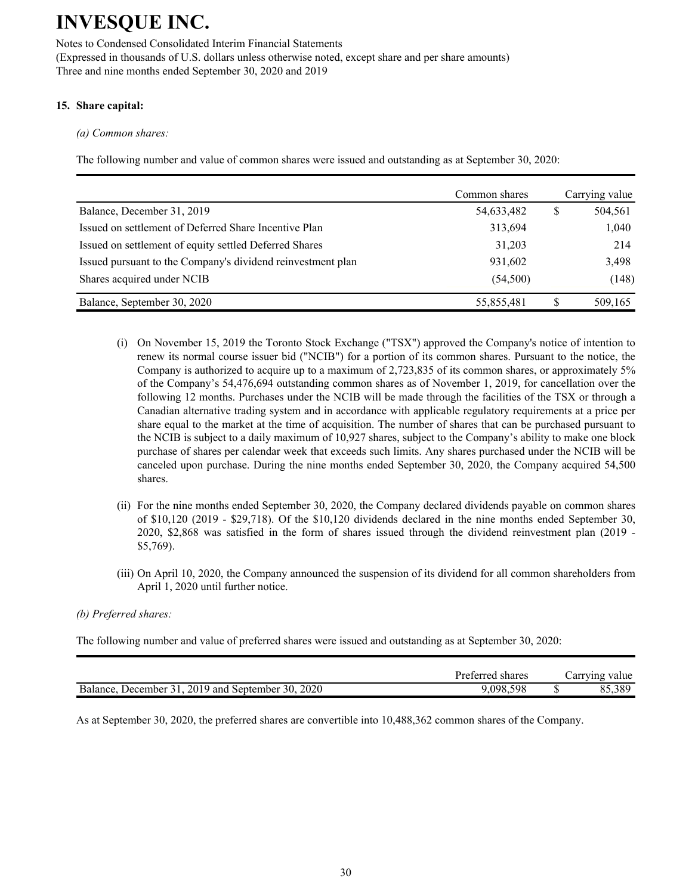# INVESQUE INC.

Notes to Condensed Consolidated Interim Financial Statements
(Expressed in thousands of U.S. dollars unless otherwise noted, except share and per share amounts)
Three and nine months ended September 30, 2020 and 2019

## 15. Share capital:

*(a) Common shares:*

The following number and value of common shares were issued and outstanding as at September 30, 2020:

| | Common shares | | Carrying value |
|---|---|---|---|
| Balance, December 31, 2019 | 54,633,482 | $ | 504,561 |
| Issued on settlement of Deferred Share Incentive Plan | 313,694 | | 1,040 |
| Issued on settlement of equity settled Deferred Shares | 31,203 | | 214 |
| Issued pursuant to the Company's dividend reinvestment plan | 931,602 | | 3,498 |
| Shares acquired under NCIB | (54,500) | | (148) |
| Balance, September 30, 2020 | 55,855,481 | $ | 509,165 |

(i) On November 15, 2019 the Toronto Stock Exchange ("TSX") approved the Company's notice of intention to renew its normal course issuer bid ("NCIB") for a portion of its common shares. Pursuant to the notice, the Company is authorized to acquire up to a maximum of 2,723,835 of its common shares, or approximately 5% of the Company's 54,476,694 outstanding common shares as of November 1, 2019, for cancellation over the following 12 months. Purchases under the NCIB will be made through the facilities of the TSX or through a Canadian alternative trading system and in accordance with applicable regulatory requirements at a price per share equal to the market at the time of acquisition. The number of shares that can be purchased pursuant to the NCIB is subject to a daily maximum of 10,927 shares, subject to the Company's ability to make one block purchase of shares per calendar week that exceeds such limits. Any shares purchased under the NCIB will be canceled upon purchase. During the nine months ended September 30, 2020, the Company acquired 54,500 shares.

(ii) For the nine months ended September 30, 2020, the Company declared dividends payable on common shares of $10,120 (2019 - $29,718). Of the $10,120 dividends declared in the nine months ended September 30, 2020, $2,868 was satisfied in the form of shares issued through the dividend reinvestment plan (2019 - $5,769).

(iii) On April 10, 2020, the Company announced the suspension of its dividend for all common shareholders from April 1, 2020 until further notice.

*(b) Preferred shares:*

The following number and value of preferred shares were issued and outstanding as at September 30, 2020:

| | Preferred shares | | Carrying value |
|---|---|---|---|
| Balance, December 31, 2019 and September 30, 2020 | 9,098,598 | $ | 85,389 |

As at September 30, 2020, the preferred shares are convertible into 10,488,362 common shares of the Company.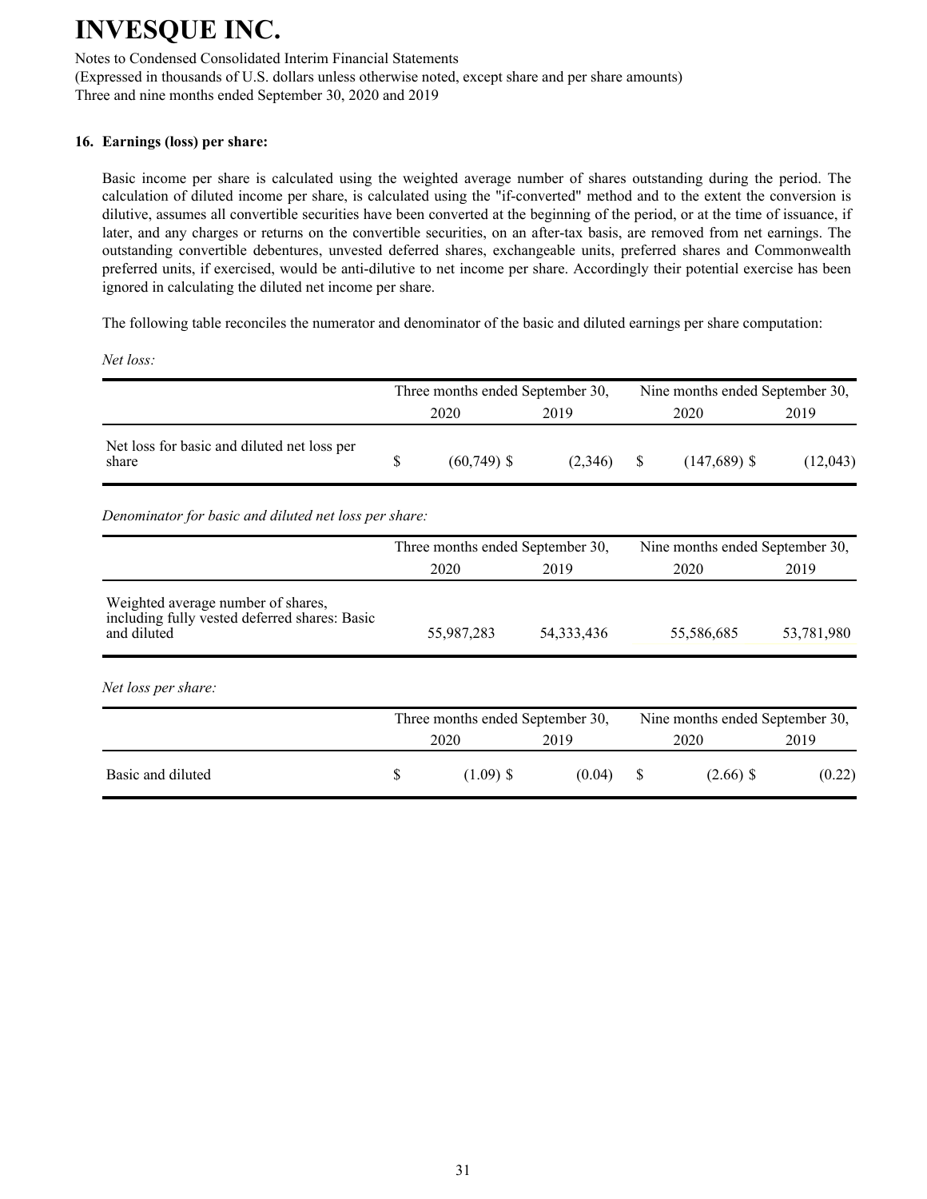# INVESQUE INC.

Notes to Condensed Consolidated Interim Financial Statements
(Expressed in thousands of U.S. dollars unless otherwise noted, except share and per share amounts)
Three and nine months ended September 30, 2020 and 2019

**16. Earnings (loss) per share:**

Basic income per share is calculated using the weighted average number of shares outstanding during the period. The calculation of diluted income per share, is calculated using the "if-converted" method and to the extent the conversion is dilutive, assumes all convertible securities have been converted at the beginning of the period, or at the time of issuance, if later, and any charges or returns on the convertible securities, on an after-tax basis, are removed from net earnings. The outstanding convertible debentures, unvested deferred shares, exchangeable units, preferred shares and Commonwealth preferred units, if exercised, would be anti-dilutive to net income per share. Accordingly their potential exercise has been ignored in calculating the diluted net income per share.

The following table reconciles the numerator and denominator of the basic and diluted earnings per share computation:

*Net loss:*

| | Three months ended September 30, | | Nine months ended September 30, | |
|---|---|---|---|---|
| | 2020 | 2019 | 2020 | 2019 |
| Net loss for basic and diluted net loss per share | $ (60,749) | $ (2,346) | $ (147,689) | $ (12,043) |

*Denominator for basic and diluted net loss per share:*

| | Three months ended September 30, | | Nine months ended September 30, | |
|---|---|---|---|---|
| | 2020 | 2019 | 2020 | 2019 |
| Weighted average number of shares, including fully vested deferred shares: Basic and diluted | 55,987,283 | 54,333,436 | 55,586,685 | 53,781,980 |

*Net loss per share:*

| | Three months ended September 30, | | Nine months ended September 30, | |
|---|---|---|---|---|
| | 2020 | 2019 | 2020 | 2019 |
| Basic and diluted | $ (1.09) | $ (0.04) | $ (2.66) | $ (0.22) |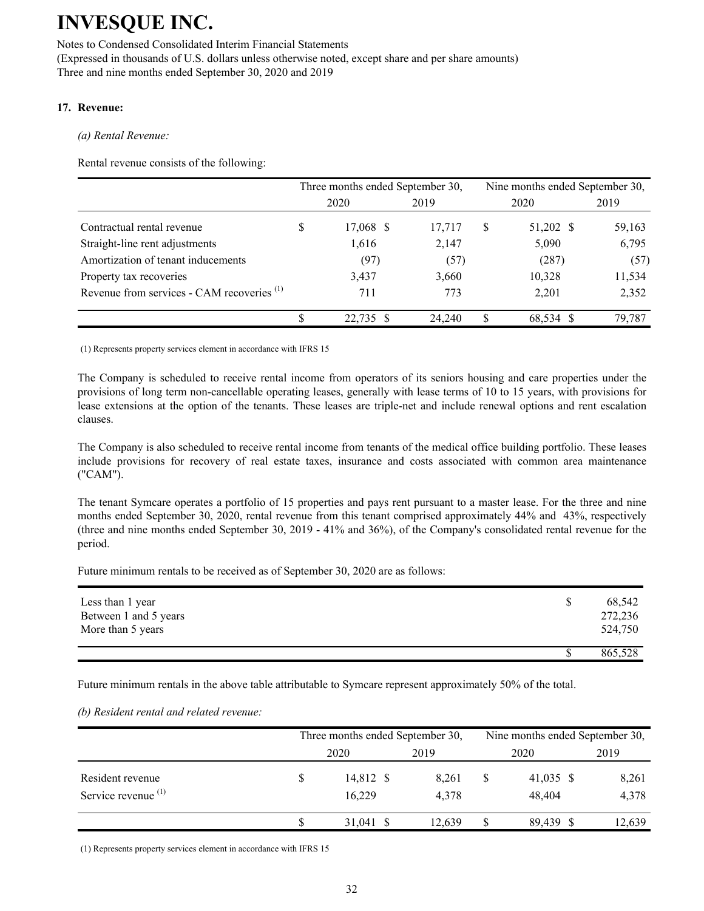# INVESQUE INC.

Notes to Condensed Consolidated Interim Financial Statements
(Expressed in thousands of U.S. dollars unless otherwise noted, except share and per share amounts)
Three and nine months ended September 30, 2020 and 2019

### 17. Revenue:

*(a) Rental Revenue:*

Rental revenue consists of the following:

| | Three months ended September 30, | | Nine months ended September 30, | |
|---|---|---|---|---|
| | 2020 | 2019 | 2020 | 2019 |
| Contractual rental revenue | $ 17,068 | $ 17,717 | $ 51,202 | $ 59,163 |
| Straight-line rent adjustments | 1,616 | 2,147 | 5,090 | 6,795 |
| Amortization of tenant inducements | (97) | (57) | (287) | (57) |
| Property tax recoveries | 3,437 | 3,660 | 10,328 | 11,534 |
| Revenue from services - CAM recoveries (1) | 711 | 773 | 2,201 | 2,352 |
| | $ 22,735 | $ 24,240 | $ 68,534 | $ 79,787 |

(1) Represents property services element in accordance with IFRS 15

The Company is scheduled to receive rental income from operators of its seniors housing and care properties under the provisions of long term non-cancellable operating leases, generally with lease terms of 10 to 15 years, with provisions for lease extensions at the option of the tenants. These leases are triple-net and include renewal options and rent escalation clauses.

The Company is also scheduled to receive rental income from tenants of the medical office building portfolio. These leases include provisions for recovery of real estate taxes, insurance and costs associated with common area maintenance ("CAM").

The tenant Symcare operates a portfolio of 15 properties and pays rent pursuant to a master lease. For the three and nine months ended September 30, 2020, rental revenue from this tenant comprised approximately 44% and 43%, respectively (three and nine months ended September 30, 2019 - 41% and 36%), of the Company's consolidated rental revenue for the period.

Future minimum rentals to be received as of September 30, 2020 are as follows:

| | |
|---|---|
| Less than 1 year | $ 68,542 |
| Between 1 and 5 years | 272,236 |
| More than 5 years | 524,750 |
| | $ 865,528 |

Future minimum rentals in the above table attributable to Symcare represent approximately 50% of the total.

*(b) Resident rental and related revenue:*

| | Three months ended September 30, | | Nine months ended September 30, | |
|---|---|---|---|---|
| | 2020 | 2019 | 2020 | 2019 |
| Resident revenue | $ 14,812 | $ 8,261 | $ 41,035 | $ 8,261 |
| Service revenue (1) | 16,229 | 4,378 | 48,404 | 4,378 |
| | $ 31,041 | $ 12,639 | $ 89,439 | $ 12,639 |

(1) Represents property services element in accordance with IFRS 15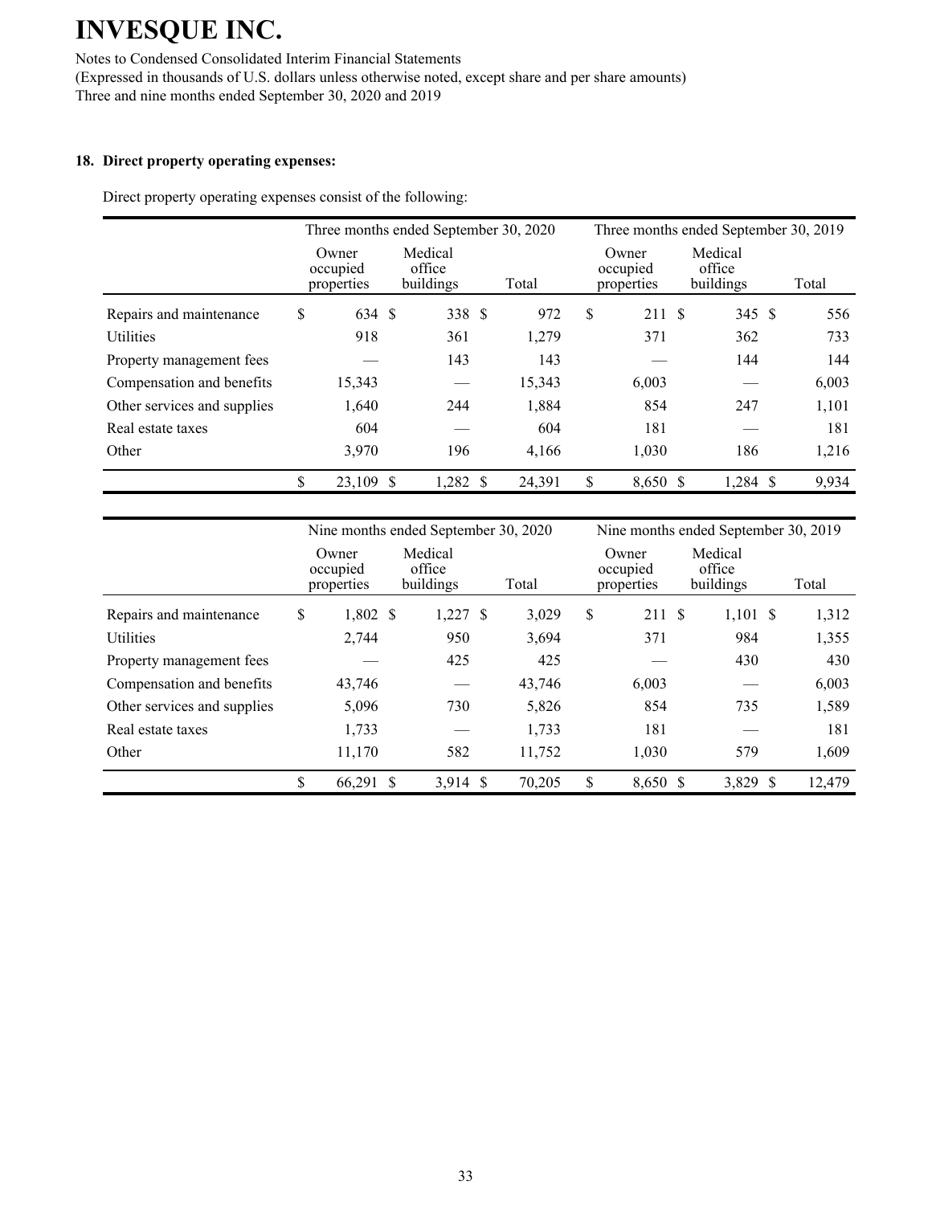**18. Direct property operating expenses:**

Direct property operating expenses consist of the following:

| | Three months ended September 30, 2020 | | | Three months ended September 30, 2019 | | |
|---|---|---|---|---|---|---|
| | Owner occupied properties | Medical office buildings | Total | Owner occupied properties | Medical office buildings | Total |
| Repairs and maintenance | $ 634 | $ 338 | $ 972 | $ 211 | $ 345 | $ 556 |
| Utilities | 918 | 361 | 1,279 | 371 | 362 | 733 |
| Property management fees | — | 143 | 143 | — | 144 | 144 |
| Compensation and benefits | 15,343 | — | 15,343 | 6,003 | — | 6,003 |
| Other services and supplies | 1,640 | 244 | 1,884 | 854 | 247 | 1,101 |
| Real estate taxes | 604 | — | 604 | 181 | — | 181 |
| Other | 3,970 | 196 | 4,166 | 1,030 | 186 | 1,216 |
| | $ 23,109 | $ 1,282 | $ 24,391 | $ 8,650 | $ 1,284 | $ 9,934 |

| | Nine months ended September 30, 2020 | | | Nine months ended September 30, 2019 | | |
|---|---|---|---|---|---|---|
| | Owner occupied properties | Medical office buildings | Total | Owner occupied properties | Medical office buildings | Total |
| Repairs and maintenance | $ 1,802 | $ 1,227 | $ 3,029 | $ 211 | $ 1,101 | $ 1,312 |
| Utilities | 2,744 | 950 | 3,694 | 371 | 984 | 1,355 |
| Property management fees | — | 425 | 425 | — | 430 | 430 |
| Compensation and benefits | 43,746 | — | 43,746 | 6,003 | — | 6,003 |
| Other services and supplies | 5,096 | 730 | 5,826 | 854 | 735 | 1,589 |
| Real estate taxes | 1,733 | — | 1,733 | 181 | — | 181 |
| Other | 11,170 | 582 | 11,752 | 1,030 | 579 | 1,609 |
| | $ 66,291 | $ 3,914 | $ 70,205 | $ 8,650 | $ 3,829 | $ 12,479 |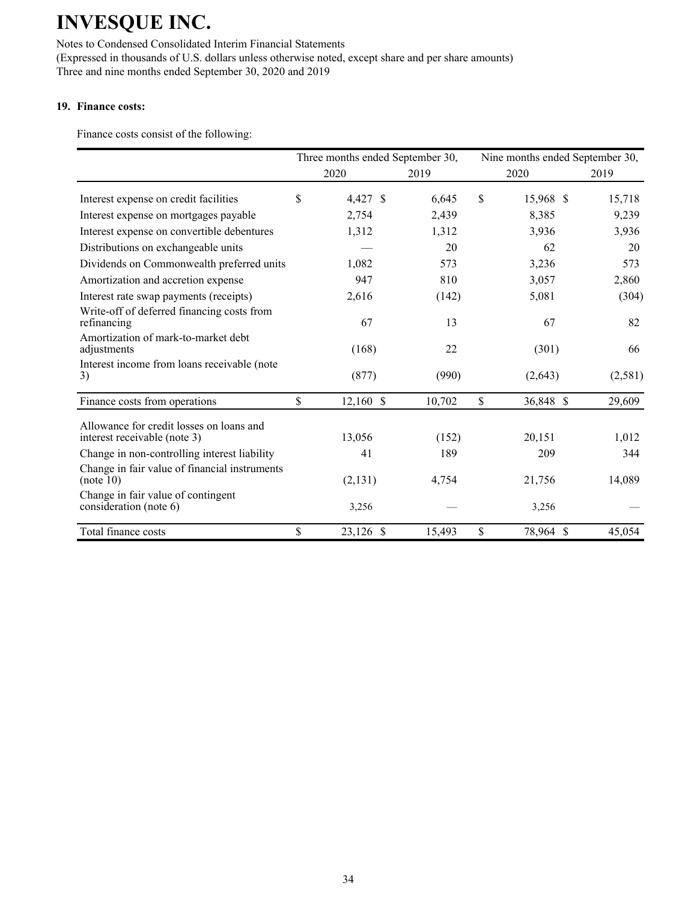# INVESQUE INC.

Notes to Condensed Consolidated Interim Financial Statements
(Expressed in thousands of U.S. dollars unless otherwise noted, except share and per share amounts)
Three and nine months ended September 30, 2020 and 2019

## 19. Finance costs:

Finance costs consist of the following:

| | Three months ended September 30, | | Nine months ended September 30, | |
|---|---|---|---|---|
| | 2020 | 2019 | 2020 | 2019 |
| Interest expense on credit facilities | $ 4,427 | $ 6,645 | $ 15,968 | $ 15,718 |
| Interest expense on mortgages payable | 2,754 | 2,439 | 8,385 | 9,239 |
| Interest expense on convertible debentures | 1,312 | 1,312 | 3,936 | 3,936 |
| Distributions on exchangeable units | — | 20 | 62 | 20 |
| Dividends on Commonwealth preferred units | 1,082 | 573 | 3,236 | 573 |
| Amortization and accretion expense | 947 | 810 | 3,057 | 2,860 |
| Interest rate swap payments (receipts) | 2,616 | (142) | 5,081 | (304) |
| Write-off of deferred financing costs from refinancing | 67 | 13 | 67 | 82 |
| Amortization of mark-to-market debt adjustments | (168) | 22 | (301) | 66 |
| Interest income from loans receivable (note 3) | (877) | (990) | (2,643) | (2,581) |
| Finance costs from operations | $ 12,160 | $ 10,702 | $ 36,848 | $ 29,609 |
| Allowance for credit losses on loans and interest receivable (note 3) | 13,056 | (152) | 20,151 | 1,012 |
| Change in non-controlling interest liability | 41 | 189 | 209 | 344 |
| Change in fair value of financial instruments (note 10) | (2,131) | 4,754 | 21,756 | 14,089 |
| Change in fair value of contingent consideration (note 6) | 3,256 | — | 3,256 | — |
| Total finance costs | $ 23,126 | $ 15,493 | $ 78,964 | $ 45,054 |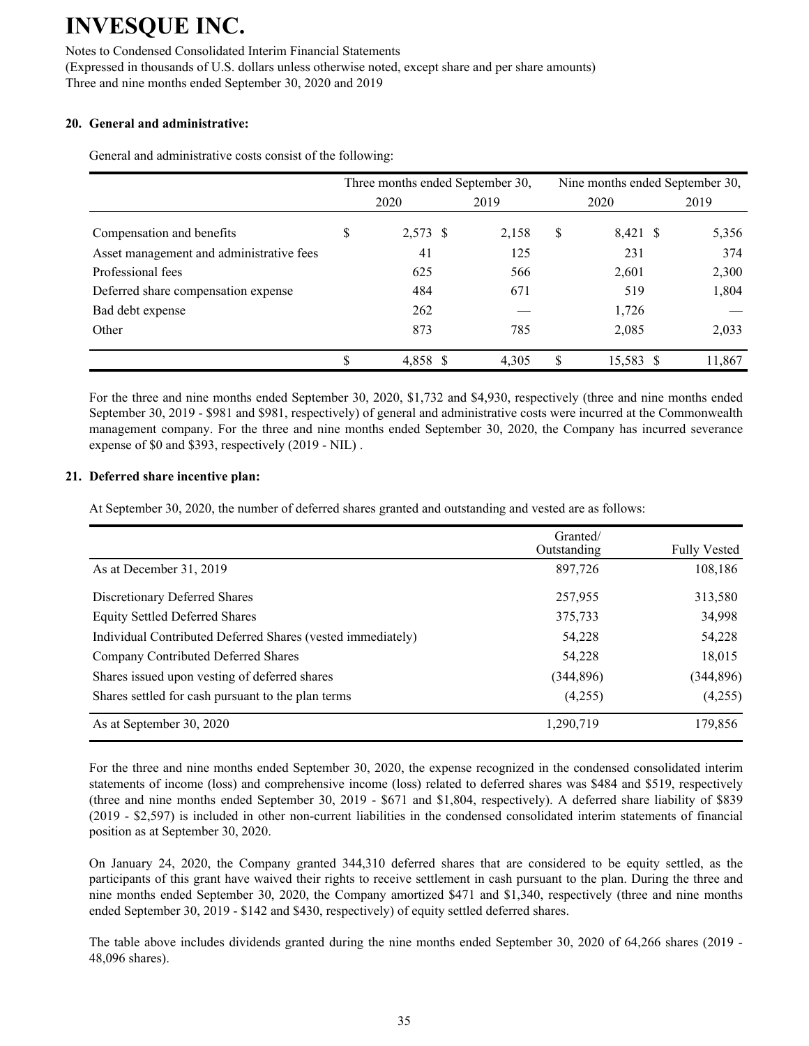# INVESQUE INC.

Notes to Condensed Consolidated Interim Financial Statements
(Expressed in thousands of U.S. dollars unless otherwise noted, except share and per share amounts)
Three and nine months ended September 30, 2020 and 2019

## 20. General and administrative:

General and administrative costs consist of the following:

| | Three months ended September 30, | | Nine months ended September 30, | |
|---|---|---|---|---|
| | 2020 | 2019 | 2020 | 2019 |
| Compensation and benefits | $ 2,573 | $ 2,158 | $ 8,421 | $ 5,356 |
| Asset management and administrative fees | 41 | 125 | 231 | 374 |
| Professional fees | 625 | 566 | 2,601 | 2,300 |
| Deferred share compensation expense | 484 | 671 | 519 | 1,804 |
| Bad debt expense | 262 | — | 1,726 | — |
| Other | 873 | 785 | 2,085 | 2,033 |
| | $ 4,858 | $ 4,305 | $ 15,583 | $ 11,867 |

For the three and nine months ended September 30, 2020, $1,732 and $4,930, respectively (three and nine months ended September 30, 2019 - $981 and $981, respectively) of general and administrative costs were incurred at the Commonwealth management company. For the three and nine months ended September 30, 2020, the Company has incurred severance expense of $0 and $393, respectively (2019 - NIL) .

## 21. Deferred share incentive plan:

At September 30, 2020, the number of deferred shares granted and outstanding and vested are as follows:

| | Granted/ Outstanding | Fully Vested |
|---|---|---|
| As at December 31, 2019 | 897,726 | 108,186 |
| Discretionary Deferred Shares | 257,955 | 313,580 |
| Equity Settled Deferred Shares | 375,733 | 34,998 |
| Individual Contributed Deferred Shares (vested immediately) | 54,228 | 54,228 |
| Company Contributed Deferred Shares | 54,228 | 18,015 |
| Shares issued upon vesting of deferred shares | (344,896) | (344,896) |
| Shares settled for cash pursuant to the plan terms | (4,255) | (4,255) |
| As at September 30, 2020 | 1,290,719 | 179,856 |

For the three and nine months ended September 30, 2020, the expense recognized in the condensed consolidated interim statements of income (loss) and comprehensive income (loss) related to deferred shares was $484 and $519, respectively (three and nine months ended September 30, 2019 - $671 and $1,804, respectively). A deferred share liability of $839 (2019 - $2,597) is included in other non-current liabilities in the condensed consolidated interim statements of financial position as at September 30, 2020.

On January 24, 2020, the Company granted 344,310 deferred shares that are considered to be equity settled, as the participants of this grant have waived their rights to receive settlement in cash pursuant to the plan. During the three and nine months ended September 30, 2020, the Company amortized $471 and $1,340, respectively (three and nine months ended September 30, 2019 - $142 and $430, respectively) of equity settled deferred shares.

The table above includes dividends granted during the nine months ended September 30, 2020 of 64,266 shares (2019 - 48,096 shares).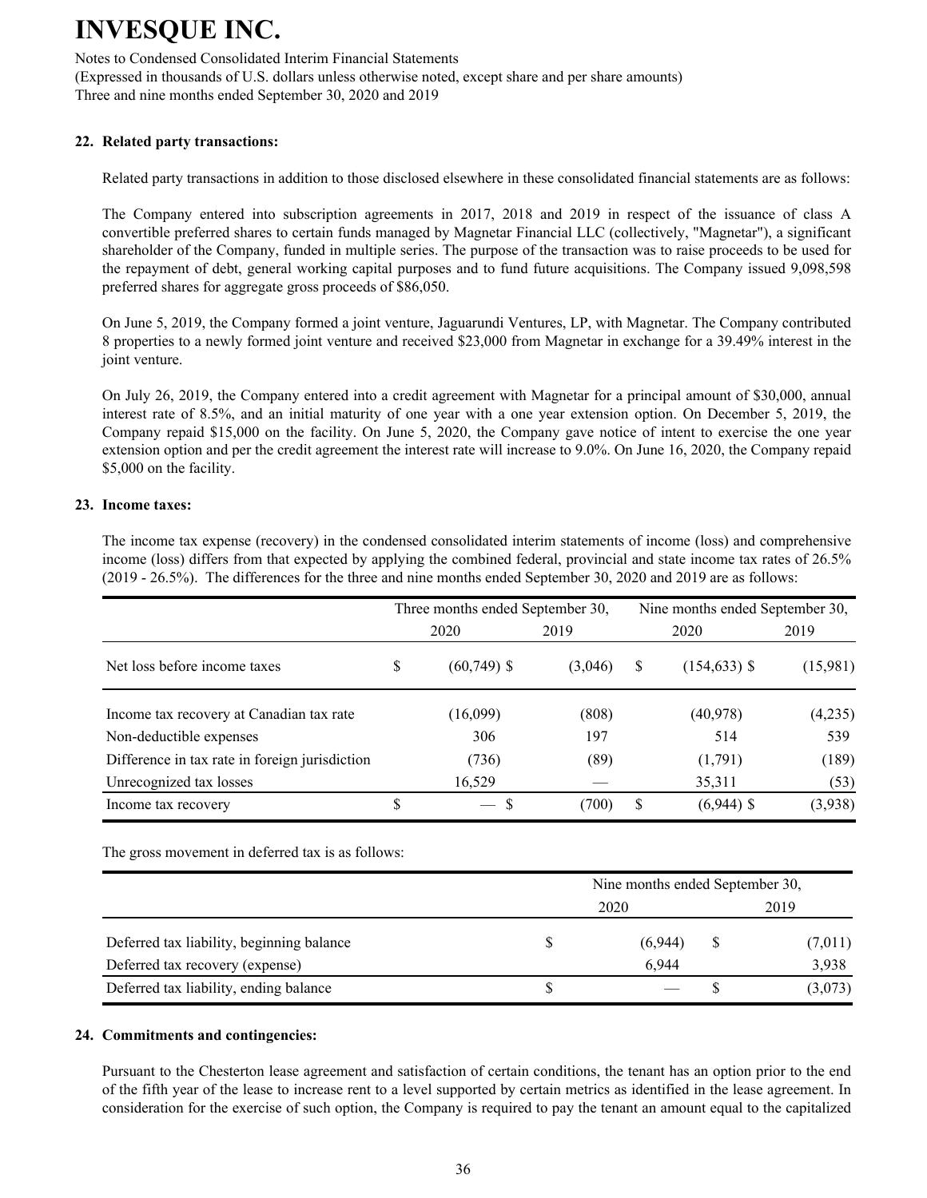**22. Related party transactions:**

Related party transactions in addition to those disclosed elsewhere in these consolidated financial statements are as follows:

The Company entered into subscription agreements in 2017, 2018 and 2019 in respect of the issuance of class A convertible preferred shares to certain funds managed by Magnetar Financial LLC (collectively, "Magnetar"), a significant shareholder of the Company, funded in multiple series. The purpose of the transaction was to raise proceeds to be used for the repayment of debt, general working capital purposes and to fund future acquisitions. The Company issued 9,098,598 preferred shares for aggregate gross proceeds of $86,050.

On June 5, 2019, the Company formed a joint venture, Jaguarundi Ventures, LP, with Magnetar. The Company contributed 8 properties to a newly formed joint venture and received $23,000 from Magnetar in exchange for a 39.49% interest in the joint venture.

On July 26, 2019, the Company entered into a credit agreement with Magnetar for a principal amount of $30,000, annual interest rate of 8.5%, and an initial maturity of one year with a one year extension option. On December 5, 2019, the Company repaid $15,000 on the facility. On June 5, 2020, the Company gave notice of intent to exercise the one year extension option and per the credit agreement the interest rate will increase to 9.0%. On June 16, 2020, the Company repaid $5,000 on the facility.

**23. Income taxes:**

The income tax expense (recovery) in the condensed consolidated interim statements of income (loss) and comprehensive income (loss) differs from that expected by applying the combined federal, provincial and state income tax rates of 26.5% (2019 - 26.5%). The differences for the three and nine months ended September 30, 2020 and 2019 are as follows:

| | Three months ended September 30, | | Nine months ended September 30, | |
|---|---|---|---|---|
| | 2020 | 2019 | 2020 | 2019 |
| Net loss before income taxes | $ (60,749) | $ (3,046) | $ (154,633) | $ (15,981) |
| Income tax recovery at Canadian tax rate | (16,099) | (808) | (40,978) | (4,235) |
| Non-deductible expenses | 306 | 197 | 514 | 539 |
| Difference in tax rate in foreign jurisdiction | (736) | (89) | (1,791) | (189) |
| Unrecognized tax losses | 16,529 | — | 35,311 | (53) |
| Income tax recovery | $ — | $ (700) | $ (6,944) | $ (3,938) |

The gross movement in deferred tax is as follows:

| | Nine months ended September 30, | |
|---|---|---|
| | 2020 | 2019 |
| Deferred tax liability, beginning balance | $ (6,944) | $ (7,011) |
| Deferred tax recovery (expense) | 6,944 | 3,938 |
| Deferred tax liability, ending balance | $ — | $ (3,073) |

**24. Commitments and contingencies:**

Pursuant to the Chesterton lease agreement and satisfaction of certain conditions, the tenant has an option prior to the end of the fifth year of the lease to increase rent to a level supported by certain metrics as identified in the lease agreement. In consideration for the exercise of such option, the Company is required to pay the tenant an amount equal to the capitalized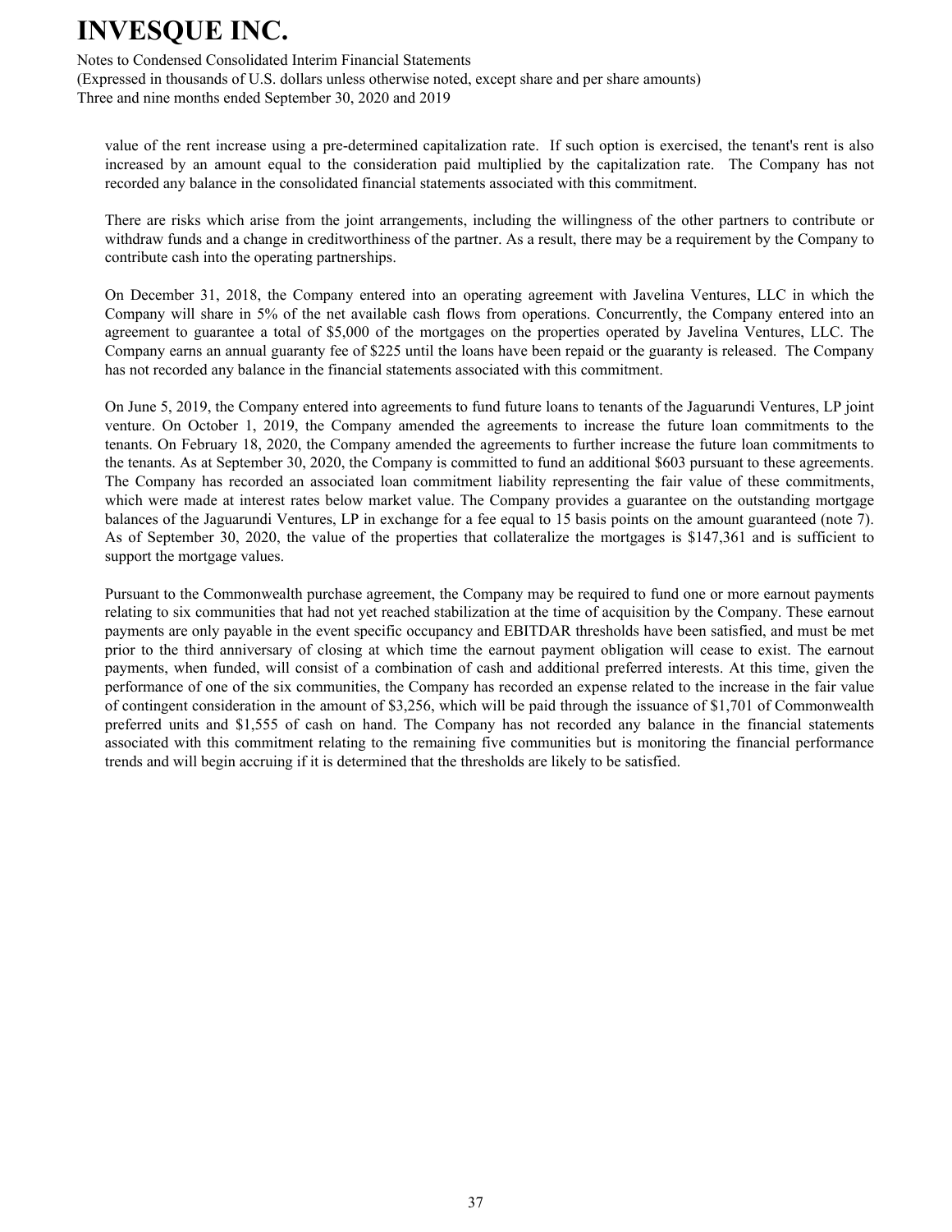value of the rent increase using a pre-determined capitalization rate. If such option is exercised, the tenant's rent is also increased by an amount equal to the consideration paid multiplied by the capitalization rate. The Company has not recorded any balance in the consolidated financial statements associated with this commitment.

There are risks which arise from the joint arrangements, including the willingness of the other partners to contribute or withdraw funds and a change in creditworthiness of the partner. As a result, there may be a requirement by the Company to contribute cash into the operating partnerships.

On December 31, 2018, the Company entered into an operating agreement with Javelina Ventures, LLC in which the Company will share in 5% of the net available cash flows from operations. Concurrently, the Company entered into an agreement to guarantee a total of $5,000 of the mortgages on the properties operated by Javelina Ventures, LLC. The Company earns an annual guaranty fee of $225 until the loans have been repaid or the guaranty is released. The Company has not recorded any balance in the financial statements associated with this commitment.

On June 5, 2019, the Company entered into agreements to fund future loans to tenants of the Jaguarundi Ventures, LP joint venture. On October 1, 2019, the Company amended the agreements to increase the future loan commitments to the tenants. On February 18, 2020, the Company amended the agreements to further increase the future loan commitments to the tenants. As at September 30, 2020, the Company is committed to fund an additional $603 pursuant to these agreements. The Company has recorded an associated loan commitment liability representing the fair value of these commitments, which were made at interest rates below market value. The Company provides a guarantee on the outstanding mortgage balances of the Jaguarundi Ventures, LP in exchange for a fee equal to 15 basis points on the amount guaranteed (note 7). As of September 30, 2020, the value of the properties that collateralize the mortgages is $147,361 and is sufficient to support the mortgage values.

Pursuant to the Commonwealth purchase agreement, the Company may be required to fund one or more earnout payments relating to six communities that had not yet reached stabilization at the time of acquisition by the Company. These earnout payments are only payable in the event specific occupancy and EBITDAR thresholds have been satisfied, and must be met prior to the third anniversary of closing at which time the earnout payment obligation will cease to exist. The earnout payments, when funded, will consist of a combination of cash and additional preferred interests. At this time, given the performance of one of the six communities, the Company has recorded an expense related to the increase in the fair value of contingent consideration in the amount of $3,256, which will be paid through the issuance of $1,701 of Commonwealth preferred units and $1,555 of cash on hand. The Company has not recorded any balance in the financial statements associated with this commitment relating to the remaining five communities but is monitoring the financial performance trends and will begin accruing if it is determined that the thresholds are likely to be satisfied.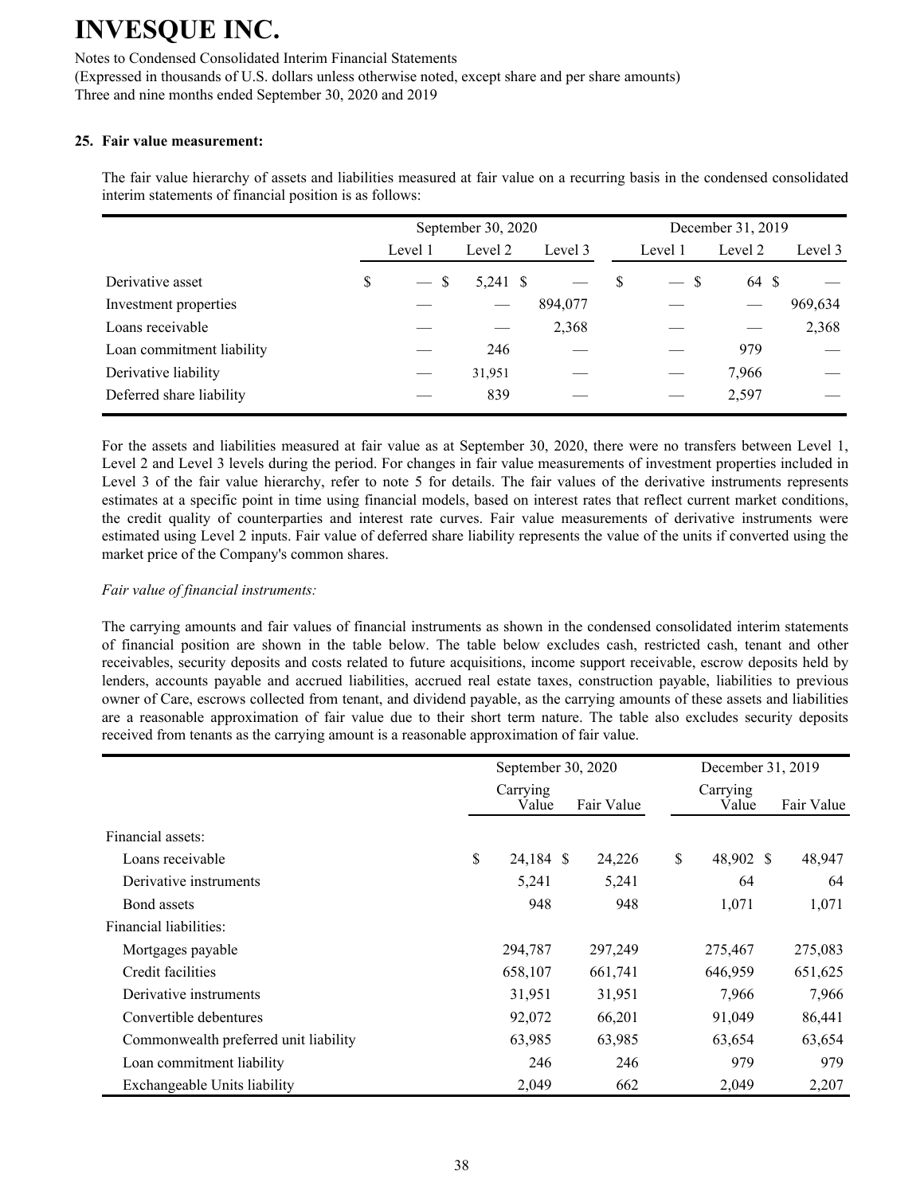# INVESQUE INC.

Notes to Condensed Consolidated Interim Financial Statements
(Expressed in thousands of U.S. dollars unless otherwise noted, except share and per share amounts)
Three and nine months ended September 30, 2020 and 2019

**25. Fair value measurement:**

The fair value hierarchy of assets and liabilities measured at fair value on a recurring basis in the condensed consolidated interim statements of financial position is as follows:

| | September 30, 2020 | | | December 31, 2019 | | |
|---|---|---|---|---|---|---|
| | Level 1 | Level 2 | Level 3 | Level 1 | Level 2 | Level 3 |
| Derivative asset | $ — | $ 5,241 | $ — | $ — | $ 64 | $ — |
| Investment properties | — | — | 894,077 | — | — | 969,634 |
| Loans receivable | — | — | 2,368 | — | — | 2,368 |
| Loan commitment liability | — | 246 | — | — | 979 | — |
| Derivative liability | — | 31,951 | — | — | 7,966 | — |
| Deferred share liability | — | 839 | — | — | 2,597 | — |

For the assets and liabilities measured at fair value as at September 30, 2020, there were no transfers between Level 1, Level 2 and Level 3 levels during the period. For changes in fair value measurements of investment properties included in Level 3 of the fair value hierarchy, refer to note 5 for details. The fair values of the derivative instruments represents estimates at a specific point in time using financial models, based on interest rates that reflect current market conditions, the credit quality of counterparties and interest rate curves. Fair value measurements of derivative instruments were estimated using Level 2 inputs. Fair value of deferred share liability represents the value of the units if converted using the market price of the Company's common shares.

*Fair value of financial instruments:*

The carrying amounts and fair values of financial instruments as shown in the condensed consolidated interim statements of financial position are shown in the table below. The table below excludes cash, restricted cash, tenant and other receivables, security deposits and costs related to future acquisitions, income support receivable, escrow deposits held by lenders, accounts payable and accrued liabilities, accrued real estate taxes, construction payable, liabilities to previous owner of Care, escrows collected from tenant, and dividend payable, as the carrying amounts of these assets and liabilities are a reasonable approximation of fair value due to their short term nature. The table also excludes security deposits received from tenants as the carrying amount is a reasonable approximation of fair value.

| | September 30, 2020 | | December 31, 2019 | |
|---|---|---|---|---|
| | Carrying Value | Fair Value | Carrying Value | Fair Value |
| Financial assets: | | | | |
| Loans receivable | $ 24,184 | $ 24,226 | $ 48,902 | $ 48,947 |
| Derivative instruments | 5,241 | 5,241 | 64 | 64 |
| Bond assets | 948 | 948 | 1,071 | 1,071 |
| Financial liabilities: | | | | |
| Mortgages payable | 294,787 | 297,249 | 275,467 | 275,083 |
| Credit facilities | 658,107 | 661,741 | 646,959 | 651,625 |
| Derivative instruments | 31,951 | 31,951 | 7,966 | 7,966 |
| Convertible debentures | 92,072 | 66,201 | 91,049 | 86,441 |
| Commonwealth preferred unit liability | 63,985 | 63,985 | 63,654 | 63,654 |
| Loan commitment liability | 246 | 246 | 979 | 979 |
| Exchangeable Units liability | 2,049 | 662 | 2,049 | 2,207 |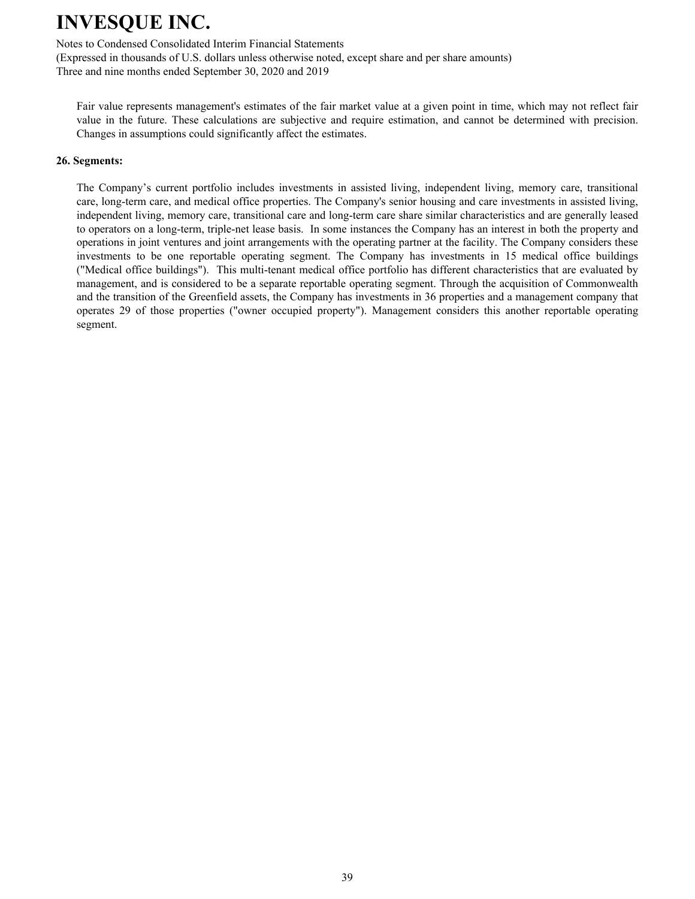Fair value represents management's estimates of the fair market value at a given point in time, which may not reflect fair value in the future. These calculations are subjective and require estimation, and cannot be determined with precision. Changes in assumptions could significantly affect the estimates.

**26. Segments:**

The Company’s current portfolio includes investments in assisted living, independent living, memory care, transitional care, long-term care, and medical office properties. The Company's senior housing and care investments in assisted living, independent living, memory care, transitional care and long-term care share similar characteristics and are generally leased to operators on a long-term, triple-net lease basis. In some instances the Company has an interest in both the property and operations in joint ventures and joint arrangements with the operating partner at the facility. The Company considers these investments to be one reportable operating segment. The Company has investments in 15 medical office buildings ("Medical office buildings"). This multi-tenant medical office portfolio has different characteristics that are evaluated by management, and is considered to be a separate reportable operating segment. Through the acquisition of Commonwealth and the transition of the Greenfield assets, the Company has investments in 36 properties and a management company that operates 29 of those properties ("owner occupied property"). Management considers this another reportable operating segment.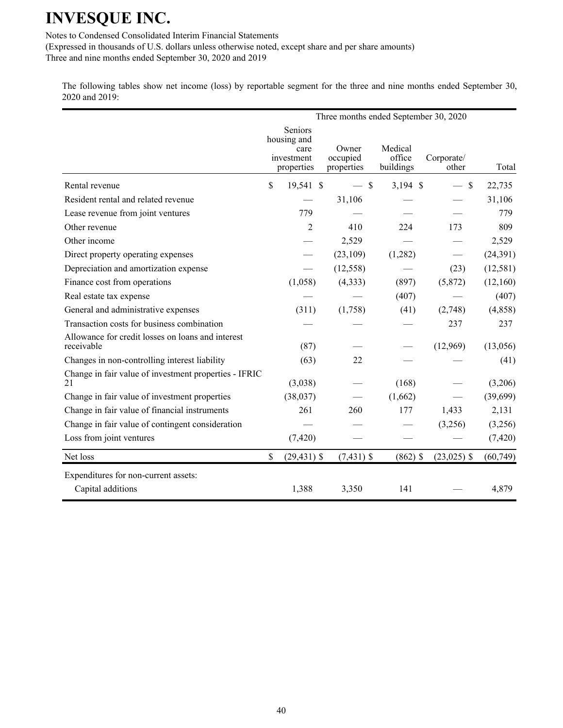# INVESQUE INC.

Notes to Condensed Consolidated Interim Financial Statements
(Expressed in thousands of U.S. dollars unless otherwise noted, except share and per share amounts)
Three and nine months ended September 30, 2020 and 2019

The following tables show net income (loss) by reportable segment for the three and nine months ended September 30, 2020 and 2019:

| | Three months ended September 30, 2020 | | | | |
|---|---|---|---|---|---|
| | Seniors housing and care investment properties | Owner occupied properties | Medical office buildings | Corporate/ other | Total |
| Rental revenue | $ 19,541 | $ — | $ 3,194 | $ — | $ 22,735 |
| Resident rental and related revenue | — | 31,106 | — | — | 31,106 |
| Lease revenue from joint ventures | 779 | — | — | — | 779 |
| Other revenue | 2 | 410 | 224 | 173 | 809 |
| Other income | — | 2,529 | — | — | 2,529 |
| Direct property operating expenses | — | (23,109) | (1,282) | — | (24,391) |
| Depreciation and amortization expense | — | (12,558) | — | (23) | (12,581) |
| Finance cost from operations | (1,058) | (4,333) | (897) | (5,872) | (12,160) |
| Real estate tax expense | — | — | (407) | — | (407) |
| General and administrative expenses | (311) | (1,758) | (41) | (2,748) | (4,858) |
| Transaction costs for business combination | — | — | — | 237 | 237 |
| Allowance for credit losses on loans and interest receivable | (87) | — | — | (12,969) | (13,056) |
| Changes in non-controlling interest liability | (63) | 22 | — | — | (41) |
| Change in fair value of investment properties - IFRIC 21 | (3,038) | — | (168) | — | (3,206) |
| Change in fair value of investment properties | (38,037) | — | (1,662) | — | (39,699) |
| Change in fair value of financial instruments | 261 | 260 | 177 | 1,433 | 2,131 |
| Change in fair value of contingent consideration | — | — | — | (3,256) | (3,256) |
| Loss from joint ventures | (7,420) | — | — | — | (7,420) |
| Net loss | $ (29,431) | $ (7,431) | $ (862) | $ (23,025) | $ (60,749) |
| Expenditures for non-current assets: | | | | | |
| Capital additions | 1,388 | 3,350 | 141 | — | 4,879 |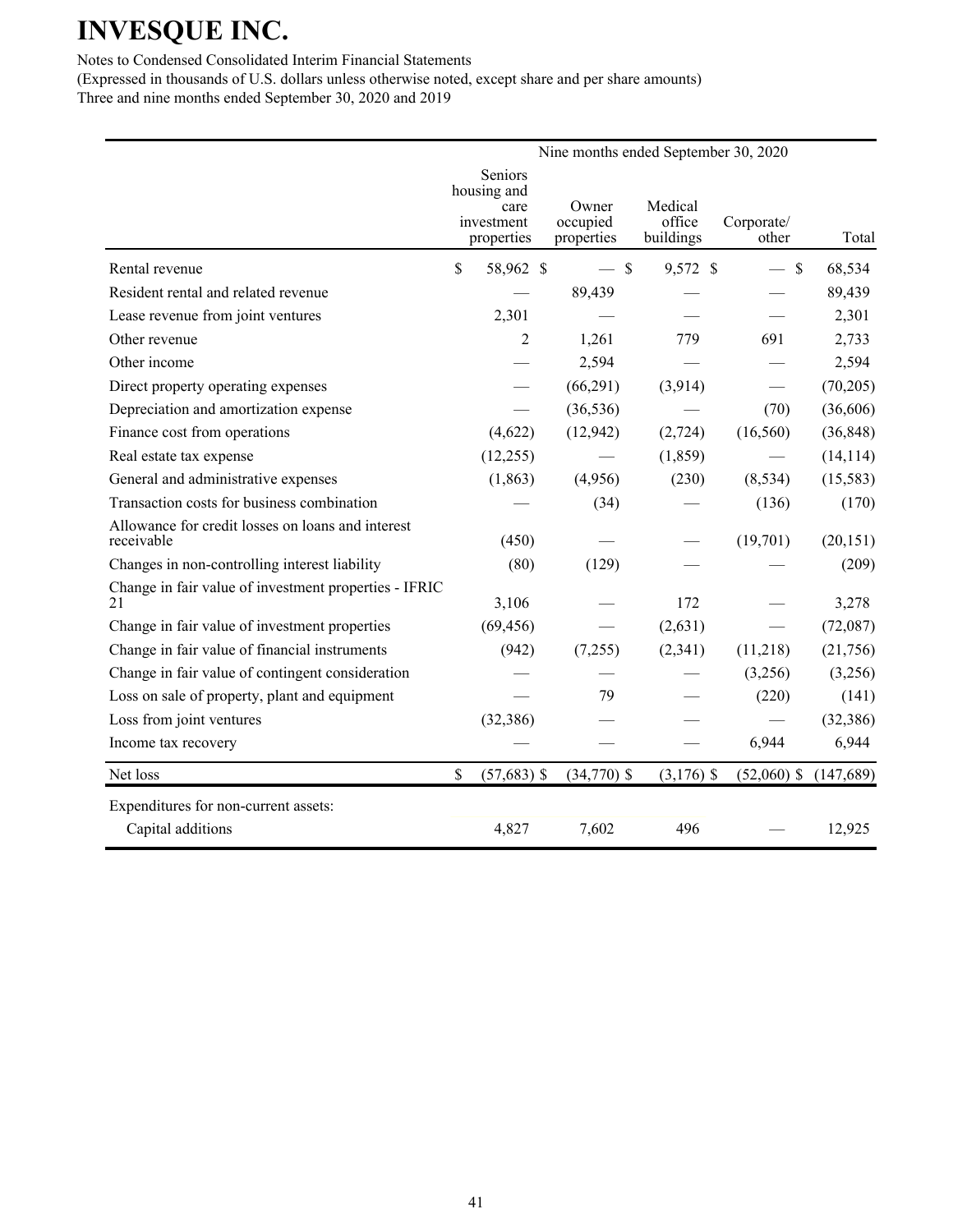# INVESQUE INC.

Notes to Condensed Consolidated Interim Financial Statements
(Expressed in thousands of U.S. dollars unless otherwise noted, except share and per share amounts)
Three and nine months ended September 30, 2020 and 2019

| | Nine months ended September 30, 2020 | | | | |
|---|---|---|---|---|---|
| | Seniors housing and care investment properties | Owner occupied properties | Medical office buildings | Corporate/ other | Total |
| Rental revenue | $ 58,962 | $ — | $ 9,572 | $ — | $ 68,534 |
| Resident rental and related revenue | — | 89,439 | — | — | 89,439 |
| Lease revenue from joint ventures | 2,301 | — | — | — | 2,301 |
| Other revenue | 2 | 1,261 | 779 | 691 | 2,733 |
| Other income | — | 2,594 | — | — | 2,594 |
| Direct property operating expenses | — | (66,291) | (3,914) | — | (70,205) |
| Depreciation and amortization expense | — | (36,536) | — | (70) | (36,606) |
| Finance cost from operations | (4,622) | (12,942) | (2,724) | (16,560) | (36,848) |
| Real estate tax expense | (12,255) | — | (1,859) | — | (14,114) |
| General and administrative expenses | (1,863) | (4,956) | (230) | (8,534) | (15,583) |
| Transaction costs for business combination | — | (34) | — | (136) | (170) |
| Allowance for credit losses on loans and interest receivable | (450) | — | — | (19,701) | (20,151) |
| Changes in non-controlling interest liability | (80) | (129) | — | — | (209) |
| Change in fair value of investment properties - IFRIC 21 | 3,106 | — | 172 | — | 3,278 |
| Change in fair value of investment properties | (69,456) | — | (2,631) | — | (72,087) |
| Change in fair value of financial instruments | (942) | (7,255) | (2,341) | (11,218) | (21,756) |
| Change in fair value of contingent consideration | — | — | — | (3,256) | (3,256) |
| Loss on sale of property, plant and equipment | — | 79 | — | (220) | (141) |
| Loss from joint ventures | (32,386) | — | — | — | (32,386) |
| Income tax recovery | — | — | — | 6,944 | 6,944 |
| Net loss | $ (57,683) | $ (34,770) | $ (3,176) | $ (52,060) | $ (147,689) |
| Expenditures for non-current assets: | | | | | |
| Capital additions | 4,827 | 7,602 | 496 | — | 12,925 |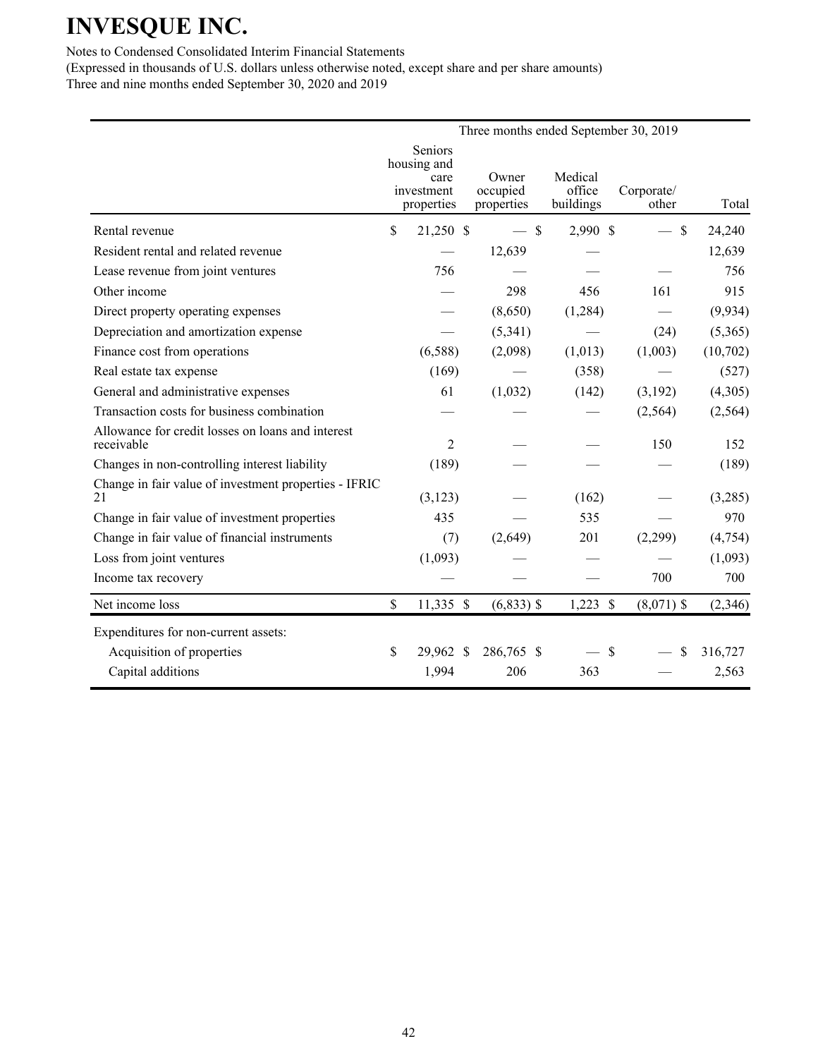# INVESQUE INC.

Notes to Condensed Consolidated Interim Financial Statements

(Expressed in thousands of U.S. dollars unless otherwise noted, except share and per share amounts)

Three and nine months ended September 30, 2020 and 2019

| | Three months ended September 30, 2019 | | | | |
|---|---|---|---|---|---|
| | Seniors housing and care investment properties | Owner occupied properties | Medical office buildings | Corporate/ other | Total |
| Rental revenue | $ 21,250 | $ — | $ 2,990 | $ — | $ 24,240 |
| Resident rental and related revenue | — | 12,639 | — | | 12,639 |
| Lease revenue from joint ventures | 756 | — | — | — | 756 |
| Other income | — | 298 | 456 | 161 | 915 |
| Direct property operating expenses | — | (8,650) | (1,284) | — | (9,934) |
| Depreciation and amortization expense | — | (5,341) | — | (24) | (5,365) |
| Finance cost from operations | (6,588) | (2,098) | (1,013) | (1,003) | (10,702) |
| Real estate tax expense | (169) | — | (358) | — | (527) |
| General and administrative expenses | 61 | (1,032) | (142) | (3,192) | (4,305) |
| Transaction costs for business combination | — | — | — | (2,564) | (2,564) |
| Allowance for credit losses on loans and interest receivable | 2 | — | — | 150 | 152 |
| Changes in non-controlling interest liability | (189) | — | — | — | (189) |
| Change in fair value of investment properties - IFRIC 21 | (3,123) | — | (162) | — | (3,285) |
| Change in fair value of investment properties | 435 | — | 535 | — | 970 |
| Change in fair value of financial instruments | (7) | (2,649) | 201 | (2,299) | (4,754) |
| Loss from joint ventures | (1,093) | — | — | — | (1,093) |
| Income tax recovery | — | — | — | 700 | 700 |
| Net income loss | $ 11,335 | $ (6,833) | $ 1,223 | $ (8,071) | $ (2,346) |
| Expenditures for non-current assets: | | | | | |
| Acquisition of properties | $ 29,962 | $ 286,765 | $ — | $ — | $ 316,727 |
| Capital additions | 1,994 | 206 | 363 | — | 2,563 |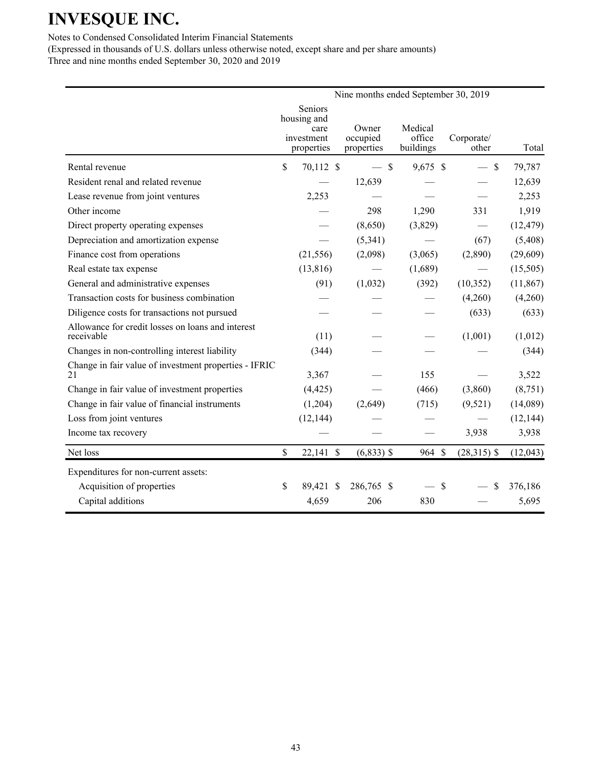# INVESQUE INC.

Notes to Condensed Consolidated Interim Financial Statements
(Expressed in thousands of U.S. dollars unless otherwise noted, except share and per share amounts)
Three and nine months ended September 30, 2020 and 2019

| | Nine months ended September 30, 2019 | | | | |
|---|---|---|---|---|---|
| | Seniors housing and care investment properties | Owner occupied properties | Medical office buildings | Corporate/ other | Total |
| Rental revenue | $ 70,112 | $ — | $ 9,675 | $ — | $ 79,787 |
| Resident renal and related revenue | — | 12,639 | — | — | 12,639 |
| Lease revenue from joint ventures | 2,253 | — | — | — | 2,253 |
| Other income | — | 298 | 1,290 | 331 | 1,919 |
| Direct property operating expenses | — | (8,650) | (3,829) | — | (12,479) |
| Depreciation and amortization expense | — | (5,341) | — | (67) | (5,408) |
| Finance cost from operations | (21,556) | (2,098) | (3,065) | (2,890) | (29,609) |
| Real estate tax expense | (13,816) | — | (1,689) | — | (15,505) |
| General and administrative expenses | (91) | (1,032) | (392) | (10,352) | (11,867) |
| Transaction costs for business combination | — | — | — | (4,260) | (4,260) |
| Diligence costs for transactions not pursued | — | — | — | (633) | (633) |
| Allowance for credit losses on loans and interest receivable | (11) | — | — | (1,001) | (1,012) |
| Changes in non-controlling interest liability | (344) | — | — | — | (344) |
| Change in fair value of investment properties - IFRIC 21 | 3,367 | — | 155 | — | 3,522 |
| Change in fair value of investment properties | (4,425) | — | (466) | (3,860) | (8,751) |
| Change in fair value of financial instruments | (1,204) | (2,649) | (715) | (9,521) | (14,089) |
| Loss from joint ventures | (12,144) | — | — | — | (12,144) |
| Income tax recovery | — | — | — | 3,938 | 3,938 |
| Net loss | $ 22,141 | $ (6,833) | $ 964 | $ (28,315) | $ (12,043) |
| Expenditures for non-current assets: | | | | | |
| Acquisition of properties | $ 89,421 | $ 286,765 | $ — | $ — | $ 376,186 |
| Capital additions | 4,659 | 206 | 830 | — | 5,695 |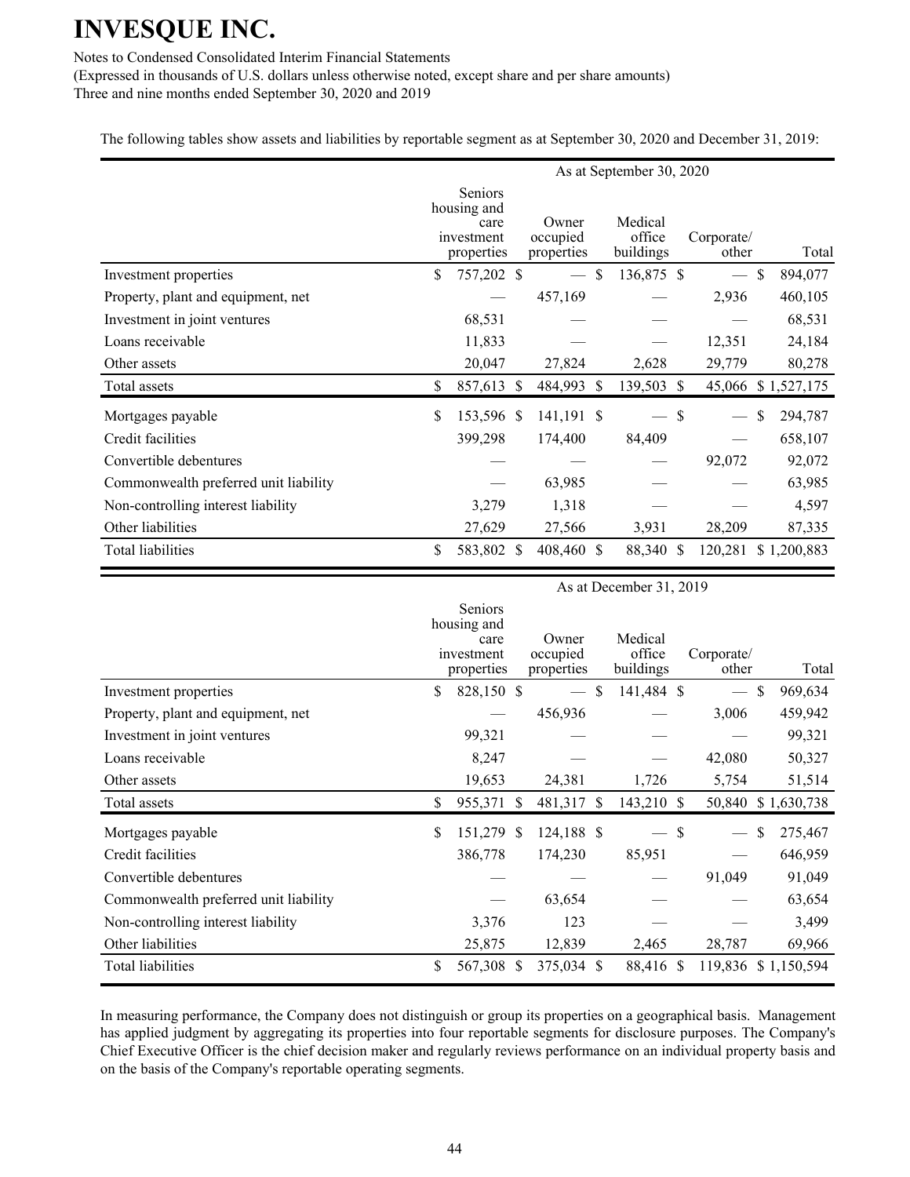The following tables show assets and liabilities by reportable segment as at September 30, 2020 and December 31, 2019:

| | As at September 30, 2020 | | | | |
|---|---|---|---|---|---|
| | Seniors housing and care investment properties | Owner occupied properties | Medical office buildings | Corporate/ other | Total |
| Investment properties | $ 757,202 | $ — | $ 136,875 | $ — | $ 894,077 |
| Property, plant and equipment, net | — | 457,169 | — | 2,936 | 460,105 |
| Investment in joint ventures | 68,531 | — | — | — | 68,531 |
| Loans receivable | 11,833 | — | — | 12,351 | 24,184 |
| Other assets | 20,047 | 27,824 | 2,628 | 29,779 | 80,278 |
| Total assets | $ 857,613 | $ 484,993 | $ 139,503 | $ 45,066 | $ 1,527,175 |
| Mortgages payable | $ 153,596 | $ 141,191 | $ — | $ — | $ 294,787 |
| Credit facilities | 399,298 | 174,400 | 84,409 | — | 658,107 |
| Convertible debentures | — | — | — | 92,072 | 92,072 |
| Commonwealth preferred unit liability | — | 63,985 | — | — | 63,985 |
| Non-controlling interest liability | 3,279 | 1,318 | — | — | 4,597 |
| Other liabilities | 27,629 | 27,566 | 3,931 | 28,209 | 87,335 |
| Total liabilities | $ 583,802 | $ 408,460 | $ 88,340 | $ 120,281 | $ 1,200,883 |

| | As at December 31, 2019 | | | | |
|---|---|---|---|---|---|
| | Seniors housing and care investment properties | Owner occupied properties | Medical office buildings | Corporate/ other | Total |
| Investment properties | $ 828,150 | $ — | $ 141,484 | $ — | $ 969,634 |
| Property, plant and equipment, net | — | 456,936 | — | 3,006 | 459,942 |
| Investment in joint ventures | 99,321 | — | — | — | 99,321 |
| Loans receivable | 8,247 | — | — | 42,080 | 50,327 |
| Other assets | 19,653 | 24,381 | 1,726 | 5,754 | 51,514 |
| Total assets | $ 955,371 | $ 481,317 | $ 143,210 | $ 50,840 | $ 1,630,738 |
| Mortgages payable | $ 151,279 | $ 124,188 | $ — | $ — | $ 275,467 |
| Credit facilities | 386,778 | 174,230 | 85,951 | — | 646,959 |
| Convertible debentures | — | — | — | 91,049 | 91,049 |
| Commonwealth preferred unit liability | — | 63,654 | — | — | 63,654 |
| Non-controlling interest liability | 3,376 | 123 | — | — | 3,499 |
| Other liabilities | 25,875 | 12,839 | 2,465 | 28,787 | 69,966 |
| Total liabilities | $ 567,308 | $ 375,034 | $ 88,416 | $ 119,836 | $ 1,150,594 |

In measuring performance, the Company does not distinguish or group its properties on a geographical basis. Management has applied judgment by aggregating its properties into four reportable segments for disclosure purposes. The Company's Chief Executive Officer is the chief decision maker and regularly reviews performance on an individual property basis and on the basis of the Company's reportable operating segments.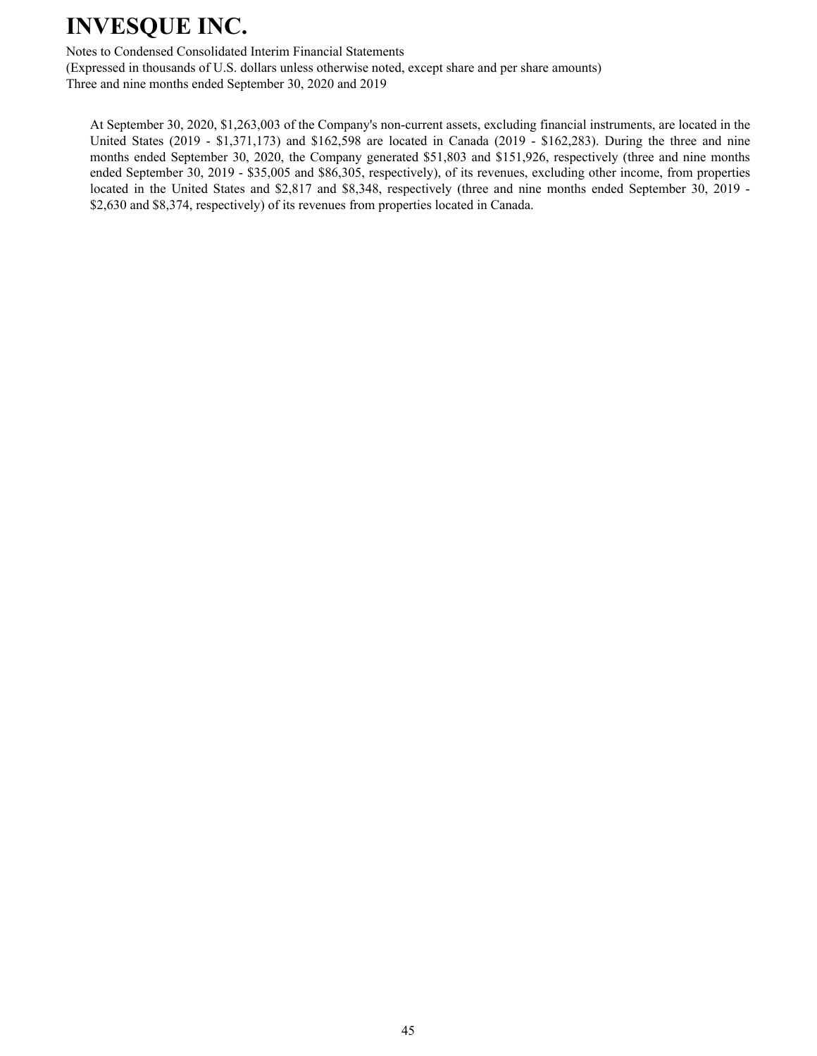At September 30, 2020, $1,263,003 of the Company's non-current assets, excluding financial instruments, are located in the United States (2019 - $1,371,173) and $162,598 are located in Canada (2019 - $162,283). During the three and nine months ended September 30, 2020, the Company generated $51,803 and $151,926, respectively (three and nine months ended September 30, 2019 - $35,005 and $86,305, respectively), of its revenues, excluding other income, from properties located in the United States and $2,817 and $8,348, respectively (three and nine months ended September 30, 2019 - $2,630 and $8,374, respectively) of its revenues from properties located in Canada.